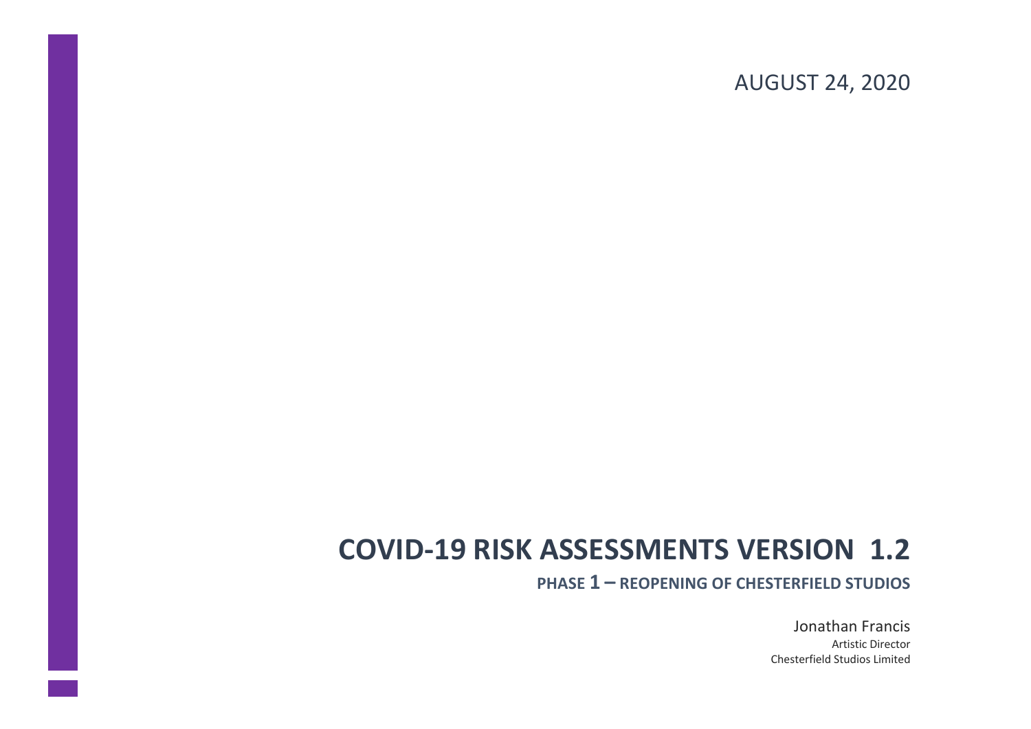AUGUST 24, 2020

# COVID-19 RISK ASSESSMENTS VERSION 1.2

## PHASE 1 – REOPENING OF CHESTERFIELD STUDIOS

Jonathan Francis
Artistic Director
Chesterfield Studios Limited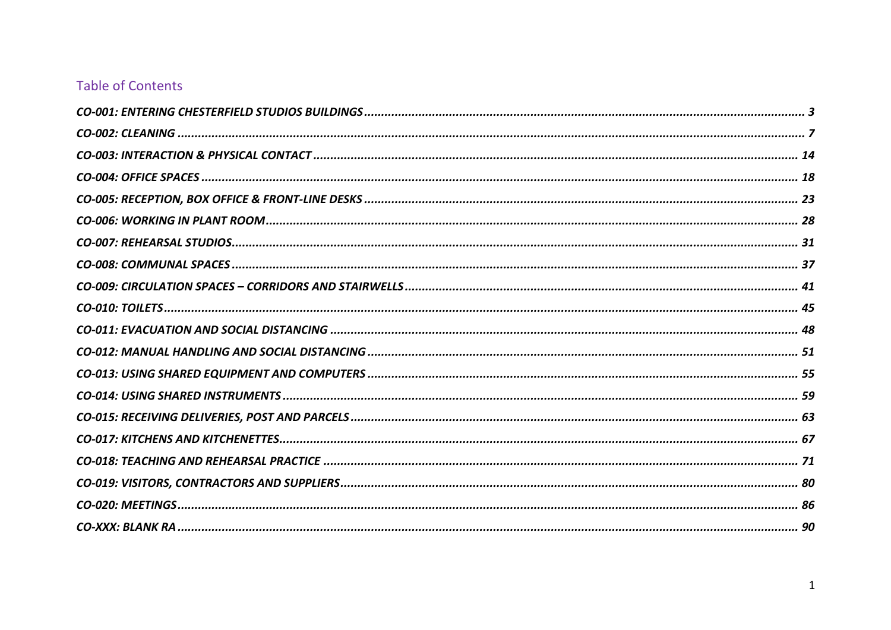## Table of Contents

*CO-001: ENTERING CHESTERFIELD STUDIOS BUILDINGS* ........ *3*
*CO-002: CLEANING* ........ *7*
*CO-003: INTERACTION & PHYSICAL CONTACT* ........ *14*
*CO-004: OFFICE SPACES* ........ *18*
*CO-005: RECEPTION, BOX OFFICE & FRONT-LINE DESKS* ........ *23*
*CO-006: WORKING IN PLANT ROOM* ........ *28*
*CO-007: REHEARSAL STUDIOS* ........ *31*
*CO-008: COMMUNAL SPACES* ........ *37*
*CO-009: CIRCULATION SPACES – CORRIDORS AND STAIRWELLS* ........ *41*
*CO-010: TOILETS* ........ *45*
*CO-011: EVACUATION AND SOCIAL DISTANCING* ........ *48*
*CO-012: MANUAL HANDLING AND SOCIAL DISTANCING* ........ *51*
*CO-013: USING SHARED EQUIPMENT AND COMPUTERS* ........ *55*
*CO-014: USING SHARED INSTRUMENTS* ........ *59*
*CO-015: RECEIVING DELIVERIES, POST AND PARCELS* ........ *63*
*CO-017: KITCHENS AND KITCHENETTES* ........ *67*
*CO-018: TEACHING AND REHEARSAL PRACTICE* ........ *71*
*CO-019: VISITORS, CONTRACTORS AND SUPPLIERS* ........ *80*
*CO-020: MEETINGS* ........ *86*
*CO-XXX: BLANK RA* ........ *90*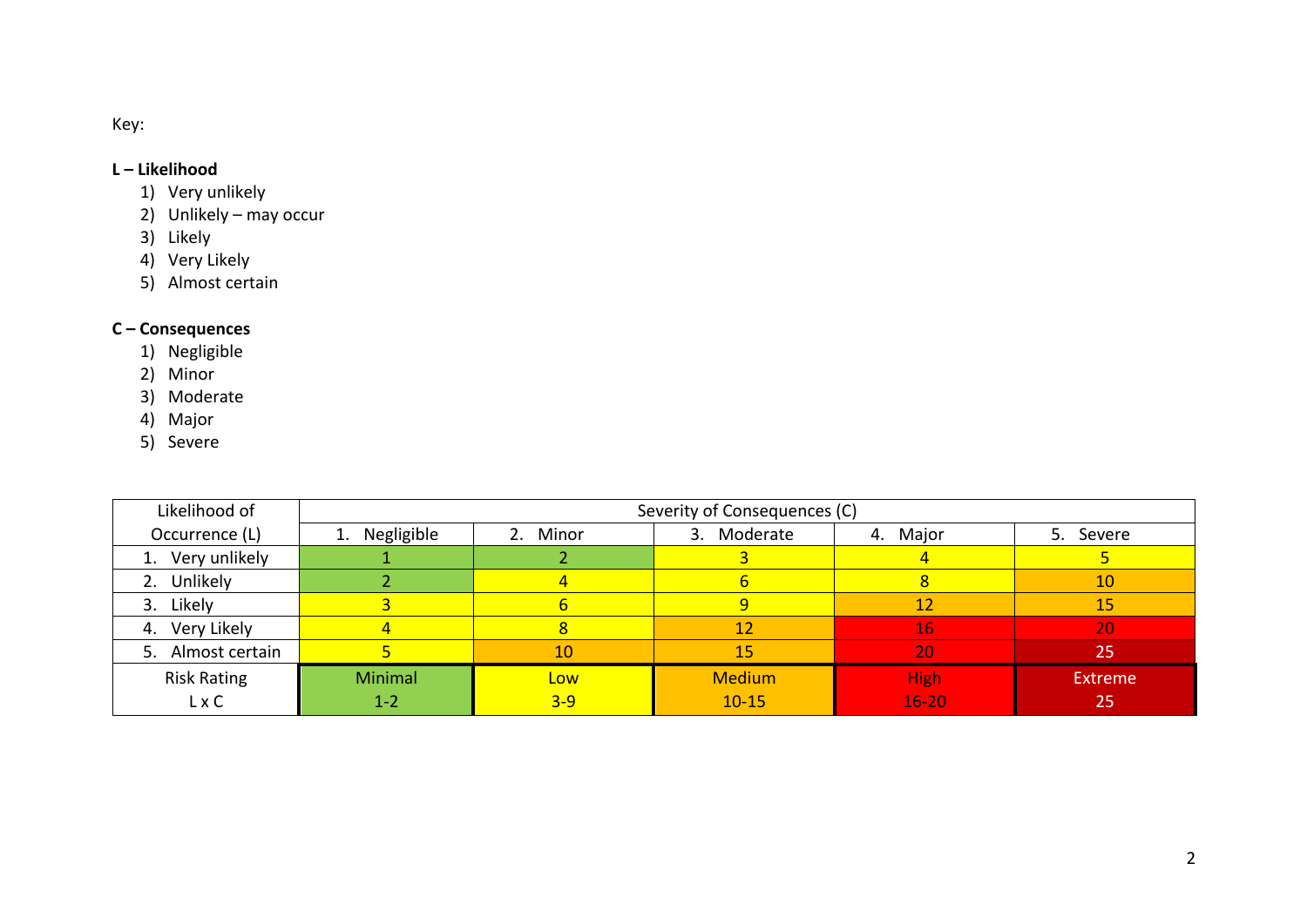Key:

**L – Likelihood**

1) Very unlikely
2) Unlikely – may occur
3) Likely
4) Very Likely
5) Almost certain

**C – Consequences**

1) Negligible
2) Minor
3) Moderate
4) Major
5) Severe

| Likelihood of Occurrence (L) | Severity of Consequences (C) | | | | |
|---|---|---|---|---|---|
| | 1. Negligible | 2. Minor | 3. Moderate | 4. Major | 5. Severe |
| 1. Very unlikely | 1 | 2 | 3 | 4 | 5 |
| 2. Unlikely | 2 | 4 | 6 | 8 | 10 |
| 3. Likely | 3 | 6 | 9 | 12 | 15 |
| 4. Very Likely | 4 | 8 | 12 | 16 | 20 |
| 5. Almost certain | 5 | 10 | 15 | 20 | 25 |
| Risk Rating L x C | Minimal 1-2 | Low 3-9 | Medium 10-15 | High 16-20 | Extreme 25 |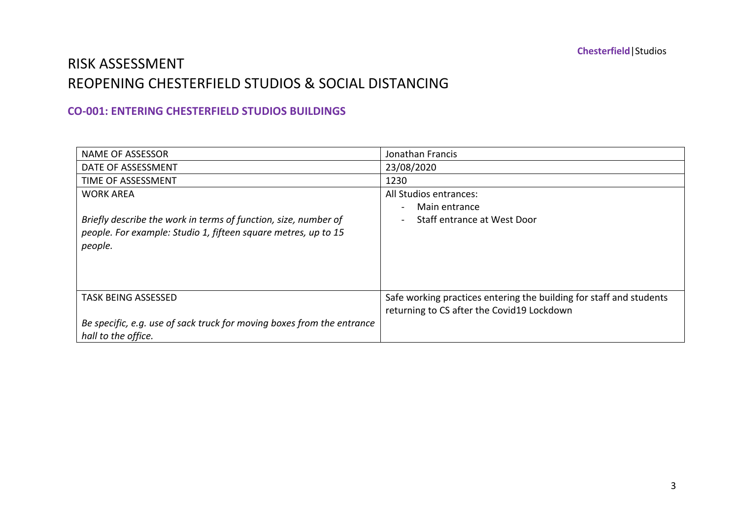# RISK ASSESSMENT
# REOPENING CHESTERFIELD STUDIOS & SOCIAL DISTANCING

## CO-001: ENTERING CHESTERFIELD STUDIOS BUILDINGS

| | |
|---|---|
| NAME OF ASSESSOR | Jonathan Francis |
| DATE OF ASSESSMENT | 23/08/2020 |
| TIME OF ASSESSMENT | 1230 |
| WORK AREA<br><br>*Briefly describe the work in terms of function, size, number of people. For example: Studio 1, fifteen square metres, up to 15 people.* | All Studios entrances:<br>- Main entrance<br>- Staff entrance at West Door |
| TASK BEING ASSESSED<br><br>*Be specific, e.g. use of sack truck for moving boxes from the entrance hall to the office.* | Safe working practices entering the building for staff and students returning to CS after the Covid19 Lockdown |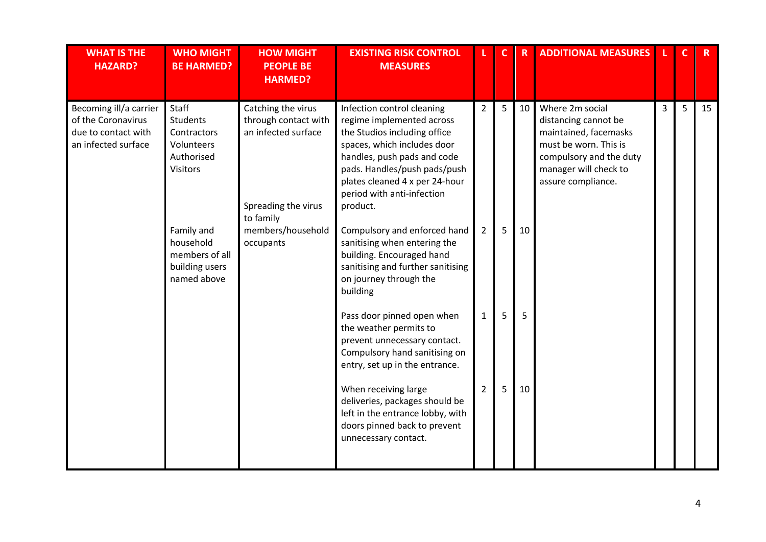| WHAT IS THE HAZARD? | WHO MIGHT BE HARMED? | HOW MIGHT PEOPLE BE HARMED? | EXISTING RISK CONTROL MEASURES | L | C | R | ADDITIONAL MEASURES | L | C | R |
|---|---|---|---|---|---|---|---|---|---|---|
| Becoming ill/a carrier of the Coronavirus due to contact with an infected surface | Staff<br>Students<br>Contractors<br>Volunteers<br>Authorised Visitors | Catching the virus through contact with an infected surface | Infection control cleaning regime implemented across the Studios including office spaces, which includes door handles, push pads and code pads. Handles/push pads/push plates cleaned 4 x per 24-hour period with anti-infection product. | 2 | 5 | 10 | Where 2m social distancing cannot be maintained, facemasks must be worn. This is compulsory and the duty manager will check to assure compliance. | 3 | 5 | 15 |
| | Family and household members of all building users named above | Spreading the virus to family members/household occupants | Compulsory and enforced hand sanitising when entering the building. Encouraged hand sanitising and further sanitising on journey through the building | 2 | 5 | 10 | | | | |
| | | | Pass door pinned open when the weather permits to prevent unnecessary contact. Compulsory hand sanitising on entry, set up in the entrance. | 1 | 5 | 5 | | | | |
| | | | When receiving large deliveries, packages should be left in the entrance lobby, with doors pinned back to prevent unnecessary contact. | 2 | 5 | 10 | | | | |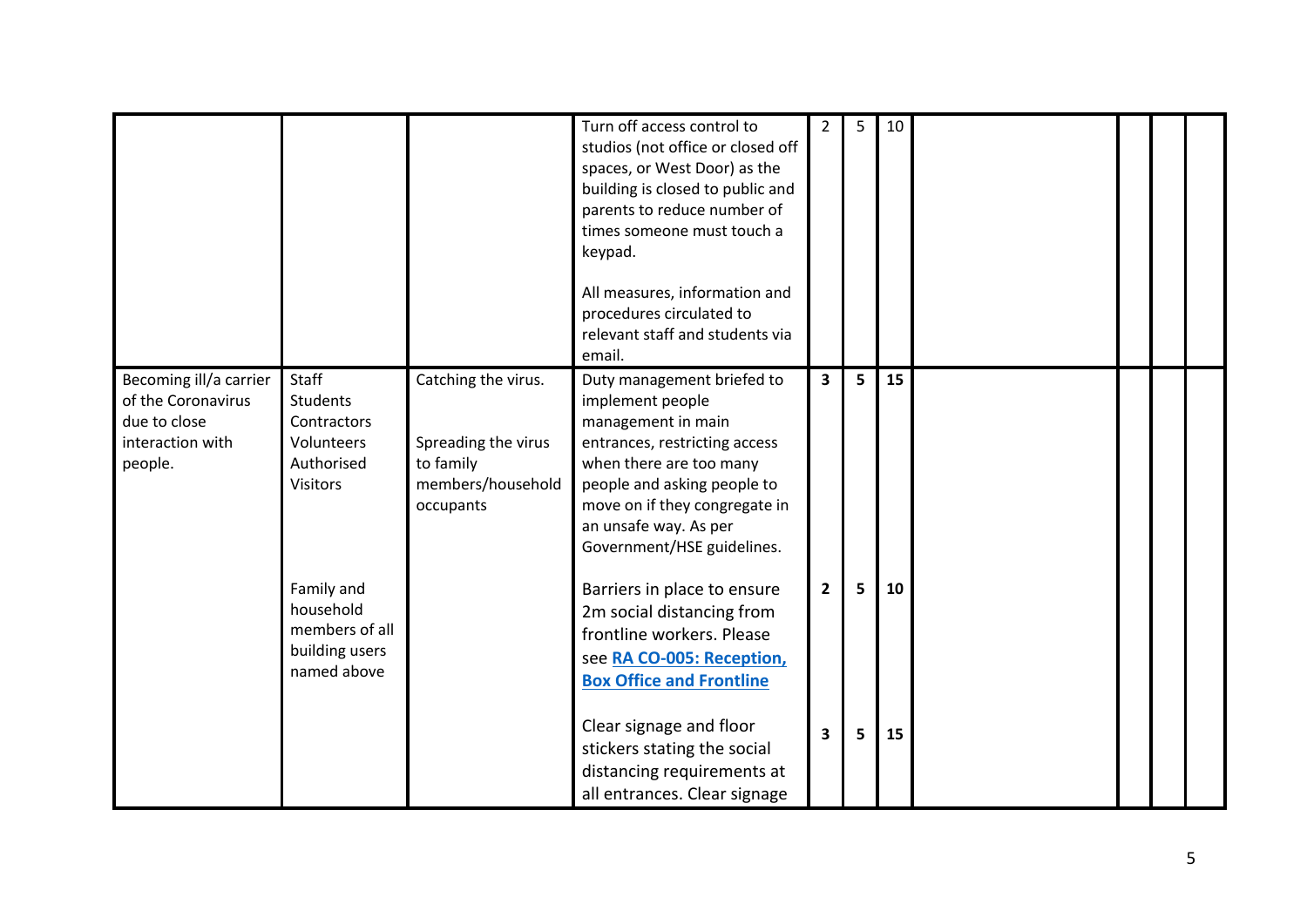| | | | | | | | | | | |
|---|---|---|---|---|---|---|---|---|---|---|
| | | | Turn off access control to studios (not office or closed off spaces, or West Door) as the building is closed to public and parents to reduce number of times someone must touch a keypad.<br><br>All measures, information and procedures circulated to relevant staff and students via email. | 2 | 5 | 10 | | | | |
| Becoming ill/a carrier of the Coronavirus due to close interaction with people. | Staff<br>Students<br>Contractors<br>Volunteers<br>Authorised Visitors<br><br>Family and household members of all building users named above | Catching the virus.<br><br>Spreading the virus to family members/household occupants | Duty management briefed to implement people management in main entrances, restricting access when there are too many people and asking people to move on if they congregate in an unsafe way. As per Government/HSE guidelines.<br><br>Barriers in place to ensure 2m social distancing from frontline workers. Please see **RA CO-005: Reception, Box Office and Frontline**<br><br>Clear signage and floor stickers stating the social distancing requirements at all entrances. Clear signage | **3**<br><br>**2**<br><br>**3** | **5**<br><br>**5**<br><br>**5** | **15**<br><br>**10**<br><br>**15** | | | | |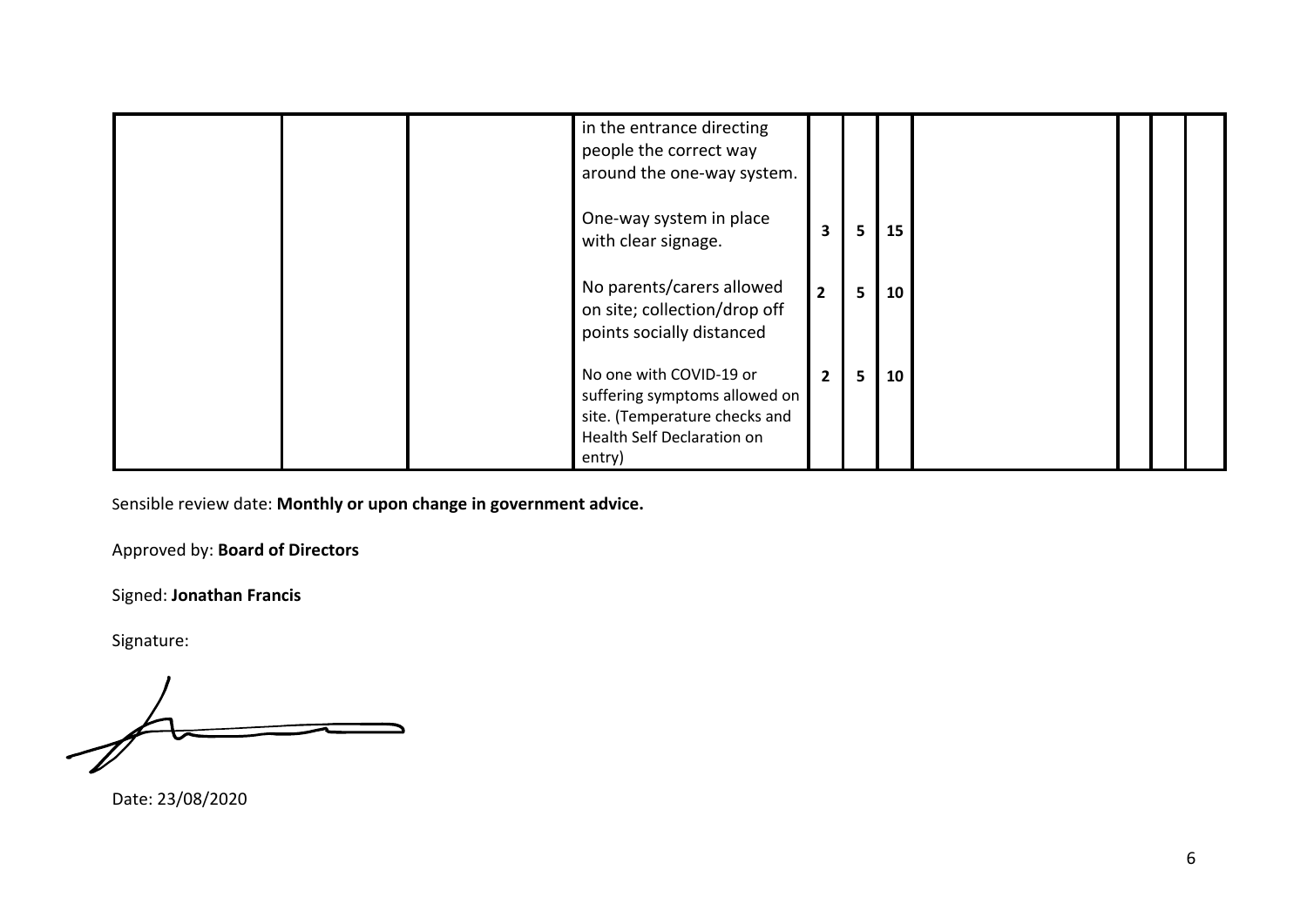| | | | | | | | | | | |
|---|---|---|---|---|---|---|---|---|---|---|
| | | | in the entrance directing people the correct way around the one-way system. | | | | | | | |
| | | | One-way system in place with clear signage. | **3** | **5** | **15** | | | | |
| | | | No parents/carers allowed on site; collection/drop off points socially distanced | **2** | **5** | **10** | | | | |
| | | | No one with COVID-19 or suffering symptoms allowed on site. (Temperature checks and Health Self Declaration on entry) | **2** | **5** | **10** | | | | |

Sensible review date: **Monthly or upon change in government advice.**

Approved by: **Board of Directors**

Signed: **Jonathan Francis**

Signature:

Date: 23/08/2020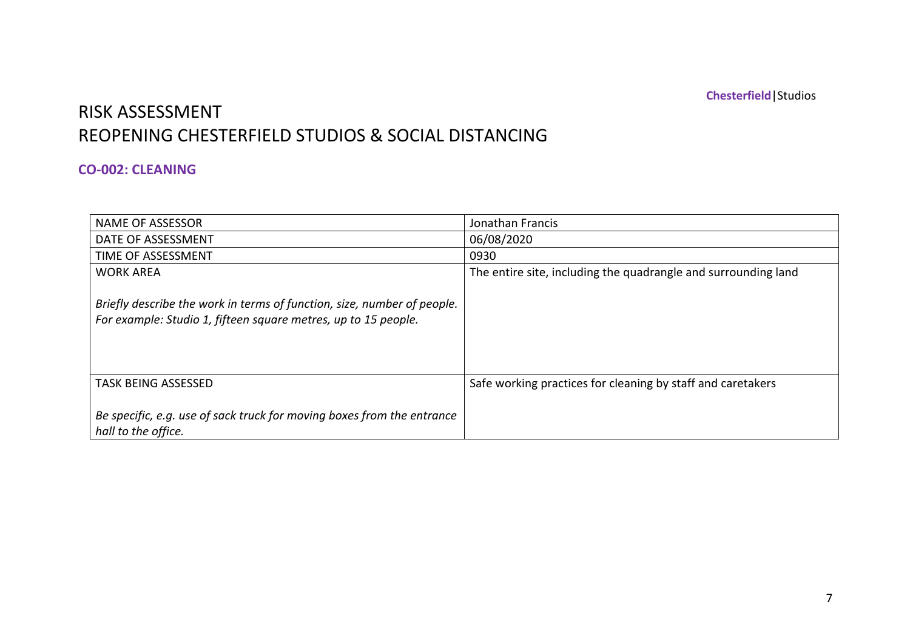# RISK ASSESSMENT
# REOPENING CHESTERFIELD STUDIOS & SOCIAL DISTANCING

## CO-002: CLEANING

| | |
|---|---|
| NAME OF ASSESSOR | Jonathan Francis |
| DATE OF ASSESSMENT | 06/08/2020 |
| TIME OF ASSESSMENT | 0930 |
| WORK AREA<br><br>*Briefly describe the work in terms of function, size, number of people. For example: Studio 1, fifteen square metres, up to 15 people.* | The entire site, including the quadrangle and surrounding land |
| TASK BEING ASSESSED<br><br>*Be specific, e.g. use of sack truck for moving boxes from the entrance hall to the office.* | Safe working practices for cleaning by staff and caretakers |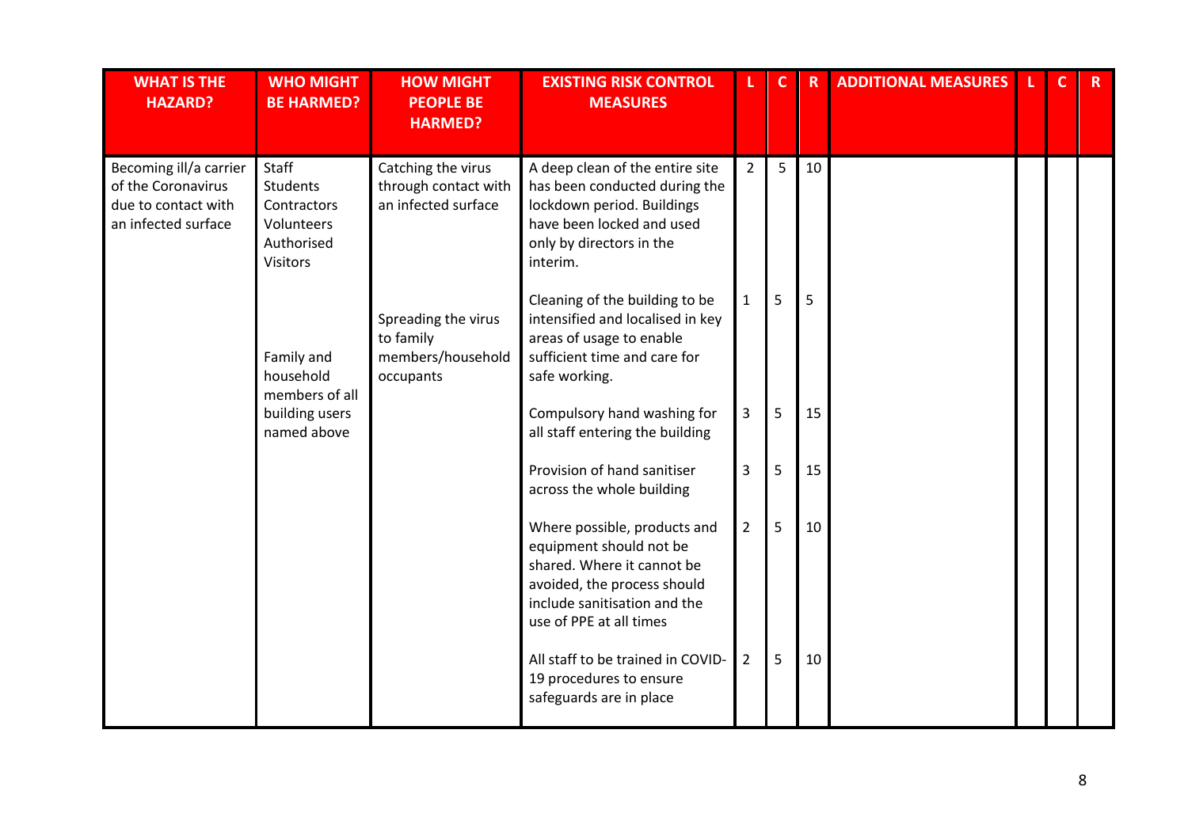| WHAT IS THE HAZARD? | WHO MIGHT BE HARMED? | HOW MIGHT PEOPLE BE HARMED? | EXISTING RISK CONTROL MEASURES | L | C | R | ADDITIONAL MEASURES | L | C | R |
|---|---|---|---|---|---|---|---|---|---|---|
| Becoming ill/a carrier of the Coronavirus due to contact with an infected surface | Staff<br>Students<br>Contractors<br>Volunteers<br>Authorised Visitors | Catching the virus through contact with an infected surface | A deep clean of the entire site has been conducted during the lockdown period. Buildings have been locked and used only by directors in the interim. | 2 | 5 | 10 | | | | |
| | Family and household members of all building users named above | Spreading the virus to family members/household occupants | Cleaning of the building to be intensified and localised in key areas of usage to enable sufficient time and care for safe working. | 1 | 5 | 5 | | | | |
| | | | Compulsory hand washing for all staff entering the building | 3 | 5 | 15 | | | | |
| | | | Provision of hand sanitiser across the whole building | 3 | 5 | 15 | | | | |
| | | | Where possible, products and equipment should not be shared. Where it cannot be avoided, the process should include sanitisation and the use of PPE at all times | 2 | 5 | 10 | | | | |
| | | | All staff to be trained in COVID-19 procedures to ensure safeguards are in place | 2 | 5 | 10 | | | | |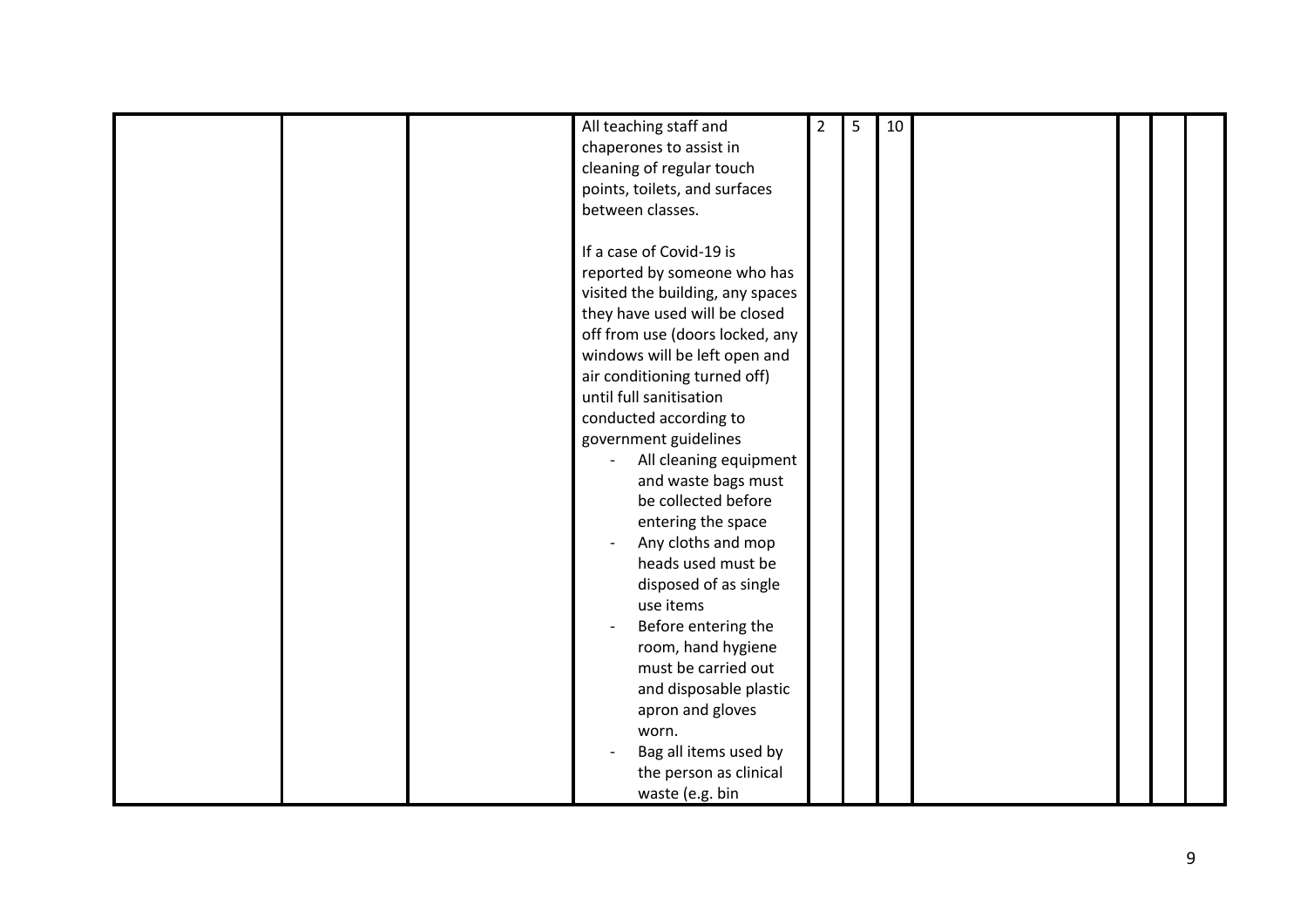| | | | | | | | | | | |
|---|---|---|---|---|---|---|---|---|---|---|
| | | | All teaching staff and chaperones to assist in cleaning of regular touch points, toilets, and surfaces between classes.<br><br>If a case of Covid-19 is reported by someone who has visited the building, any spaces they have used will be closed off from use (doors locked, any windows will be left open and air conditioning turned off) until full sanitisation conducted according to government guidelines<br>- All cleaning equipment and waste bags must be collected before entering the space<br>- Any cloths and mop heads used must be disposed of as single use items<br>- Before entering the room, hand hygiene must be carried out and disposable plastic apron and gloves worn.<br>- Bag all items used by the person as clinical waste (e.g. bin | 2 | 5 | 10 | | | | |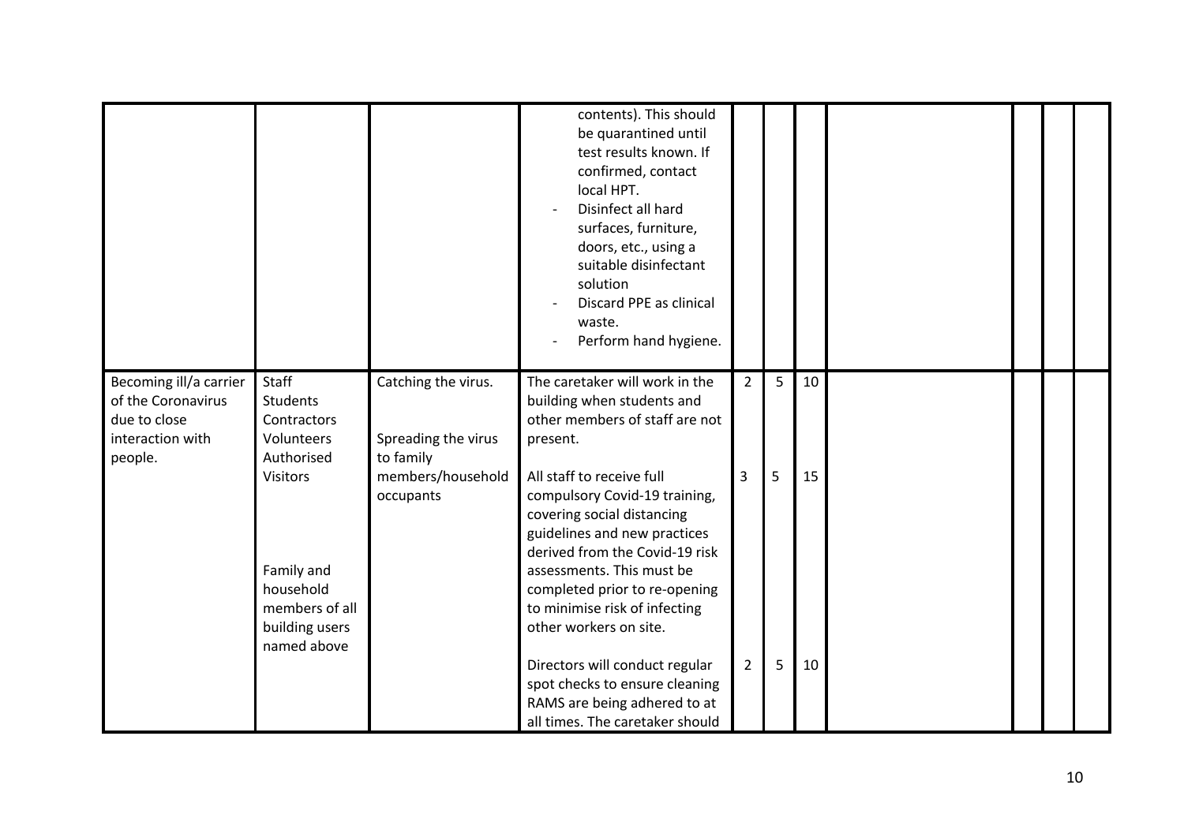| | | | | | | | | | | |
|---|---|---|---|---|---|---|---|---|---|---|
| | | | contents). This should be quarantined until test results known. If confirmed, contact local HPT.<br>- Disinfect all hard surfaces, furniture, doors, etc., using a suitable disinfectant solution<br>- Discard PPE as clinical waste.<br>- Perform hand hygiene. | | | | | | | |
| Becoming ill/a carrier of the Coronavirus due to close interaction with people. | Staff<br>Students<br>Contractors<br>Volunteers<br>Authorised Visitors<br><br>Family and household members of all building users named above | Catching the virus.<br><br>Spreading the virus to family members/household occupants | The caretaker will work in the building when students and other members of staff are not present.<br><br>All staff to receive full compulsory Covid-19 training, covering social distancing guidelines and new practices derived from the Covid-19 risk assessments. This must be completed prior to re-opening to minimise risk of infecting other workers on site.<br><br>Directors will conduct regular spot checks to ensure cleaning RAMS are being adhered to at all times. The caretaker should | 2<br><br>3<br><br>2 | 5<br><br>5<br><br>5 | 10<br><br>15<br><br>10 | | | | |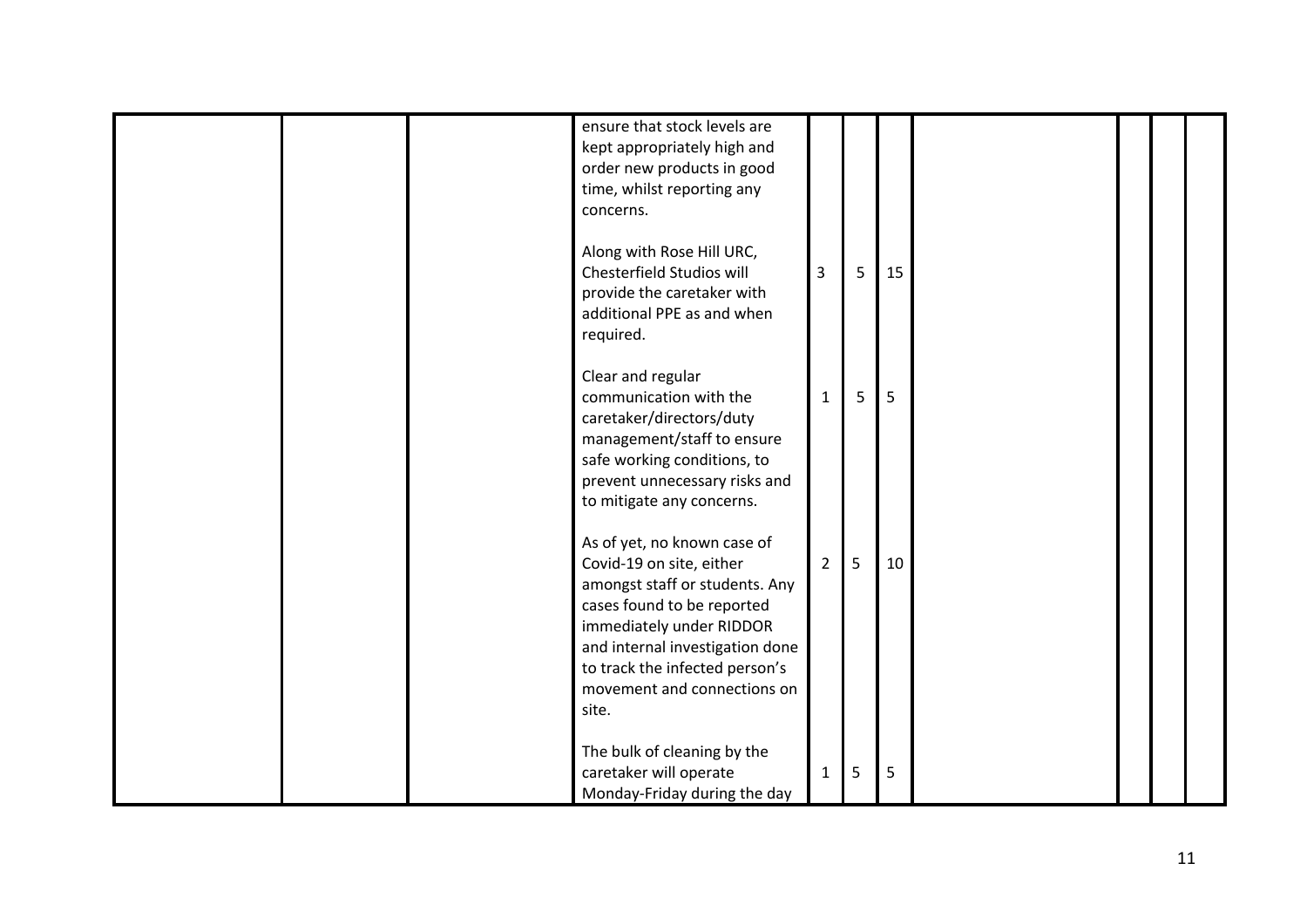| | | | | | | | | | | |
|---|---|---|---|---|---|---|---|---|---|---|
| | | | ensure that stock levels are kept appropriately high and order new products in good time, whilst reporting any concerns. | | | | | | | |
| | | | Along with Rose Hill URC, Chesterfield Studios will provide the caretaker with additional PPE as and when required. | 3 | 5 | 15 | | | | |
| | | | Clear and regular communication with the caretaker/directors/duty management/staff to ensure safe working conditions, to prevent unnecessary risks and to mitigate any concerns. | 1 | 5 | 5 | | | | |
| | | | As of yet, no known case of Covid-19 on site, either amongst staff or students. Any cases found to be reported immediately under RIDDOR and internal investigation done to track the infected person's movement and connections on site. | 2 | 5 | 10 | | | | |
| | | | The bulk of cleaning by the caretaker will operate Monday-Friday during the day | 1 | 5 | 5 | | | | |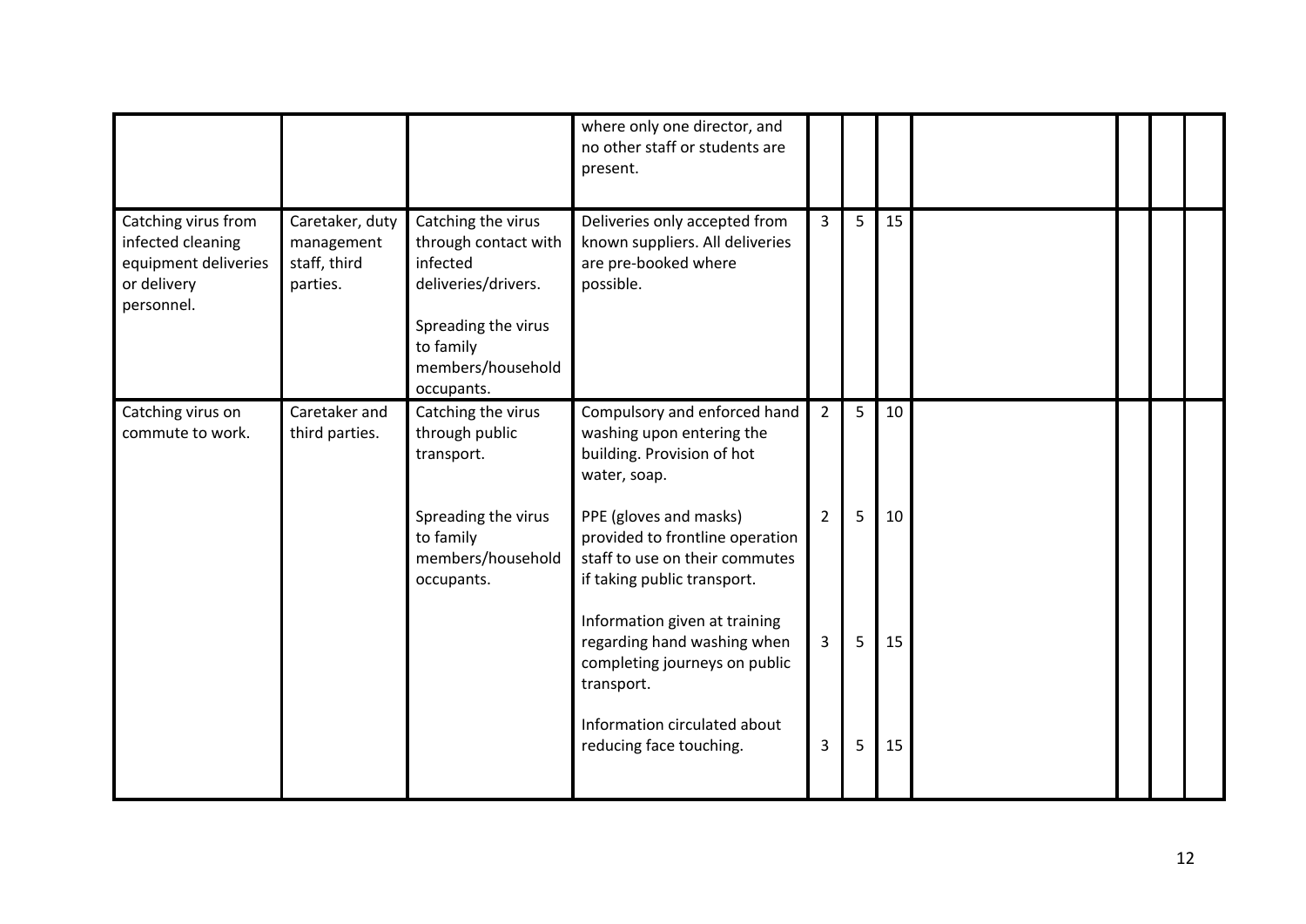| | | | | | | | | | | |
|---|---|---|---|---|---|---|---|---|---|---|
| | | | where only one director, and no other staff or students are present. | | | | | | | |
| Catching virus from infected cleaning equipment deliveries or delivery personnel. | Caretaker, duty management staff, third parties. | Catching the virus through contact with infected deliveries/drivers.<br><br>Spreading the virus to family members/household occupants. | Deliveries only accepted from known suppliers. All deliveries are pre-booked where possible. | 3 | 5 | 15 | | | | |
| Catching virus on commute to work. | Caretaker and third parties. | Catching the virus through public transport.<br><br>Spreading the virus to family members/household occupants. | Compulsory and enforced hand washing upon entering the building. Provision of hot water, soap.<br><br>PPE (gloves and masks) provided to frontline operation staff to use on their commutes if taking public transport.<br><br>Information given at training regarding hand washing when completing journeys on public transport.<br><br>Information circulated about reducing face touching. | 2<br><br>2<br><br>3<br><br>3 | 5<br><br>5<br><br>5<br><br>5 | 10<br><br>10<br><br>15<br><br>15 | | | | |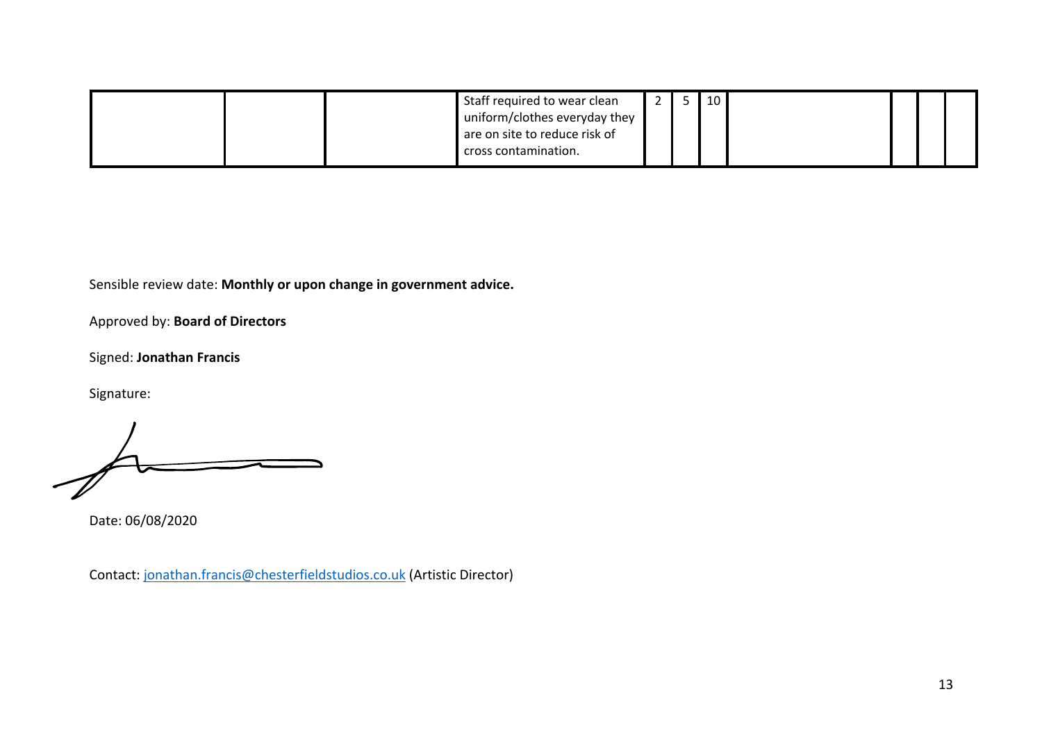| | | | | | | | | | | |
|---|---|---|---|---|---|---|---|---|---|---|
| | | | Staff required to wear clean uniform/clothes everyday they are on site to reduce risk of cross contamination. | 2 | 5 | 10 | | | | |

Sensible review date: **Monthly or upon change in government advice.**

Approved by: **Board of Directors**

Signed: **Jonathan Francis**

Signature:

Date: 06/08/2020

Contact: jonathan.francis@chesterfieldstudios.co.uk (Artistic Director)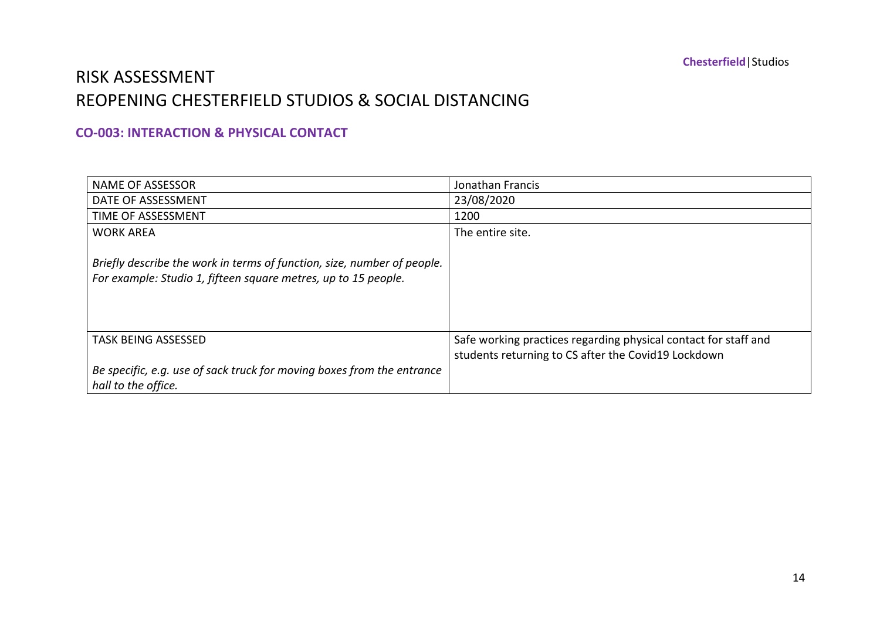# RISK ASSESSMENT
# REOPENING CHESTERFIELD STUDIOS & SOCIAL DISTANCING

## CO-003: INTERACTION & PHYSICAL CONTACT

| | |
|---|---|
| NAME OF ASSESSOR | Jonathan Francis |
| DATE OF ASSESSMENT | 23/08/2020 |
| TIME OF ASSESSMENT | 1200 |
| WORK AREA<br><br>*Briefly describe the work in terms of function, size, number of people. For example: Studio 1, fifteen square metres, up to 15 people.* | The entire site. |
| TASK BEING ASSESSED<br><br>*Be specific, e.g. use of sack truck for moving boxes from the entrance hall to the office.* | Safe working practices regarding physical contact for staff and students returning to CS after the Covid19 Lockdown |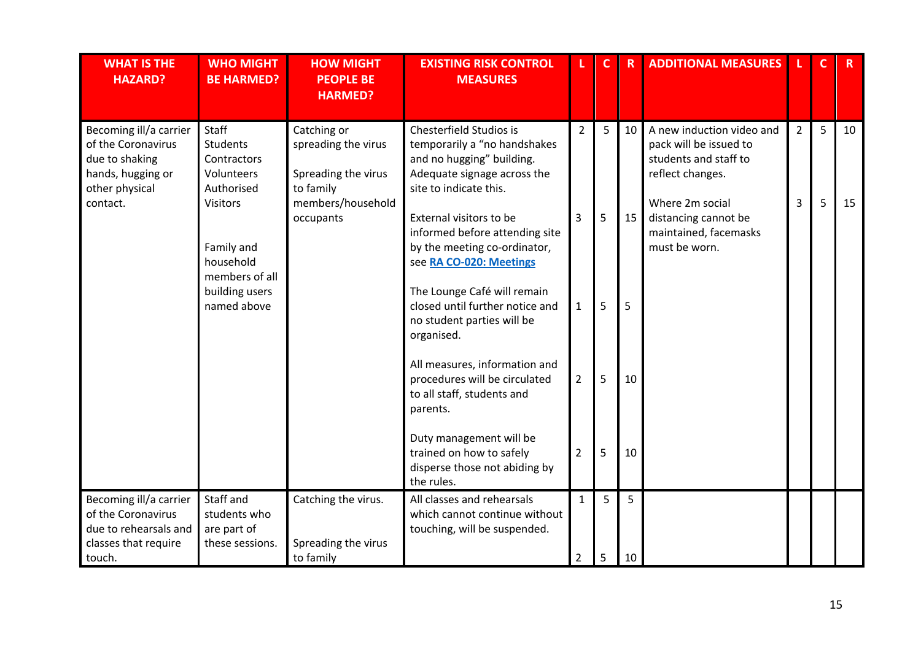| WHAT IS THE HAZARD? | WHO MIGHT BE HARMED? | HOW MIGHT PEOPLE BE HARMED? | EXISTING RISK CONTROL MEASURES | L | C | R | ADDITIONAL MEASURES | L | C | R |
|---|---|---|---|---|---|---|---|---|---|---|
| Becoming ill/a carrier of the Coronavirus due to shaking hands, hugging or other physical contact. | Staff<br>Students<br>Contractors<br>Volunteers<br>Authorised Visitors<br><br>Family and household members of all building users named above | Catching or spreading the virus<br><br>Spreading the virus to family members/household occupants | Chesterfield Studios is temporarily a "no handshakes and no hugging" building. Adequate signage across the site to indicate this.<br><br>External visitors to be informed before attending site by the meeting co-ordinator, see **RA CO-020: Meetings**<br><br>The Lounge Café will remain closed until further notice and no student parties will be organised.<br><br>All measures, information and procedures will be circulated to all staff, students and parents.<br><br>Duty management will be trained on how to safely disperse those not abiding by the rules. | 2<br><br>3<br><br>1<br><br>2<br><br>2 | 5<br><br>5<br><br>5<br><br>5<br><br>5 | 10<br><br>15<br><br>5<br><br>10<br><br>10 | A new induction video and pack will be issued to students and staff to reflect changes.<br><br>Where 2m social distancing cannot be maintained, facemasks must be worn. | 2<br><br>3 | 5<br><br>5 | 10<br><br>15 |
| Becoming ill/a carrier of the Coronavirus due to rehearsals and classes that require touch. | Staff and students who are part of these sessions. | Catching the virus.<br><br>Spreading the virus to family | All classes and rehearsals which cannot continue without touching, will be suspended. | 1<br><br>2 | 5<br><br>5 | 5<br><br>10 | | | | |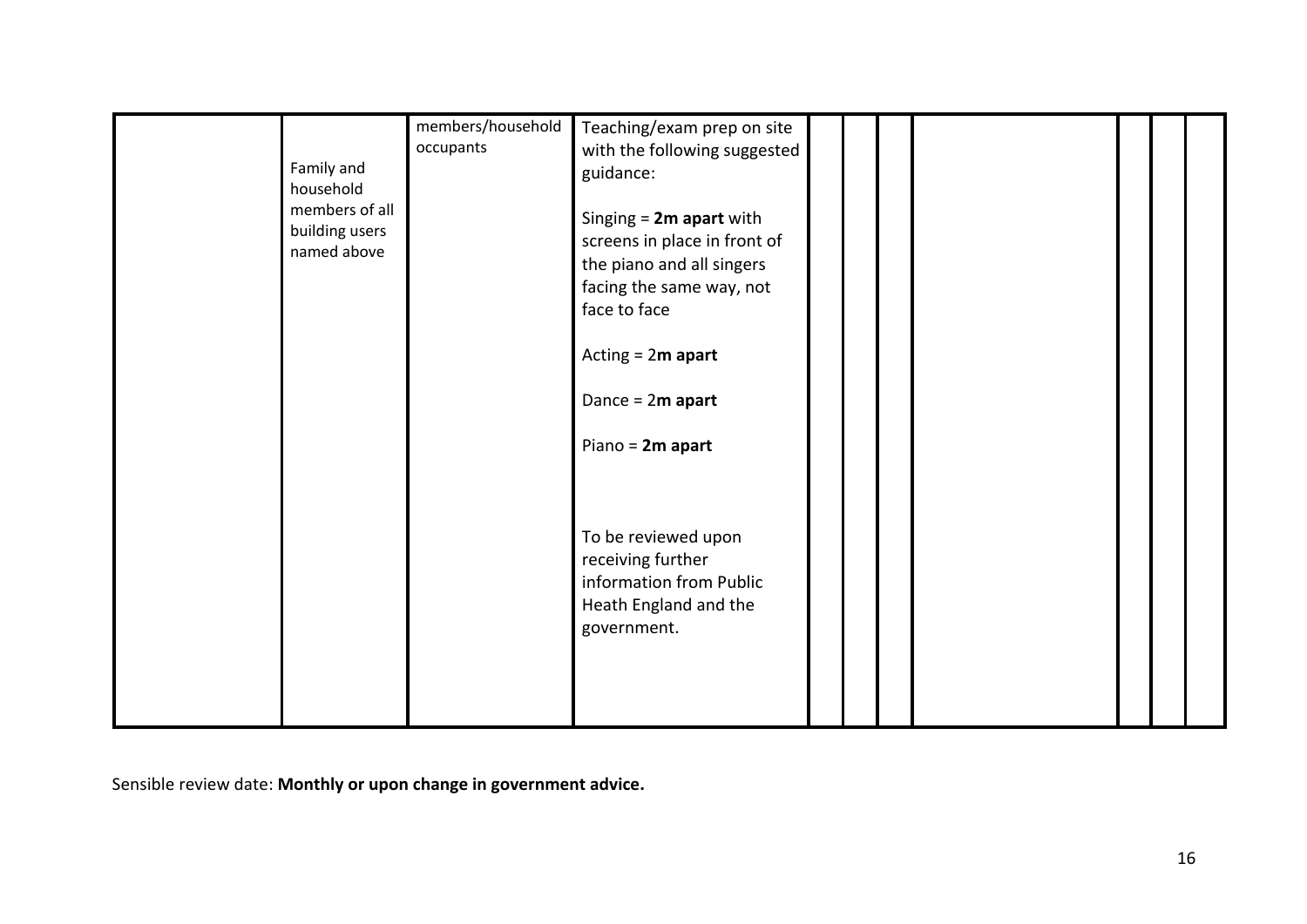| | | | | | | | | | | |
|---|---|---|---|---|---|---|---|---|---|---|
| | Family and household members of all building users named above | members/household occupants | Teaching/exam prep on site with the following suggested guidance:<br><br>Singing = **2m apart** with screens in place in front of the piano and all singers facing the same way, not face to face<br><br>Acting = 2**m apart**<br><br>Dance = 2**m apart**<br><br>Piano = **2m apart**<br><br>To be reviewed upon receiving further information from Public Heath England and the government. | | | | | | | |

Sensible review date: **Monthly or upon change in government advice.**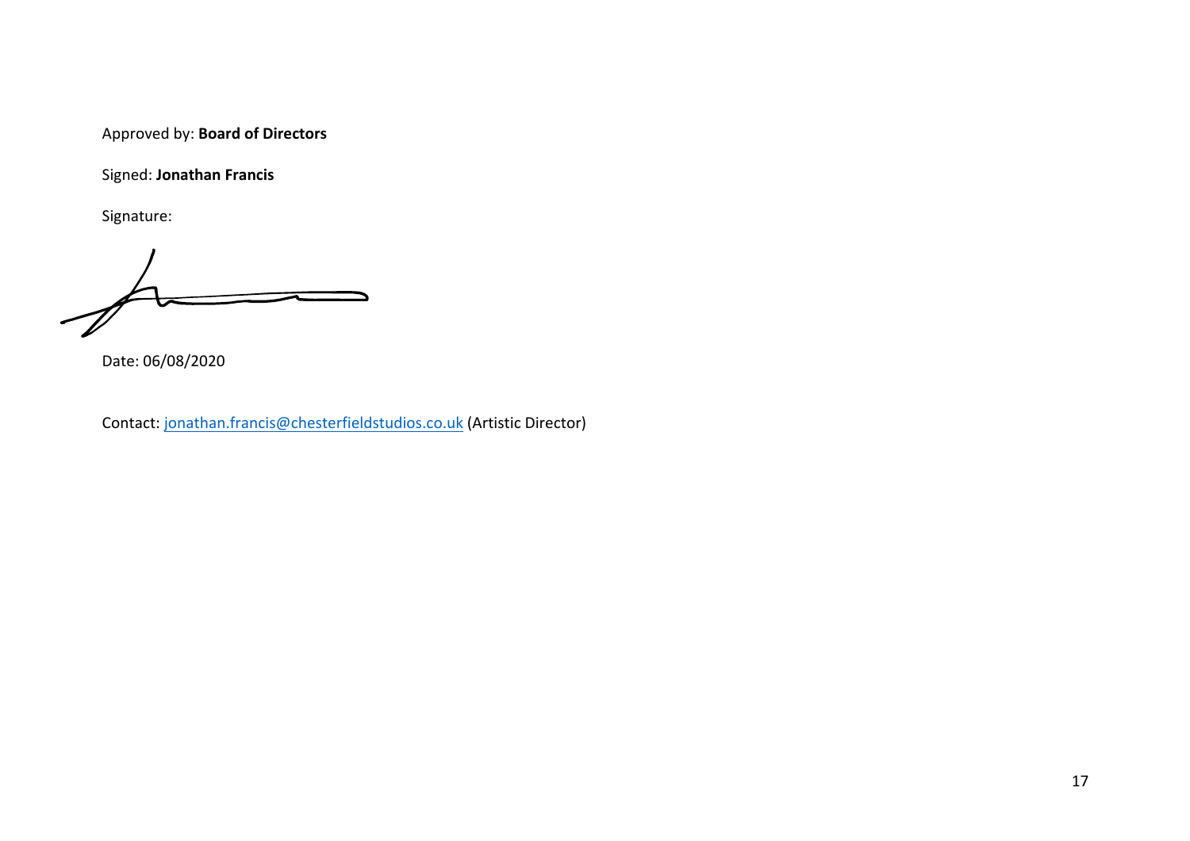Approved by: **Board of Directors**

Signed: **Jonathan Francis**

Signature:

Date: 06/08/2020

Contact: jonathan.francis@chesterfieldstudios.co.uk (Artistic Director)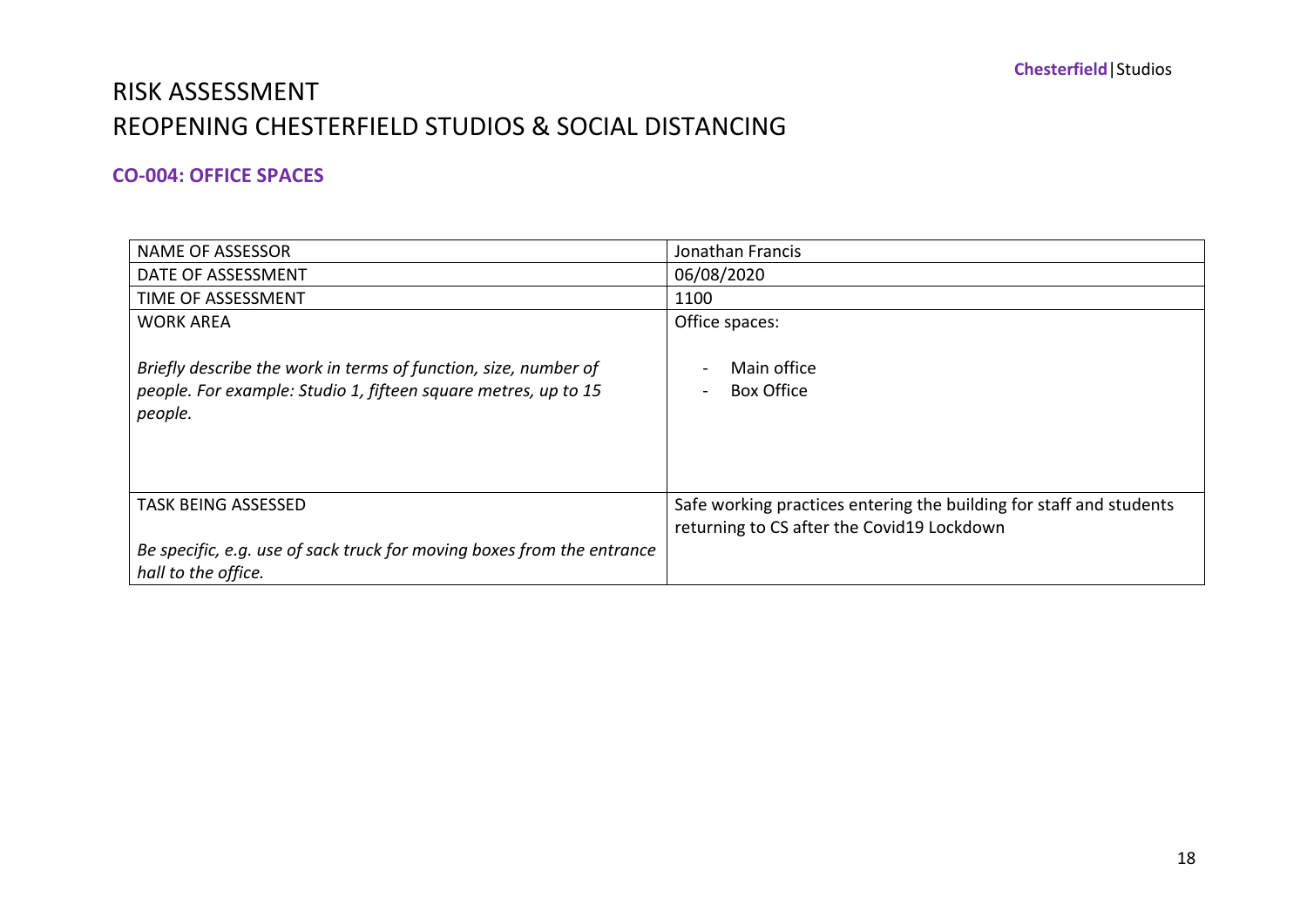# RISK ASSESSMENT
# REOPENING CHESTERFIELD STUDIOS & SOCIAL DISTANCING

## CO-004: OFFICE SPACES

| | |
|---|---|
| NAME OF ASSESSOR | Jonathan Francis |
| DATE OF ASSESSMENT | 06/08/2020 |
| TIME OF ASSESSMENT | 1100 |
| WORK AREA<br><br>*Briefly describe the work in terms of function, size, number of people. For example: Studio 1, fifteen square metres, up to 15 people.* | Office spaces:<br><br>- Main office<br>- Box Office |
| TASK BEING ASSESSED<br><br>*Be specific, e.g. use of sack truck for moving boxes from the entrance hall to the office.* | Safe working practices entering the building for staff and students returning to CS after the Covid19 Lockdown |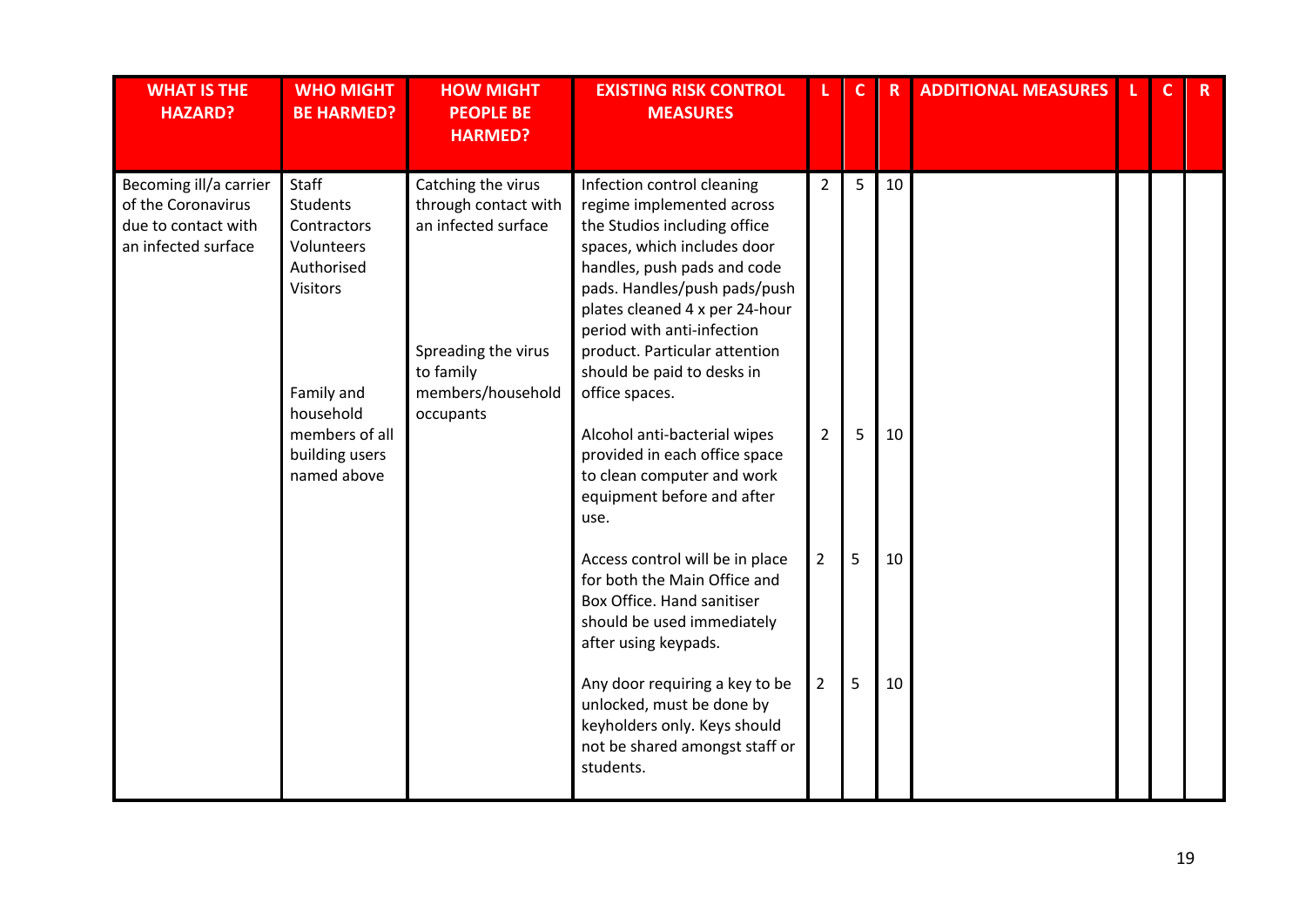| WHAT IS THE HAZARD? | WHO MIGHT BE HARMED? | HOW MIGHT PEOPLE BE HARMED? | EXISTING RISK CONTROL MEASURES | L | C | R | ADDITIONAL MEASURES | L | C | R |
|---|---|---|---|---|---|---|---|---|---|---|
| Becoming ill/a carrier of the Coronavirus due to contact with an infected surface | Staff<br>Students<br>Contractors<br>Volunteers<br>Authorised Visitors<br><br>Family and household members of all building users named above | Catching the virus through contact with an infected surface<br><br>Spreading the virus to family members/household occupants | Infection control cleaning regime implemented across the Studios including office spaces, which includes door handles, push pads and code pads. Handles/push pads/push plates cleaned 4 x per 24-hour period with anti-infection product. Particular attention should be paid to desks in office spaces. | 2 | 5 | 10 | | | | |
| | | | Alcohol anti-bacterial wipes provided in each office space to clean computer and work equipment before and after use. | 2 | 5 | 10 | | | | |
| | | | Access control will be in place for both the Main Office and Box Office. Hand sanitiser should be used immediately after using keypads. | 2 | 5 | 10 | | | | |
| | | | Any door requiring a key to be unlocked, must be done by keyholders only. Keys should not be shared amongst staff or students. | 2 | 5 | 10 | | | | |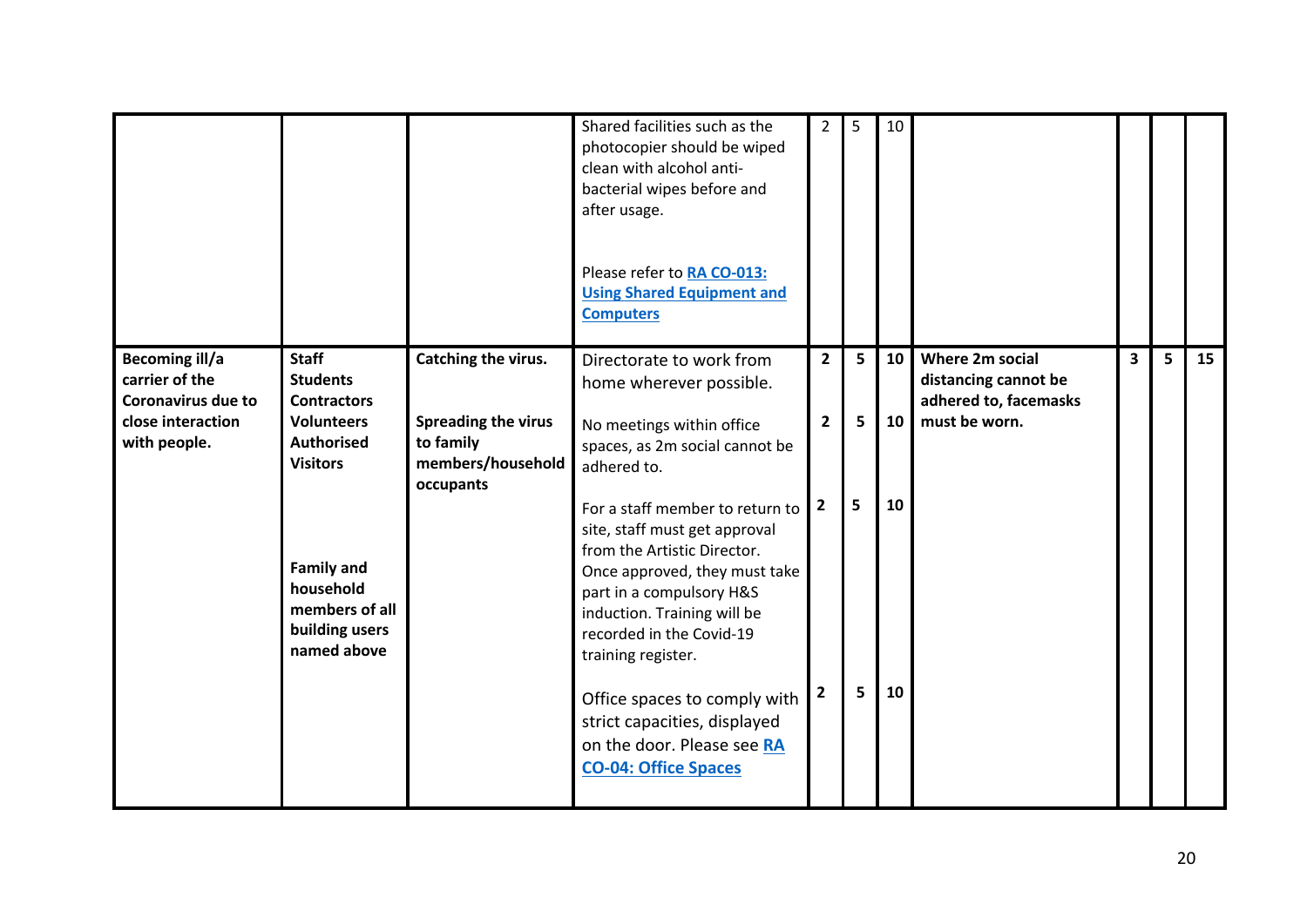| | | | | | | | | | | |
|---|---|---|---|---|---|---|---|---|---|---|
| | | | Shared facilities such as the photocopier should be wiped clean with alcohol anti-bacterial wipes before and after usage.<br><br>Please refer to **RA CO-013: Using Shared Equipment and Computers** | 2 | 5 | 10 | | | | |
| **Becoming ill/a carrier of the Coronavirus due to close interaction with people.** | **Staff**<br>**Students**<br>**Contractors**<br>**Volunteers**<br>**Authorised Visitors**<br><br>**Family and household members of all building users named above** | **Catching the virus.**<br><br>**Spreading the virus to family members/household occupants** | Directorate to work from home wherever possible.<br><br>No meetings within office spaces, as 2m social cannot be adhered to.<br><br>For a staff member to return to site, staff must get approval from the Artistic Director. Once approved, they must take part in a compulsory H&S induction. Training will be recorded in the Covid-19 training register.<br><br>Office spaces to comply with strict capacities, displayed on the door. Please see **RA CO-04: Office Spaces** | **2**<br><br>**2**<br><br>**2**<br><br>**2** | **5**<br><br>**5**<br><br>**5**<br><br>**5** | **10**<br><br>**10**<br><br>**10**<br><br>**10** | **Where 2m social distancing cannot be adhered to, facemasks must be worn.** | **3** | **5** | **15** |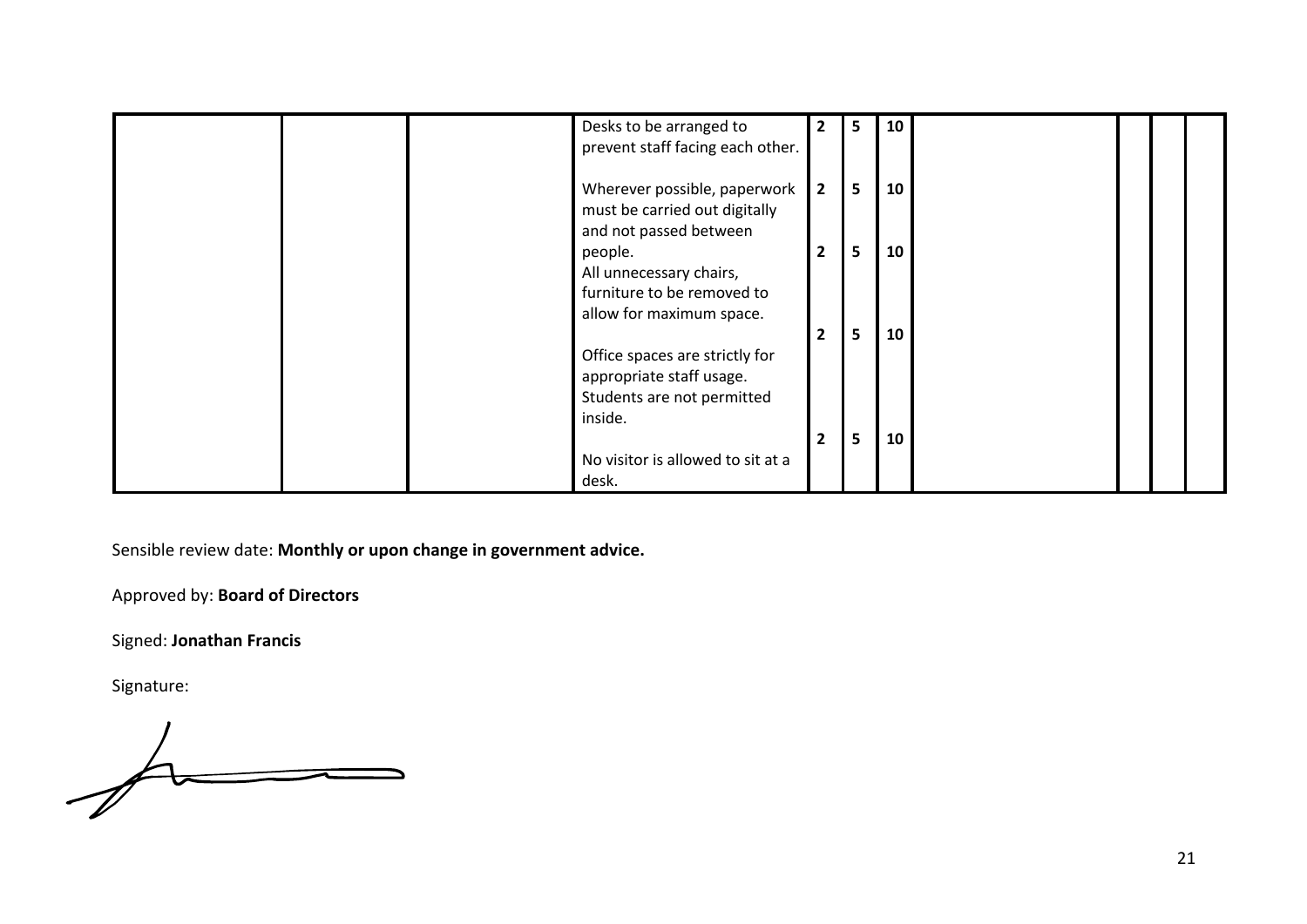| | | | | | | | | | | |
|---|---|---|---|---|---|---|---|---|---|---|
| | | | Desks to be arranged to prevent staff facing each other. | 2 | 5 | 10 | | | | |
| | | | Wherever possible, paperwork must be carried out digitally and not passed between people. | 2 | 5 | 10 | | | | |
| | | | All unnecessary chairs, furniture to be removed to allow for maximum space. | 2 | 5 | 10 | | | | |
| | | | Office spaces are strictly for appropriate staff usage. Students are not permitted inside. | 2 | 5 | 10 | | | | |
| | | | No visitor is allowed to sit at a desk. | 2 | 5 | 10 | | | | |

Sensible review date: **Monthly or upon change in government advice.**

Approved by: **Board of Directors**

Signed: **Jonathan Francis**

Signature: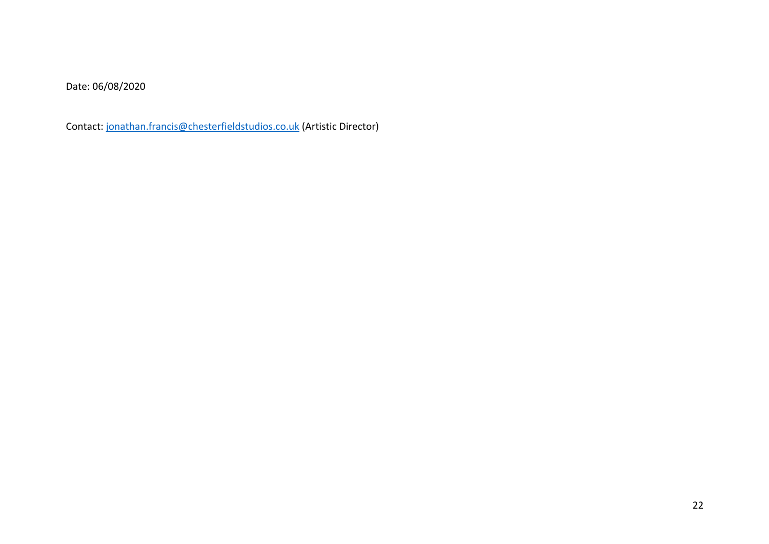Date: 06/08/2020

Contact: jonathan.francis@chesterfieldstudios.co.uk (Artistic Director)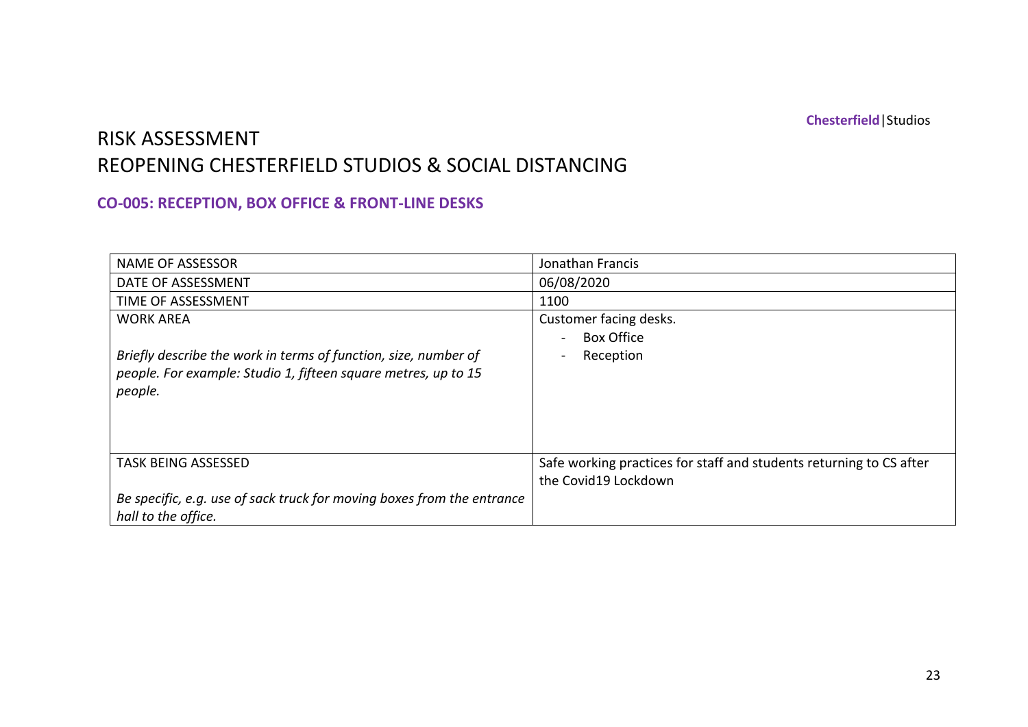# RISK ASSESSMENT
# REOPENING CHESTERFIELD STUDIOS & SOCIAL DISTANCING

## CO-005: RECEPTION, BOX OFFICE & FRONT-LINE DESKS

| | |
|---|---|
| NAME OF ASSESSOR | Jonathan Francis |
| DATE OF ASSESSMENT | 06/08/2020 |
| TIME OF ASSESSMENT | 1100 |
| WORK AREA<br><br>*Briefly describe the work in terms of function, size, number of people. For example: Studio 1, fifteen square metres, up to 15 people.* | Customer facing desks.<br>- Box Office<br>- Reception |
| TASK BEING ASSESSED<br><br>*Be specific, e.g. use of sack truck for moving boxes from the entrance hall to the office.* | Safe working practices for staff and students returning to CS after the Covid19 Lockdown |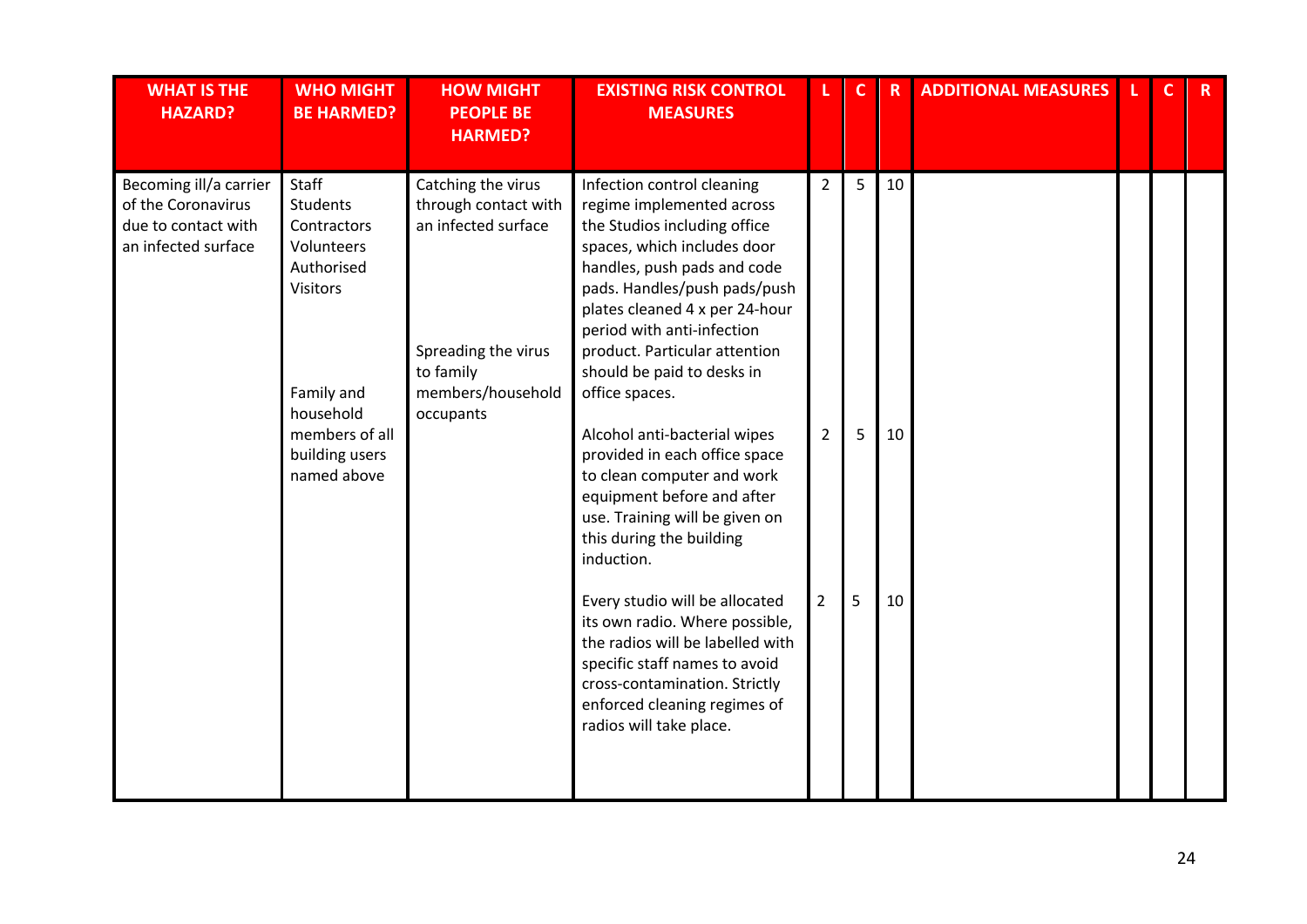| WHAT IS THE HAZARD? | WHO MIGHT BE HARMED? | HOW MIGHT PEOPLE BE HARMED? | EXISTING RISK CONTROL MEASURES | L | C | R | ADDITIONAL MEASURES | L | C | R |
|---|---|---|---|---|---|---|---|---|---|---|
| Becoming ill/a carrier of the Coronavirus due to contact with an infected surface | Staff<br>Students<br>Contractors<br>Volunteers<br>Authorised Visitors<br><br>Family and household members of all building users named above | Catching the virus through contact with an infected surface<br><br>Spreading the virus to family members/household occupants | Infection control cleaning regime implemented across the Studios including office spaces, which includes door handles, push pads and code pads. Handles/push pads/push plates cleaned 4 x per 24-hour period with anti-infection product. Particular attention should be paid to desks in office spaces. | 2 | 5 | 10 | | | | |
| | | | Alcohol anti-bacterial wipes provided in each office space to clean computer and work equipment before and after use. Training will be given on this during the building induction. | 2 | 5 | 10 | | | | |
| | | | Every studio will be allocated its own radio. Where possible, the radios will be labelled with specific staff names to avoid cross-contamination. Strictly enforced cleaning regimes of radios will take place. | 2 | 5 | 10 | | | | |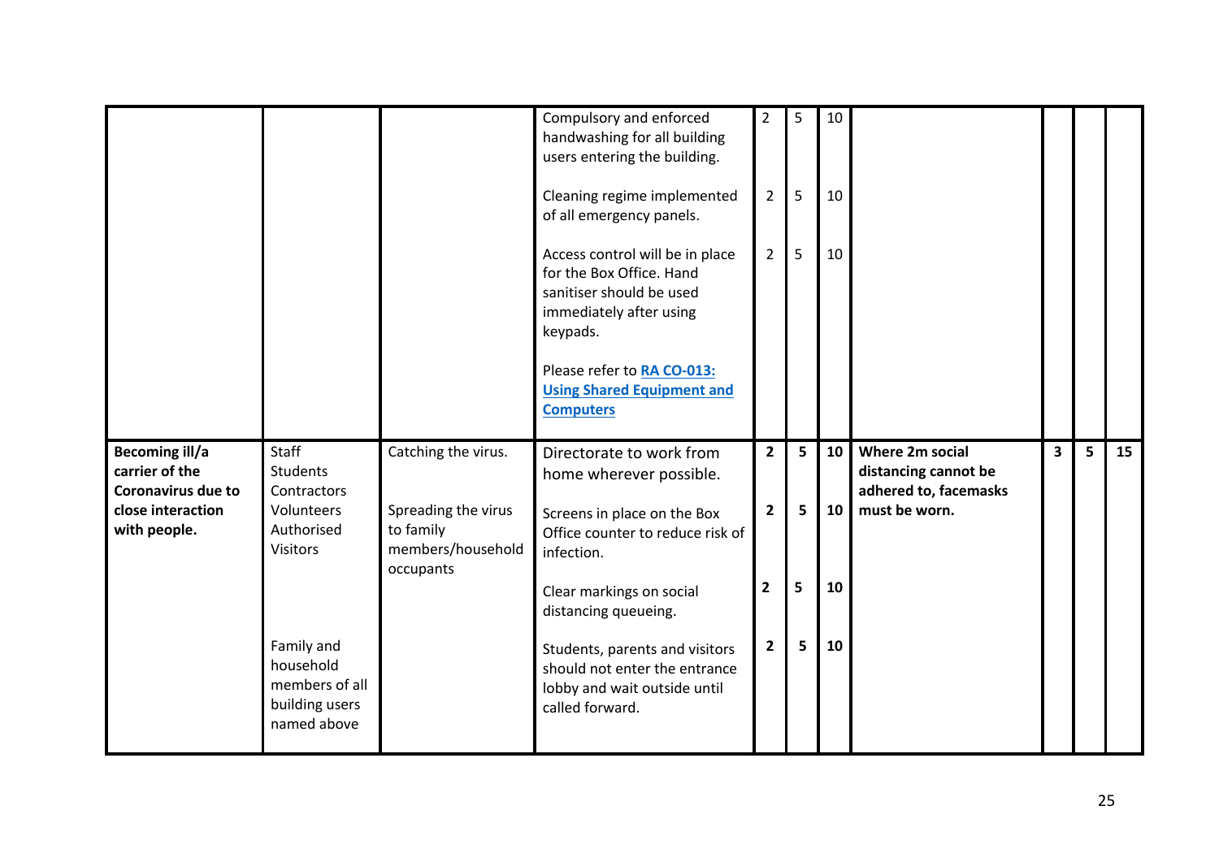| | | | | | | | | | | |
|---|---|---|---|---|---|---|---|---|---|---|
| | | | Compulsory and enforced handwashing for all building users entering the building.<br><br>Cleaning regime implemented of all emergency panels.<br><br>Access control will be in place for the Box Office. Hand sanitiser should be used immediately after using keypads.<br><br>Please refer to **[RA CO-013: Using Shared Equipment and Computers]()** | 2<br><br><br>2<br><br>2 | 5<br><br><br>5<br><br>5 | 10<br><br><br>10<br><br>10 | | | | |
| **Becoming ill/a carrier of the Coronavirus due to close interaction with people.** | Staff<br>Students<br>Contractors<br>Volunteers<br>Authorised Visitors<br><br><br>Family and household members of all building users named above | Catching the virus.<br><br>Spreading the virus to family members/household occupants | Directorate to work from home wherever possible.<br><br>Screens in place on the Box Office counter to reduce risk of infection.<br><br>Clear markings on social distancing queueing.<br><br>Students, parents and visitors should not enter the entrance lobby and wait outside until called forward. | **2**<br><br>**2**<br><br><br>**2**<br><br>**2** | **5**<br><br>**5**<br><br><br>**5**<br><br>**5** | **10**<br><br>**10**<br><br><br>**10**<br><br>**10** | **Where 2m social distancing cannot be adhered to, facemasks must be worn.** | **3** | **5** | **15** |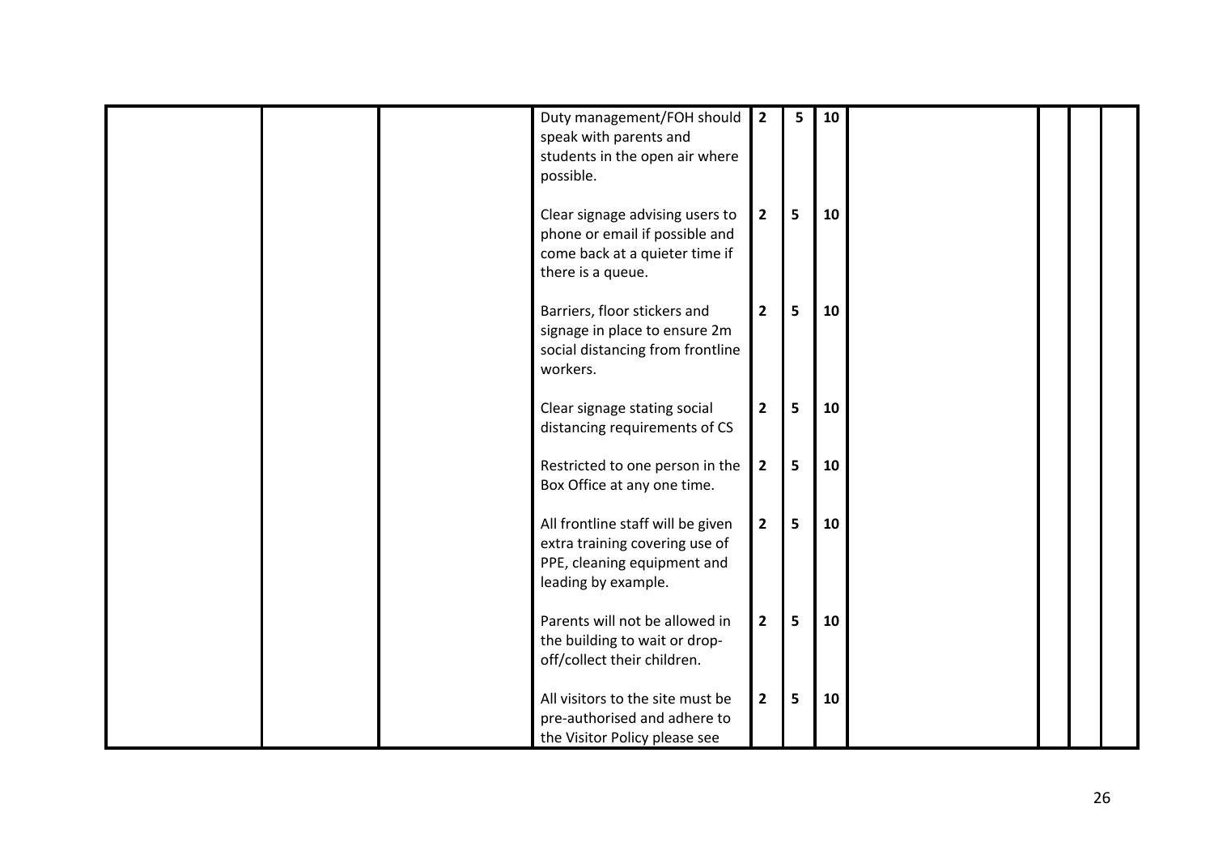| | | | | | | | | | | |
|---|---|---|---|---|---|---|---|---|---|---|
| | | | Duty management/FOH should speak with parents and students in the open air where possible. | 2 | 5 | 10 | | | | |
| | | | Clear signage advising users to phone or email if possible and come back at a quieter time if there is a queue. | 2 | 5 | 10 | | | | |
| | | | Barriers, floor stickers and signage in place to ensure 2m social distancing from frontline workers. | 2 | 5 | 10 | | | | |
| | | | Clear signage stating social distancing requirements of CS | 2 | 5 | 10 | | | | |
| | | | Restricted to one person in the Box Office at any one time. | 2 | 5 | 10 | | | | |
| | | | All frontline staff will be given extra training covering use of PPE, cleaning equipment and leading by example. | 2 | 5 | 10 | | | | |
| | | | Parents will not be allowed in the building to wait or drop-off/collect their children. | 2 | 5 | 10 | | | | |
| | | | All visitors to the site must be pre-authorised and adhere to the Visitor Policy please see | 2 | 5 | 10 | | | | |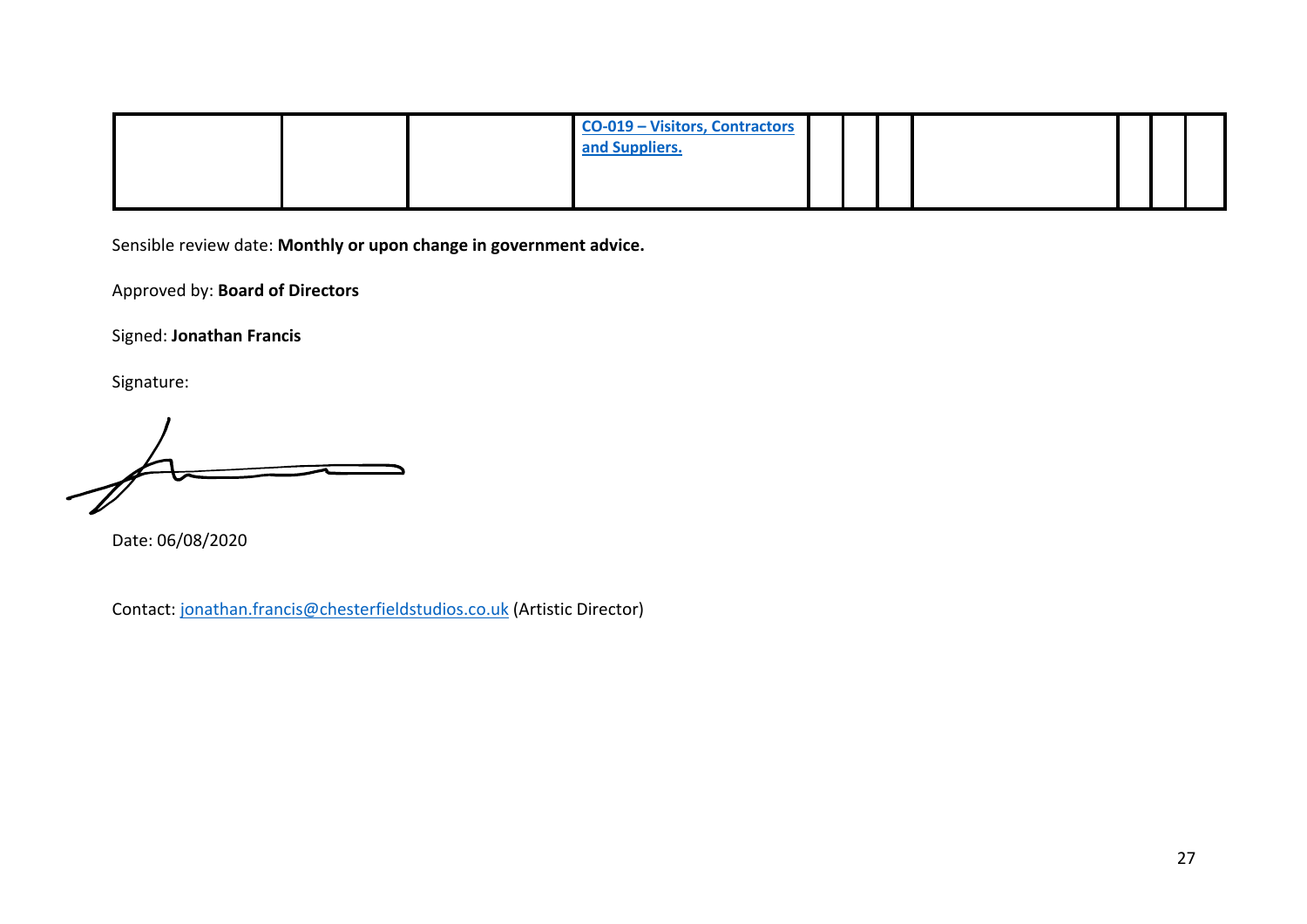|  |  |  | CO-019 – Visitors, Contractors and Suppliers. |  |  |  |  |  |  |  |
|---|---|---|---|---|---|---|---|---|---|---|

Sensible review date: **Monthly or upon change in government advice.**

Approved by: **Board of Directors**

Signed: **Jonathan Francis**

Signature:

Date: 06/08/2020

Contact: jonathan.francis@chesterfieldstudios.co.uk (Artistic Director)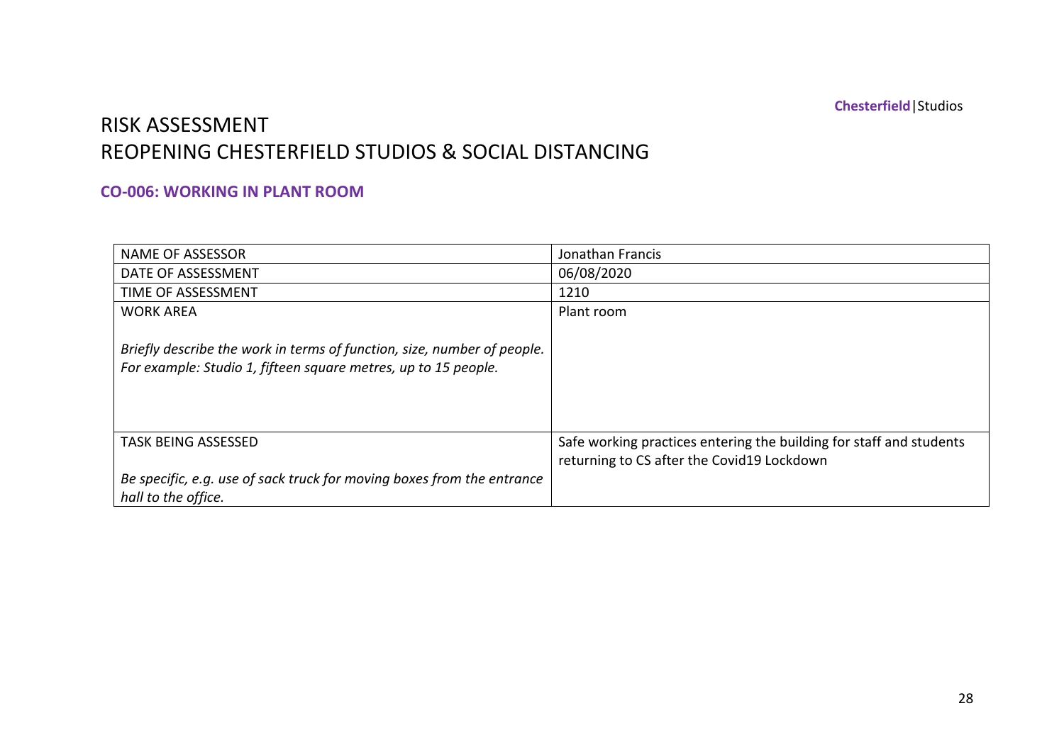Chesterfield|Studios

# RISK ASSESSMENT
# REOPENING CHESTERFIELD STUDIOS & SOCIAL DISTANCING

## CO-006: WORKING IN PLANT ROOM

| NAME OF ASSESSOR | Jonathan Francis |
|---|---|
| DATE OF ASSESSMENT | 06/08/2020 |
| TIME OF ASSESSMENT | 1210 |
| WORK AREA<br><br>*Briefly describe the work in terms of function, size, number of people. For example: Studio 1, fifteen square metres, up to 15 people.* | Plant room |
| TASK BEING ASSESSED<br><br>*Be specific, e.g. use of sack truck for moving boxes from the entrance hall to the office.* | Safe working practices entering the building for staff and students returning to CS after the Covid19 Lockdown |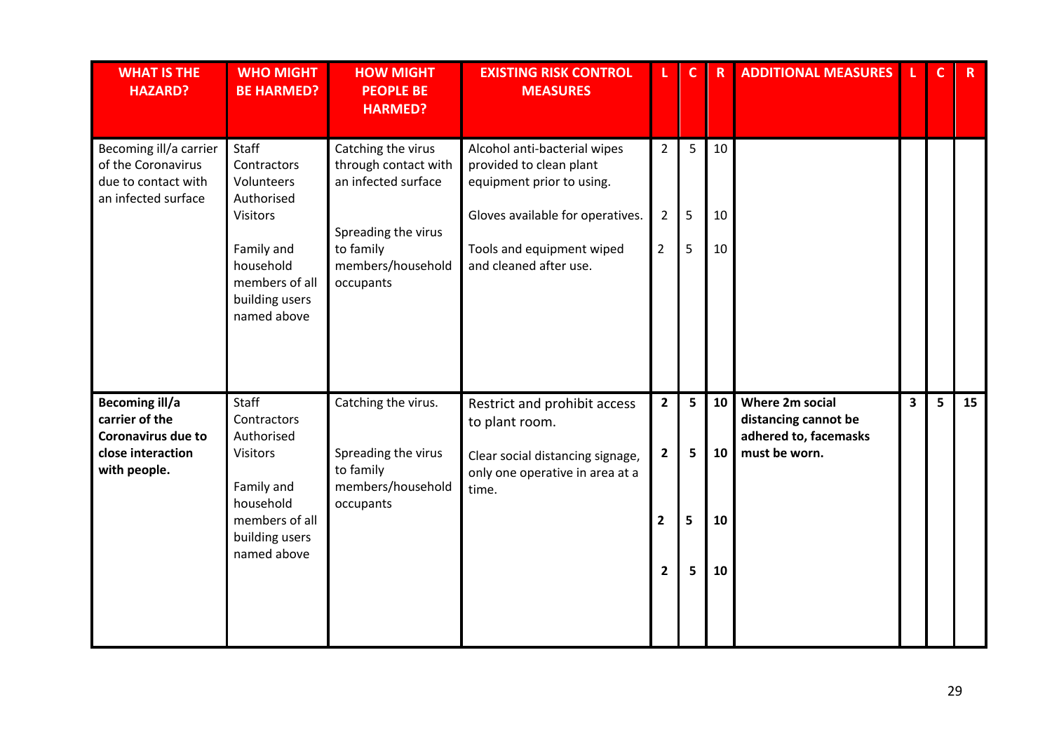| WHAT IS THE HAZARD? | WHO MIGHT BE HARMED? | HOW MIGHT PEOPLE BE HARMED? | EXISTING RISK CONTROL MEASURES | L | C | R | ADDITIONAL MEASURES | L | C | R |
|---|---|---|---|---|---|---|---|---|---|---|
| Becoming ill/a carrier of the Coronavirus due to contact with an infected surface | Staff<br>Contractors<br>Volunteers<br>Authorised Visitors<br><br>Family and household members of all building users named above | Catching the virus through contact with an infected surface<br><br>Spreading the virus to family members/household occupants | Alcohol anti-bacterial wipes provided to clean plant equipment prior to using.<br><br>Gloves available for operatives.<br><br>Tools and equipment wiped and cleaned after use. | 2<br><br>2<br><br>2 | 5<br><br>5<br><br>5 | 10<br><br>10<br><br>10 | | | | |
| **Becoming ill/a carrier of the Coronavirus due to close interaction with people.** | Staff<br>Contractors<br>Authorised Visitors<br><br>Family and household members of all building users named above | Catching the virus.<br><br>Spreading the virus to family members/household occupants | Restrict and prohibit access to plant room.<br><br>Clear social distancing signage, only one operative in area at a time. | **2**<br><br>**2**<br><br>**2**<br><br>**2** | **5**<br><br>**5**<br><br>**5**<br><br>**5** | **10**<br><br>**10**<br><br>**10**<br><br>**10** | **Where 2m social distancing cannot be adhered to, facemasks must be worn.** | **3** | **5** | **15** |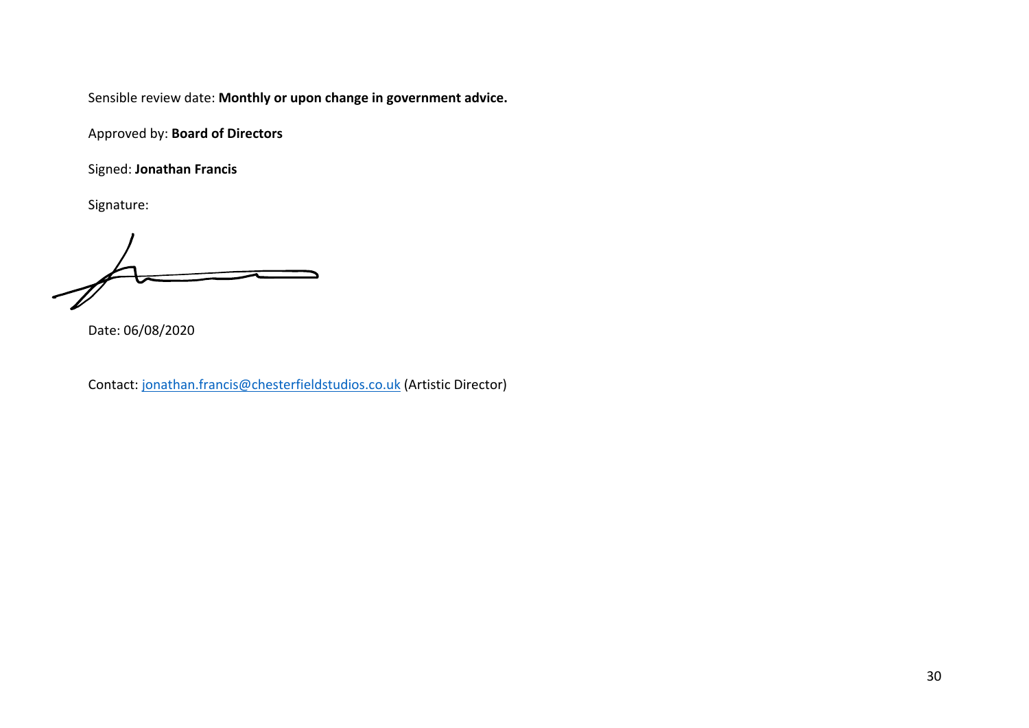Sensible review date: **Monthly or upon change in government advice.**

Approved by: **Board of Directors**

Signed: **Jonathan Francis**

Signature:

Date: 06/08/2020

Contact: jonathan.francis@chesterfieldstudios.co.uk (Artistic Director)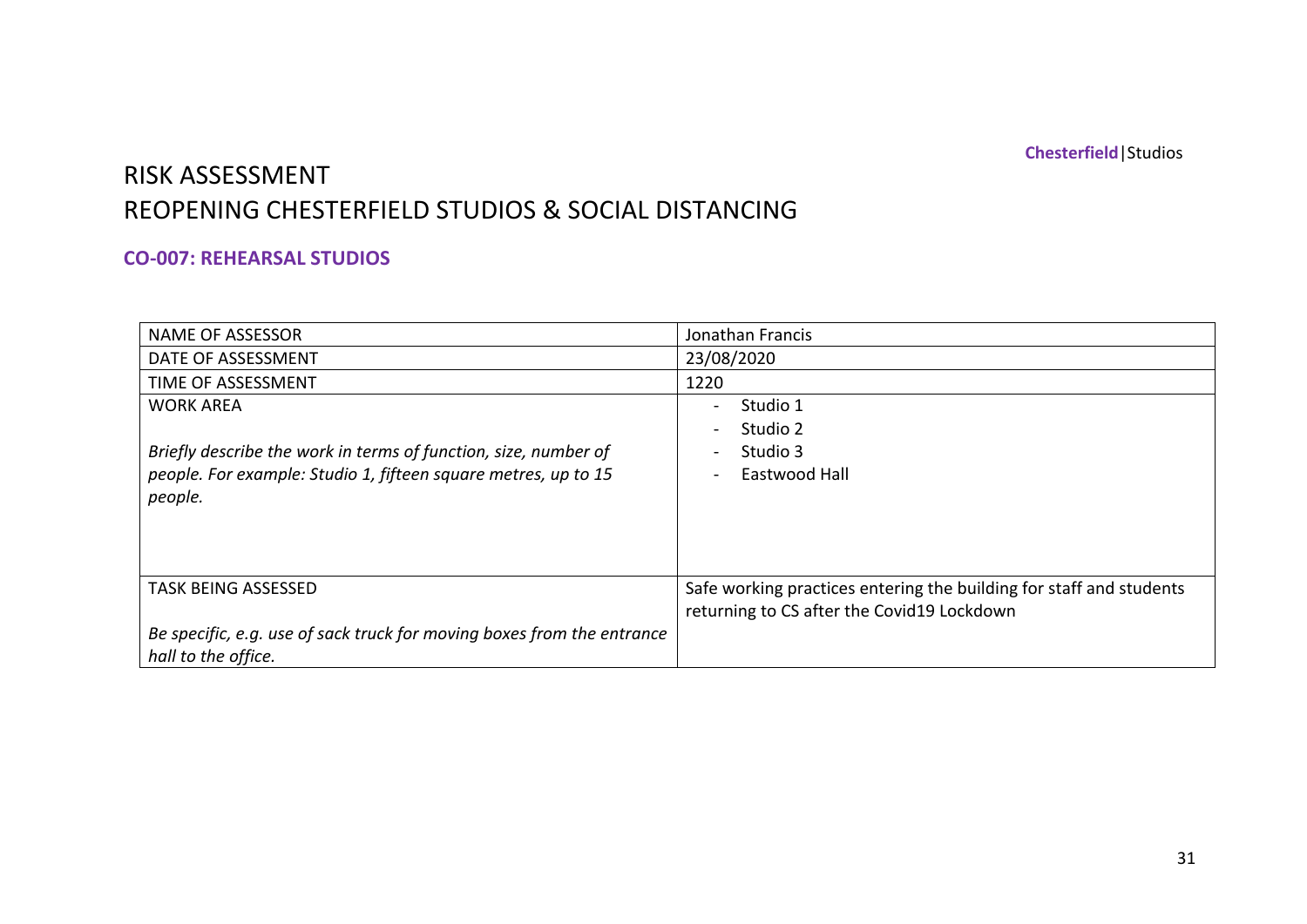# RISK ASSESSMENT
# REOPENING CHESTERFIELD STUDIOS & SOCIAL DISTANCING

### CO-007: REHEARSAL STUDIOS

| NAME OF ASSESSOR | Jonathan Francis |
|---|---|
| DATE OF ASSESSMENT | 23/08/2020 |
| TIME OF ASSESSMENT | 1220 |
| WORK AREA<br><br>*Briefly describe the work in terms of function, size, number of people. For example: Studio 1, fifteen square metres, up to 15 people.* | - Studio 1<br>- Studio 2<br>- Studio 3<br>- Eastwood Hall |
| TASK BEING ASSESSED<br><br>*Be specific, e.g. use of sack truck for moving boxes from the entrance hall to the office.* | Safe working practices entering the building for staff and students returning to CS after the Covid19 Lockdown |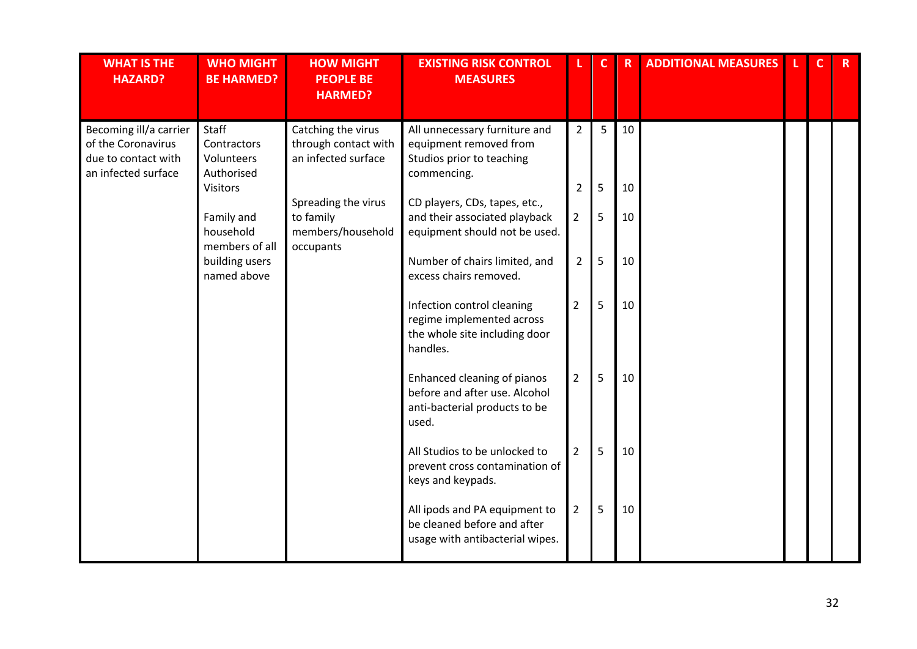| WHAT IS THE HAZARD? | WHO MIGHT BE HARMED? | HOW MIGHT PEOPLE BE HARMED? | EXISTING RISK CONTROL MEASURES | L | C | R | ADDITIONAL MEASURES | L | C | R |
|---|---|---|---|---|---|---|---|---|---|---|
| Becoming ill/a carrier of the Coronavirus due to contact with an infected surface | Staff<br>Contractors<br>Volunteers<br>Authorised Visitors<br><br>Family and household members of all building users named above | Catching the virus through contact with an infected surface<br><br>Spreading the virus to family members/household occupants | All unnecessary furniture and equipment removed from Studios prior to teaching commencing. | 2 | 5 | 10 | | | | |
| | | | | 2 | 5 | 10 | | | | |
| | | | CD players, CDs, tapes, etc., and their associated playback equipment should not be used. | 2 | 5 | 10 | | | | |
| | | | Number of chairs limited, and excess chairs removed. | 2 | 5 | 10 | | | | |
| | | | Infection control cleaning regime implemented across the whole site including door handles. | 2 | 5 | 10 | | | | |
| | | | Enhanced cleaning of pianos before and after use. Alcohol anti-bacterial products to be used. | 2 | 5 | 10 | | | | |
| | | | All Studios to be unlocked to prevent cross contamination of keys and keypads. | 2 | 5 | 10 | | | | |
| | | | All ipods and PA equipment to be cleaned before and after usage with antibacterial wipes. | 2 | 5 | 10 | | | | |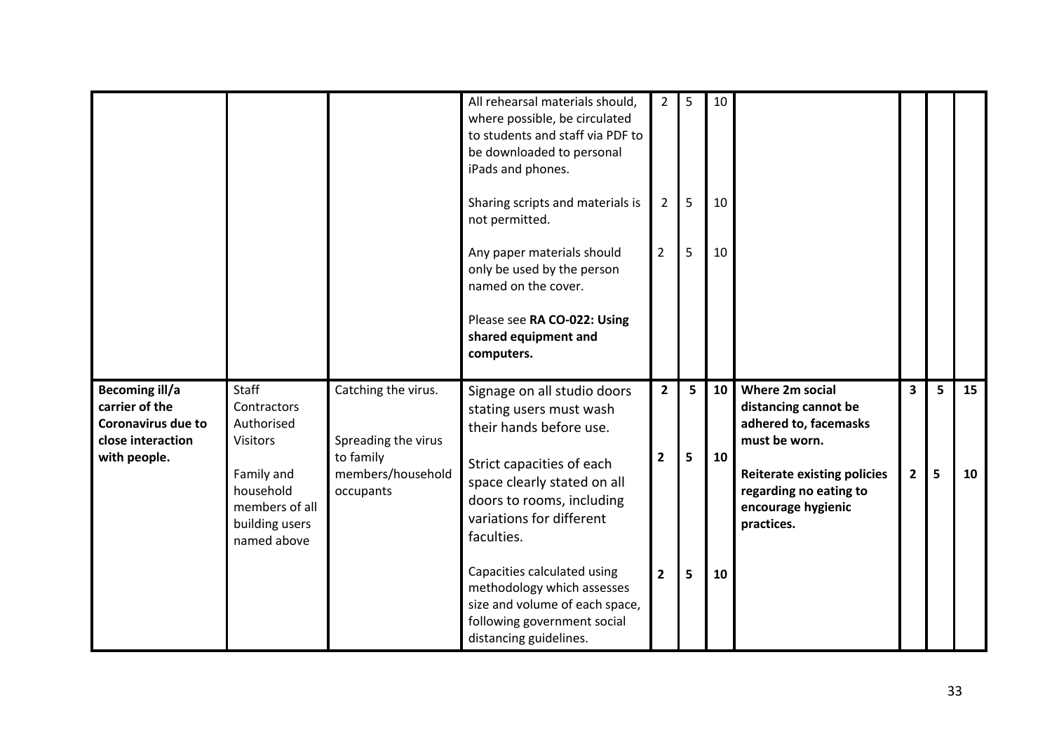| | | | | | | | | | | |
|---|---|---|---|---|---|---|---|---|---|---|
| | | | All rehearsal materials should, where possible, be circulated to students and staff via PDF to be downloaded to personal iPads and phones.<br><br>Sharing scripts and materials is not permitted.<br><br>Any paper materials should only be used by the person named on the cover.<br><br>Please see **RA CO-022: Using shared equipment and computers.** | 2<br><br>2<br><br>2 | 5<br><br>5<br><br>5 | 10<br><br>10<br><br>10 | | | | |
| **Becoming ill/a carrier of the Coronavirus due to close interaction with people.** | Staff<br>Contractors<br>Authorised Visitors<br><br>Family and household members of all building users named above | Catching the virus.<br><br>Spreading the virus to family members/household occupants | Signage on all studio doors stating users must wash their hands before use.<br><br>Strict capacities of each space clearly stated on all doors to rooms, including variations for different faculties.<br><br>Capacities calculated using methodology which assesses size and volume of each space, following government social distancing guidelines. | **2**<br><br>**2**<br><br>**2** | **5**<br><br>**5**<br><br>**5** | **10**<br><br>**10**<br><br>**10** | **Where 2m social distancing cannot be adhered to, facemasks must be worn.**<br><br>**Reiterate existing policies regarding no eating to encourage hygienic practices.** | **3**<br><br>**2** | **5**<br><br>**5** | **15**<br><br>**10** |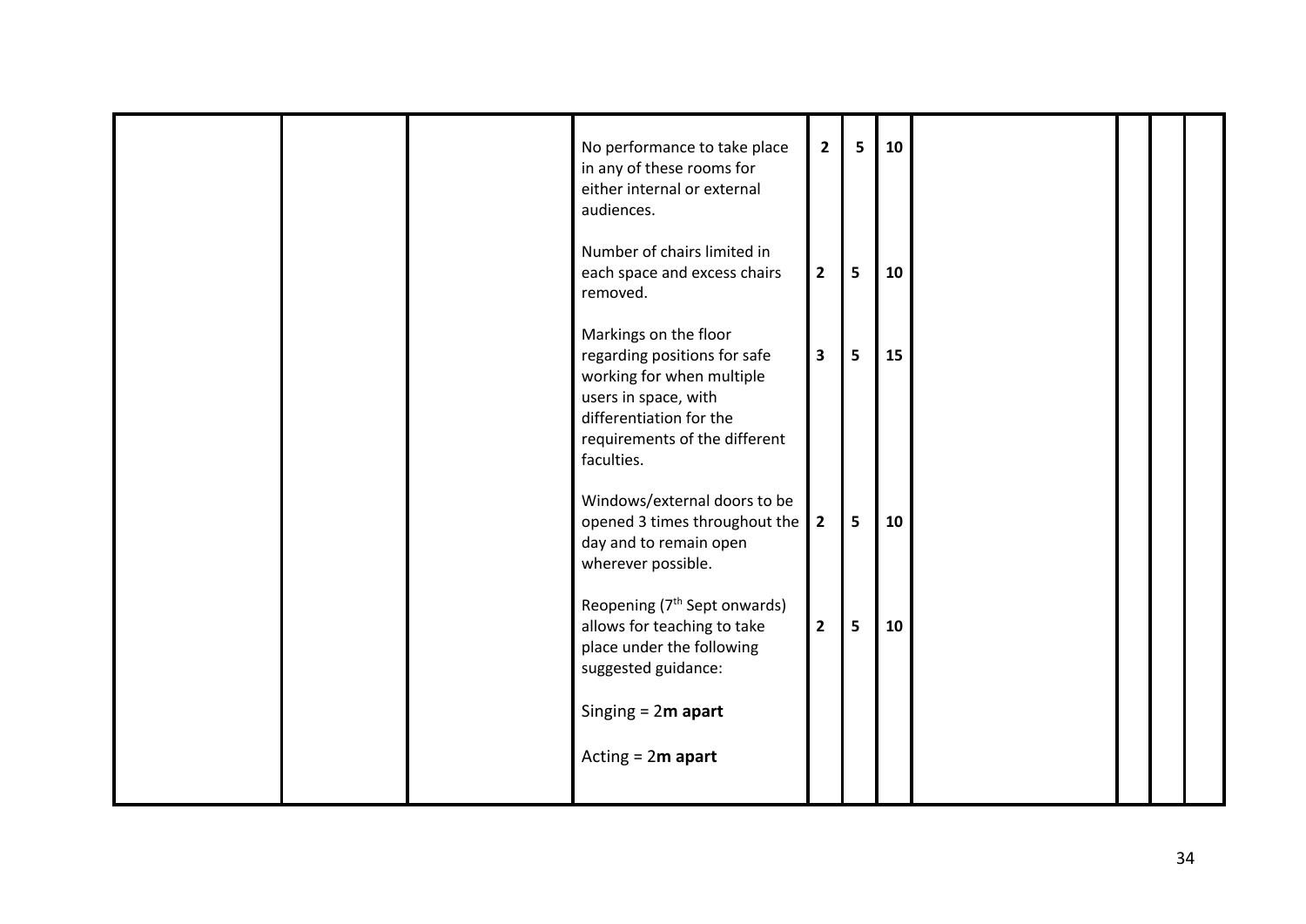| | | | | | | | | | | |
|---|---|---|---|---|---|---|---|---|---|---|
| | | | No performance to take place in any of these rooms for either internal or external audiences. | 2 | 5 | 10 | | | | |
| | | | Number of chairs limited in each space and excess chairs removed. | 2 | 5 | 10 | | | | |
| | | | Markings on the floor regarding positions for safe working for when multiple users in space, with differentiation for the requirements of the different faculties. | 3 | 5 | 15 | | | | |
| | | | Windows/external doors to be opened 3 times throughout the day and to remain open wherever possible. | 2 | 5 | 10 | | | | |
| | | | Reopening (7th Sept onwards) allows for teaching to take place under the following suggested guidance:<br><br>Singing = 2**m apart**<br><br>Acting = 2**m apart** | 2 | 5 | 10 | | | | |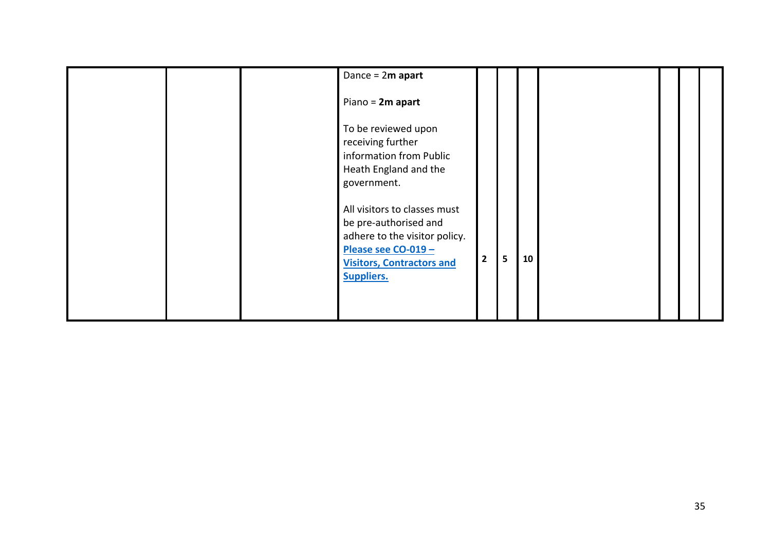| | | | | | | | | | | |
|---|---|---|---|---|---|---|---|---|---|---|
| | | | Dance = 2**m apart**<br><br>Piano = **2m apart**<br><br>To be reviewed upon receiving further information from Public Heath England and the government.<br><br>All visitors to classes must be pre-authorised and adhere to the visitor policy. **Please see CO-019 – Visitors, Contractors and Suppliers.** | **2** | **5** | **10** | | | | |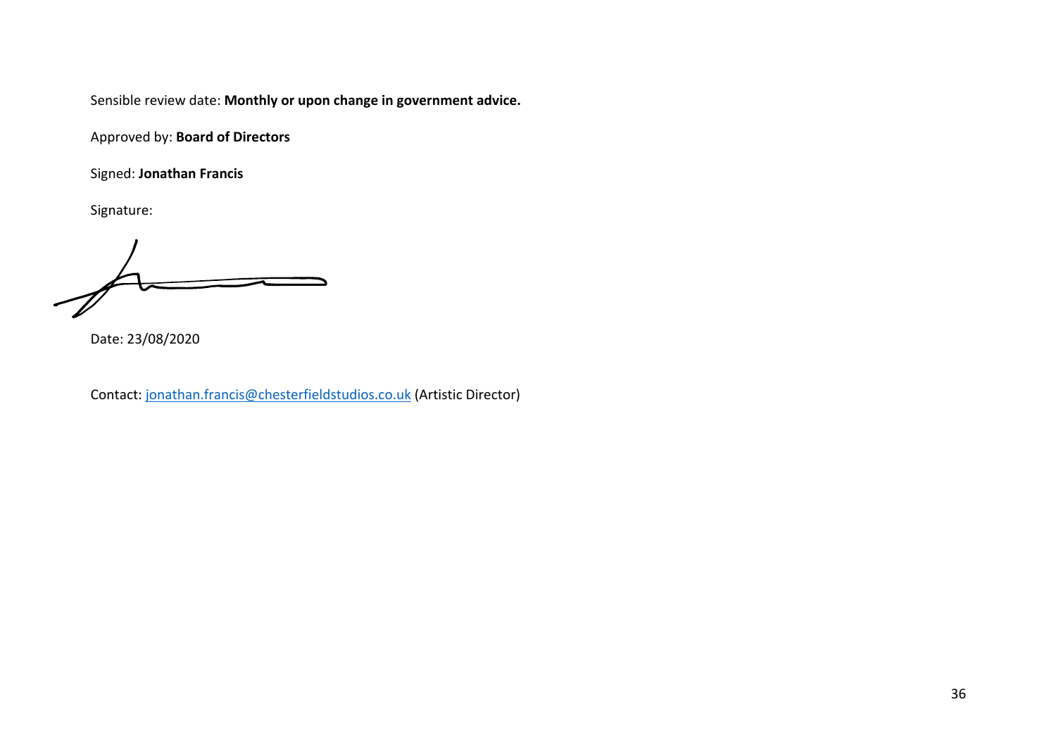Sensible review date: **Monthly or upon change in government advice.**

Approved by: **Board of Directors**

Signed: **Jonathan Francis**

Signature:

Date: 23/08/2020

Contact: [jonathan.francis@chesterfieldstudios.co.uk](mailto:jonathan.francis@chesterfieldstudios.co.uk) (Artistic Director)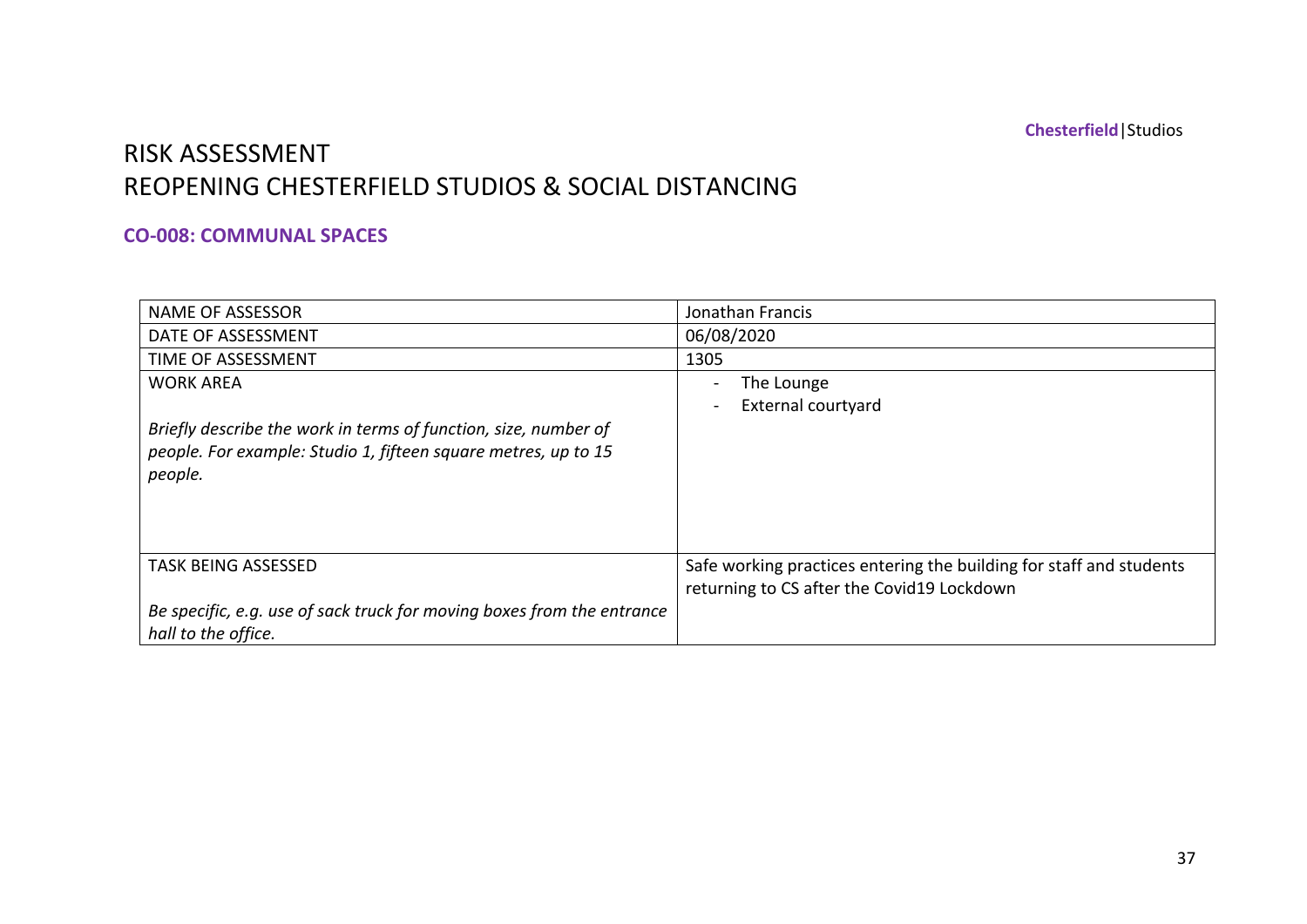# RISK ASSESSMENT
# REOPENING CHESTERFIELD STUDIOS & SOCIAL DISTANCING

### CO-008: COMMUNAL SPACES

| | |
|---|---|
| NAME OF ASSESSOR | Jonathan Francis |
| DATE OF ASSESSMENT | 06/08/2020 |
| TIME OF ASSESSMENT | 1305 |
| WORK AREA<br><br>*Briefly describe the work in terms of function, size, number of people. For example: Studio 1, fifteen square metres, up to 15 people.* | - The Lounge<br>- External courtyard |
| TASK BEING ASSESSED<br><br>*Be specific, e.g. use of sack truck for moving boxes from the entrance hall to the office.* | Safe working practices entering the building for staff and students returning to CS after the Covid19 Lockdown |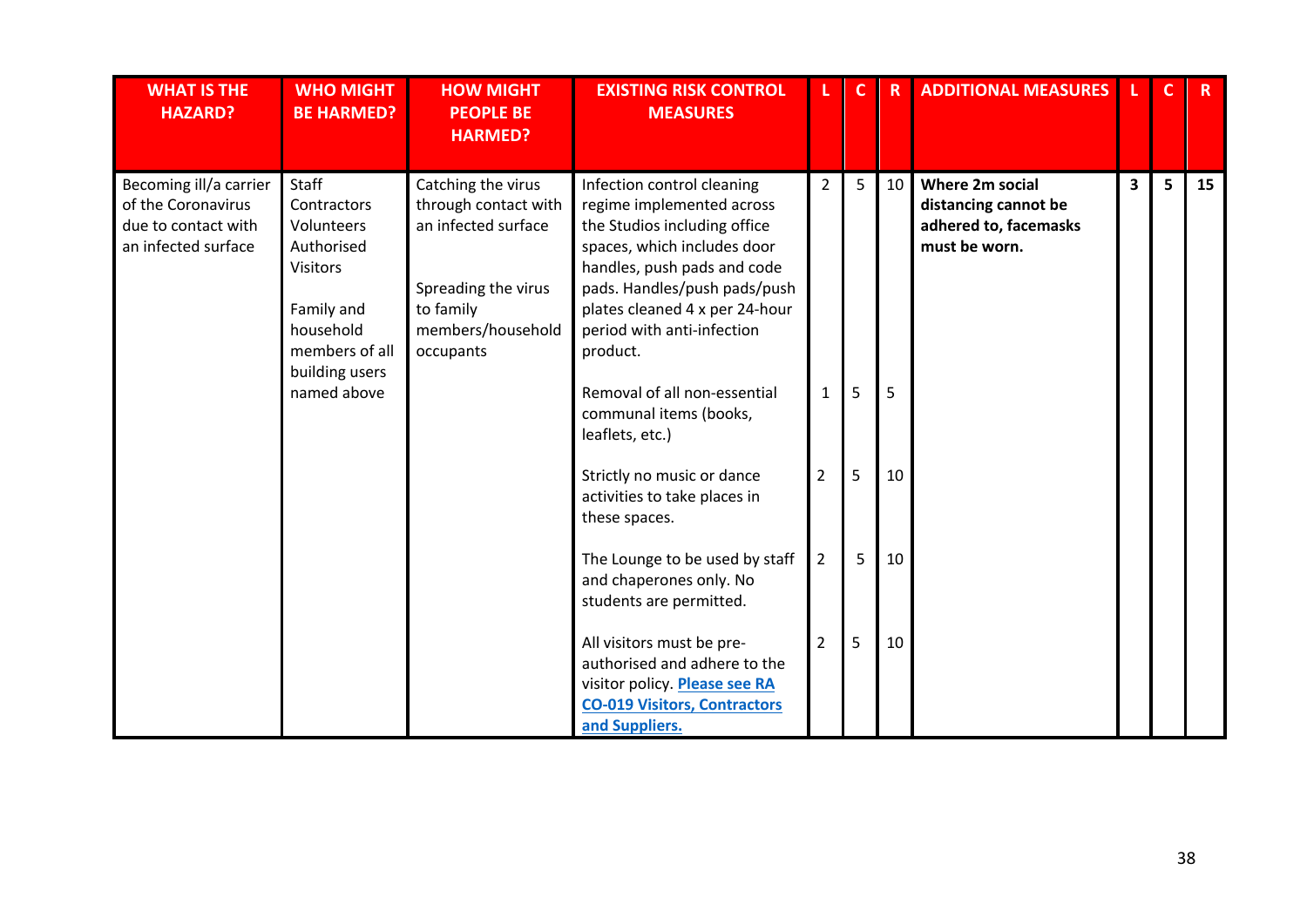| WHAT IS THE HAZARD? | WHO MIGHT BE HARMED? | HOW MIGHT PEOPLE BE HARMED? | EXISTING RISK CONTROL MEASURES | L | C | R | ADDITIONAL MEASURES | L | C | R |
|---|---|---|---|---|---|---|---|---|---|---|
| Becoming ill/a carrier of the Coronavirus due to contact with an infected surface | Staff<br>Contractors<br>Volunteers<br>Authorised Visitors<br><br>Family and household members of all building users named above | Catching the virus through contact with an infected surface<br><br>Spreading the virus to family members/household occupants | Infection control cleaning regime implemented across the Studios including office spaces, which includes door handles, push pads and code pads. Handles/push pads/push plates cleaned 4 x per 24-hour period with anti-infection product. | 2 | 5 | 10 | **Where 2m social distancing cannot be adhered to, facemasks must be worn.** | **3** | **5** | **15** |
| | | | Removal of all non-essential communal items (books, leaflets, etc.) | 1 | 5 | 5 | | | | |
| | | | Strictly no music or dance activities to take places in these spaces. | 2 | 5 | 10 | | | | |
| | | | The Lounge to be used by staff and chaperones only. No students are permitted. | 2 | 5 | 10 | | | | |
| | | | All visitors must be pre-authorised and adhere to the visitor policy. **Please see RA CO-019 Visitors, Contractors and Suppliers.** | 2 | 5 | 10 | | | | |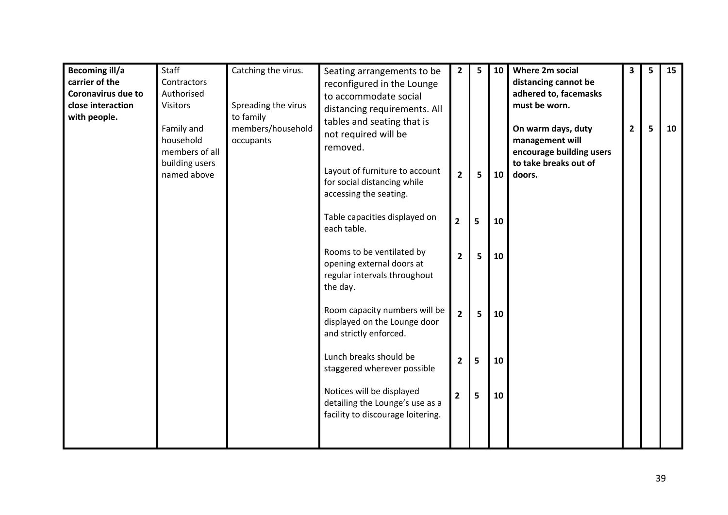| | | | | | | | | | | |
|---|---|---|---|---|---|---|---|---|---|---|
| **Becoming ill/a carrier of the Coronavirus due to close interaction with people.** | Staff<br>Contractors<br>Authorised Visitors<br><br>Family and household members of all building users named above | Catching the virus.<br><br>Spreading the virus to family members/household occupants | Seating arrangements to be reconfigured in the Lounge to accommodate social distancing requirements. All tables and seating that is not required will be removed. | **2** | **5** | **10** | **Where 2m social distancing cannot be adhered to, facemasks must be worn.** | **3** | **5** | **15** |
| | | | | | | | **On warm days, duty management will encourage building users to take breaks out of doors.** | **2** | **5** | **10** |
| | | | Layout of furniture to account for social distancing while accessing the seating. | **2** | **5** | **10** | | | | |
| | | | Table capacities displayed on each table. | **2** | **5** | **10** | | | | |
| | | | Rooms to be ventilated by opening external doors at regular intervals throughout the day. | **2** | **5** | **10** | | | | |
| | | | Room capacity numbers will be displayed on the Lounge door and strictly enforced. | **2** | **5** | **10** | | | | |
| | | | Lunch breaks should be staggered wherever possible | **2** | **5** | **10** | | | | |
| | | | Notices will be displayed detailing the Lounge's use as a facility to discourage loitering. | **2** | **5** | **10** | | | | |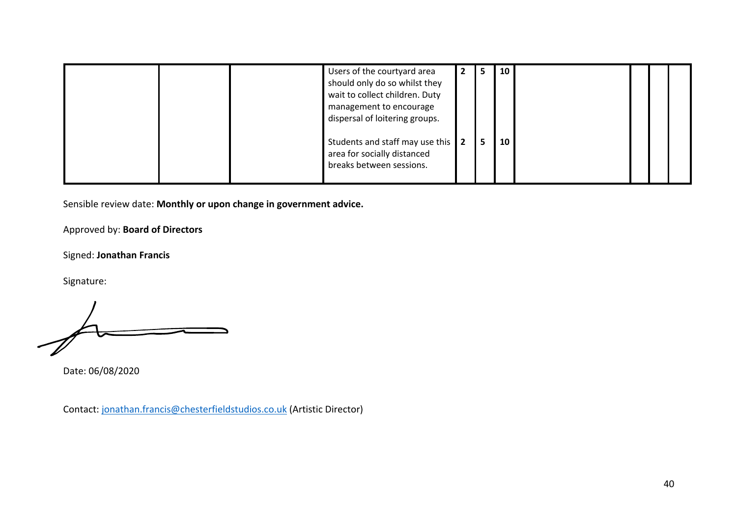| | | | | | | | | | | |
|---|---|---|---|---|---|---|---|---|---|---|
| | | | Users of the courtyard area should only do so whilst they wait to collect children. Duty management to encourage dispersal of loitering groups. | **2** | **5** | **10** | | | | |
| | | | Students and staff may use this area for socially distanced breaks between sessions. | **2** | **5** | **10** | | | | |

Sensible review date: **Monthly or upon change in government advice.**

Approved by: **Board of Directors**

Signed: **Jonathan Francis**

Signature:

Date: 06/08/2020

Contact: jonathan.francis@chesterfieldstudios.co.uk (Artistic Director)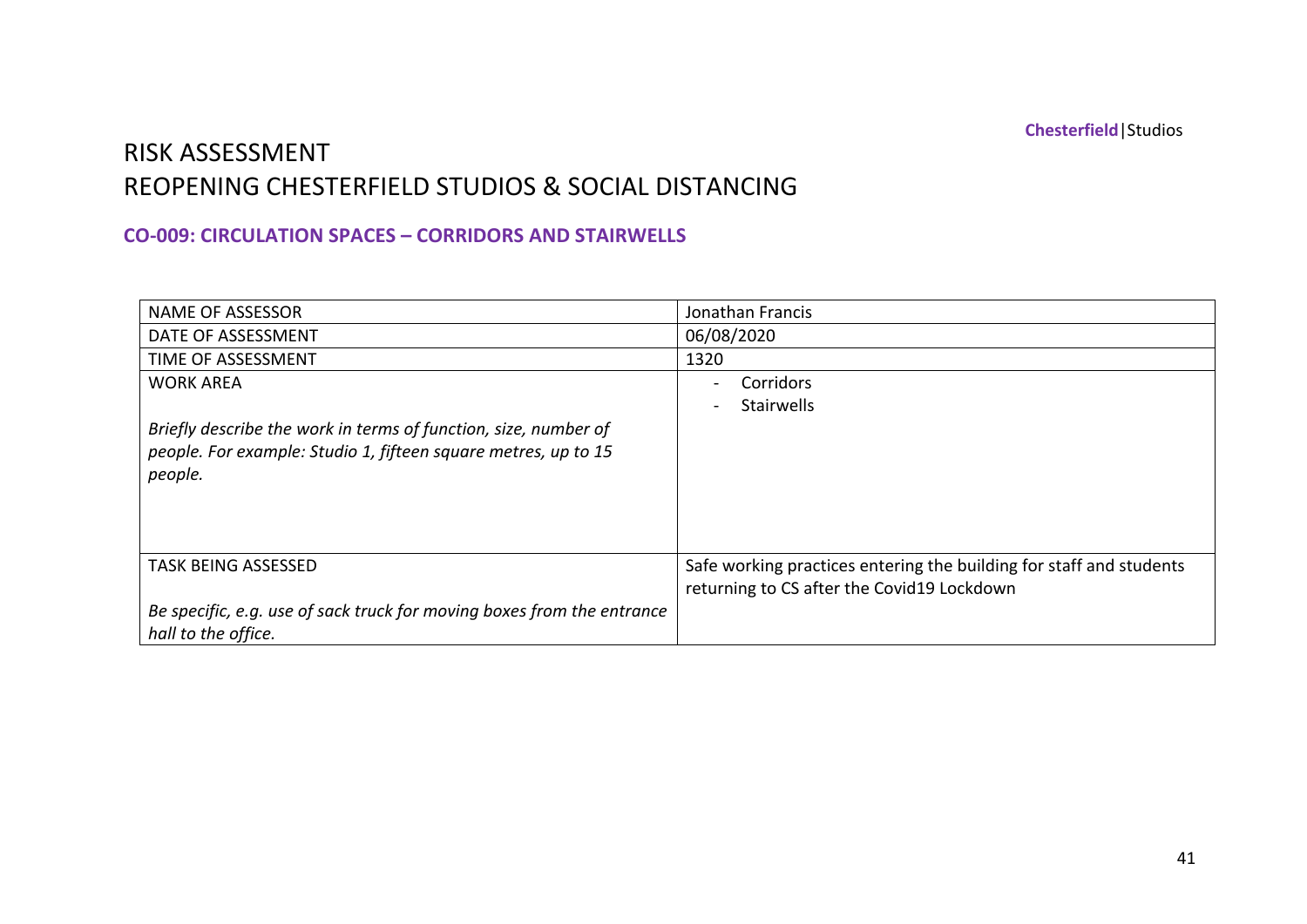# RISK ASSESSMENT
# REOPENING CHESTERFIELD STUDIOS & SOCIAL DISTANCING

### CO-009: CIRCULATION SPACES – CORRIDORS AND STAIRWELLS

| | |
|---|---|
| NAME OF ASSESSOR | Jonathan Francis |
| DATE OF ASSESSMENT | 06/08/2020 |
| TIME OF ASSESSMENT | 1320 |
| WORK AREA<br><br>*Briefly describe the work in terms of function, size, number of people. For example: Studio 1, fifteen square metres, up to 15 people.* | - Corridors<br>- Stairwells |
| TASK BEING ASSESSED<br><br>*Be specific, e.g. use of sack truck for moving boxes from the entrance hall to the office.* | Safe working practices entering the building for staff and students returning to CS after the Covid19 Lockdown |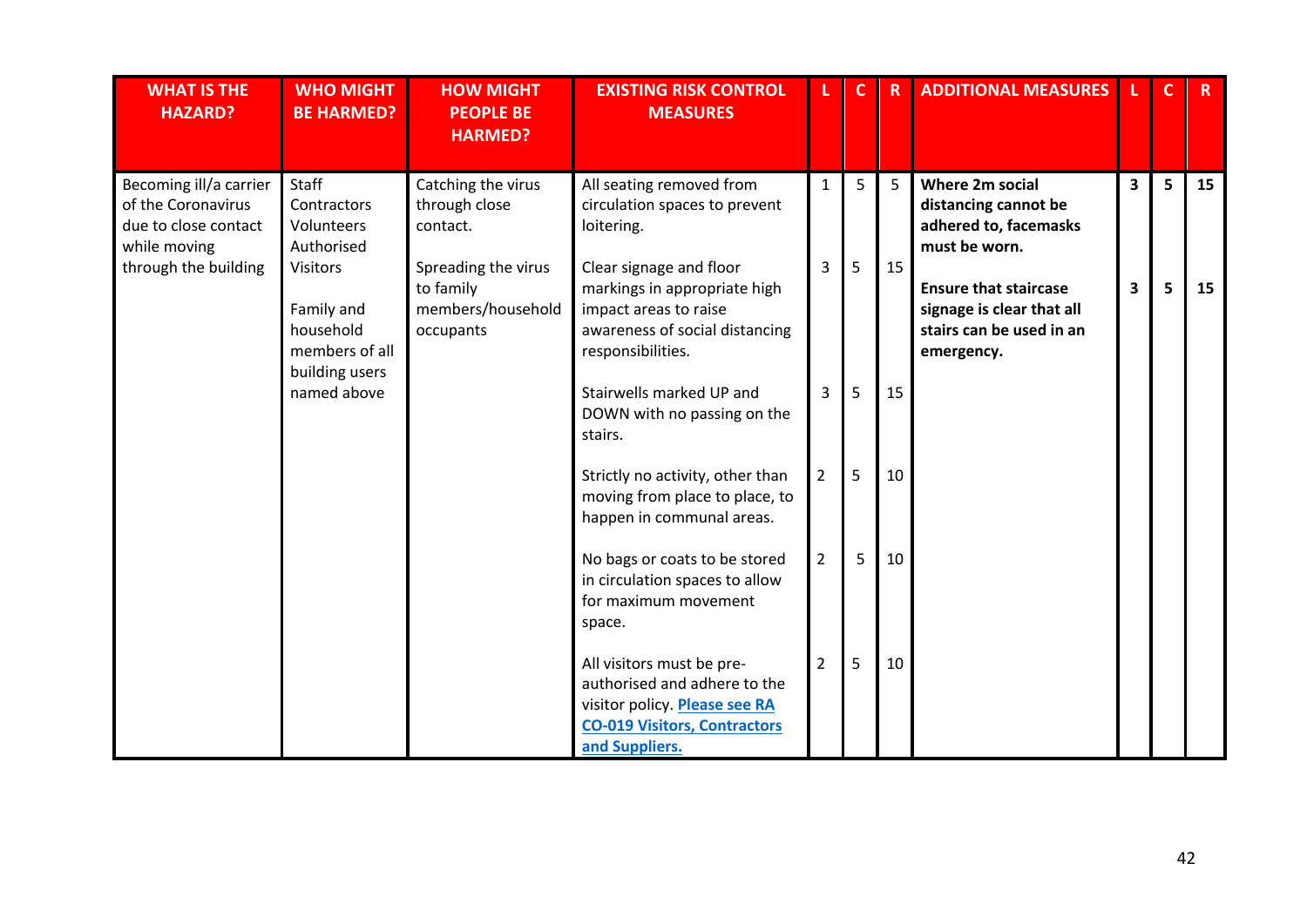| WHAT IS THE HAZARD? | WHO MIGHT BE HARMED? | HOW MIGHT PEOPLE BE HARMED? | EXISTING RISK CONTROL MEASURES | L | C | R | ADDITIONAL MEASURES | L | C | R |
|---|---|---|---|---|---|---|---|---|---|---|
| Becoming ill/a carrier of the Coronavirus due to close contact while moving through the building | Staff<br>Contractors<br>Volunteers<br>Authorised Visitors<br><br>Family and household members of all building users named above | Catching the virus through close contact.<br><br>Spreading the virus to family members/household occupants | All seating removed from circulation spaces to prevent loitering. | 1 | 5 | 5 | **Where 2m social distancing cannot be adhered to, facemasks must be worn.** | **3** | **5** | **15** |
| | | | Clear signage and floor markings in appropriate high impact areas to raise awareness of social distancing responsibilities. | 3 | 5 | 15 | **Ensure that staircase signage is clear that all stairs can be used in an emergency.** | **3** | **5** | **15** |
| | | | Stairwells marked UP and DOWN with no passing on the stairs. | 3 | 5 | 15 | | | | |
| | | | Strictly no activity, other than moving from place to place, to happen in communal areas. | 2 | 5 | 10 | | | | |
| | | | No bags or coats to be stored in circulation spaces to allow for maximum movement space. | 2 | 5 | 10 | | | | |
| | | | All visitors must be pre-authorised and adhere to the visitor policy. **Please see RA CO-019 Visitors, Contractors and Suppliers.** | 2 | 5 | 10 | | | | |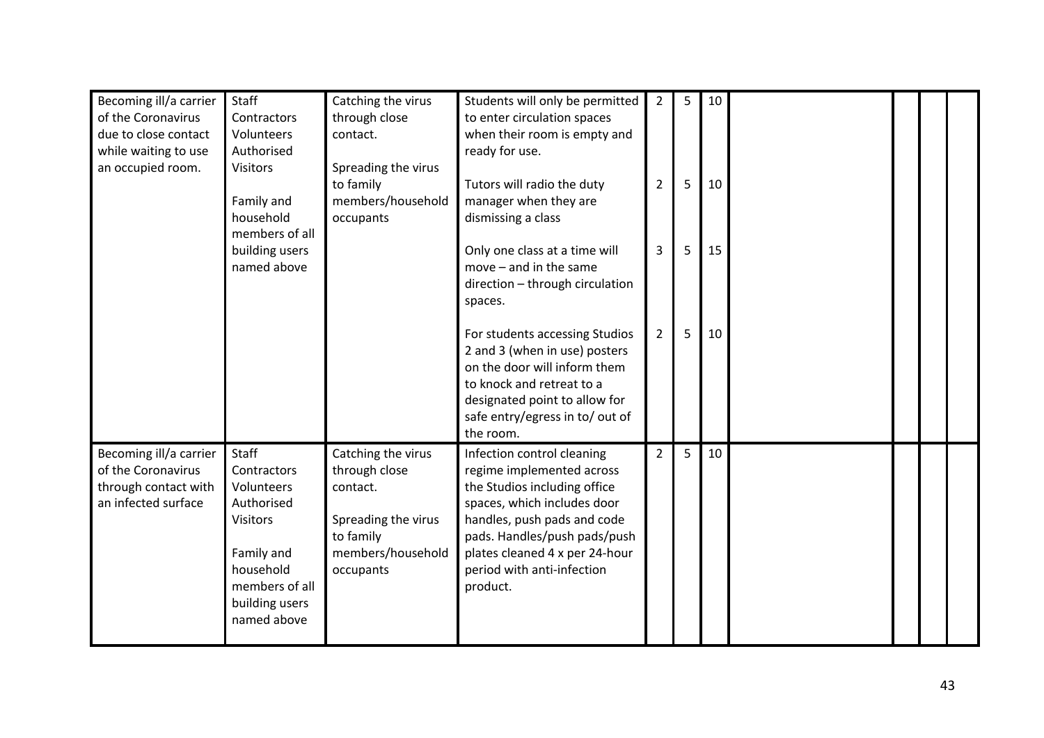| | | | | | | | | | | |
|---|---|---|---|---|---|---|---|---|---|---|
| Becoming ill/a carrier of the Coronavirus due to close contact while waiting to use an occupied room. | Staff<br>Contractors<br>Volunteers<br>Authorised Visitors<br><br>Family and household members of all building users named above | Catching the virus through close contact.<br><br>Spreading the virus to family members/household occupants | Students will only be permitted to enter circulation spaces when their room is empty and ready for use.<br><br>Tutors will radio the duty manager when they are dismissing a class<br><br>Only one class at a time will move – and in the same direction – through circulation spaces.<br><br>For students accessing Studios 2 and 3 (when in use) posters on the door will inform them to knock and retreat to a designated point to allow for safe entry/egress in to/ out of the room. | 2<br><br>2<br><br>3<br><br>2 | 5<br><br>5<br><br>5<br><br>5 | 10<br><br>10<br><br>15<br><br>10 | | | | |
| Becoming ill/a carrier of the Coronavirus through contact with an infected surface | Staff<br>Contractors<br>Volunteers<br>Authorised Visitors<br><br>Family and household members of all building users named above | Catching the virus through close contact.<br><br>Spreading the virus to family members/household occupants | Infection control cleaning regime implemented across the Studios including office spaces, which includes door handles, push pads and code pads. Handles/push pads/push plates cleaned 4 x per 24-hour period with anti-infection product. | 2 | 5 | 10 | | | | |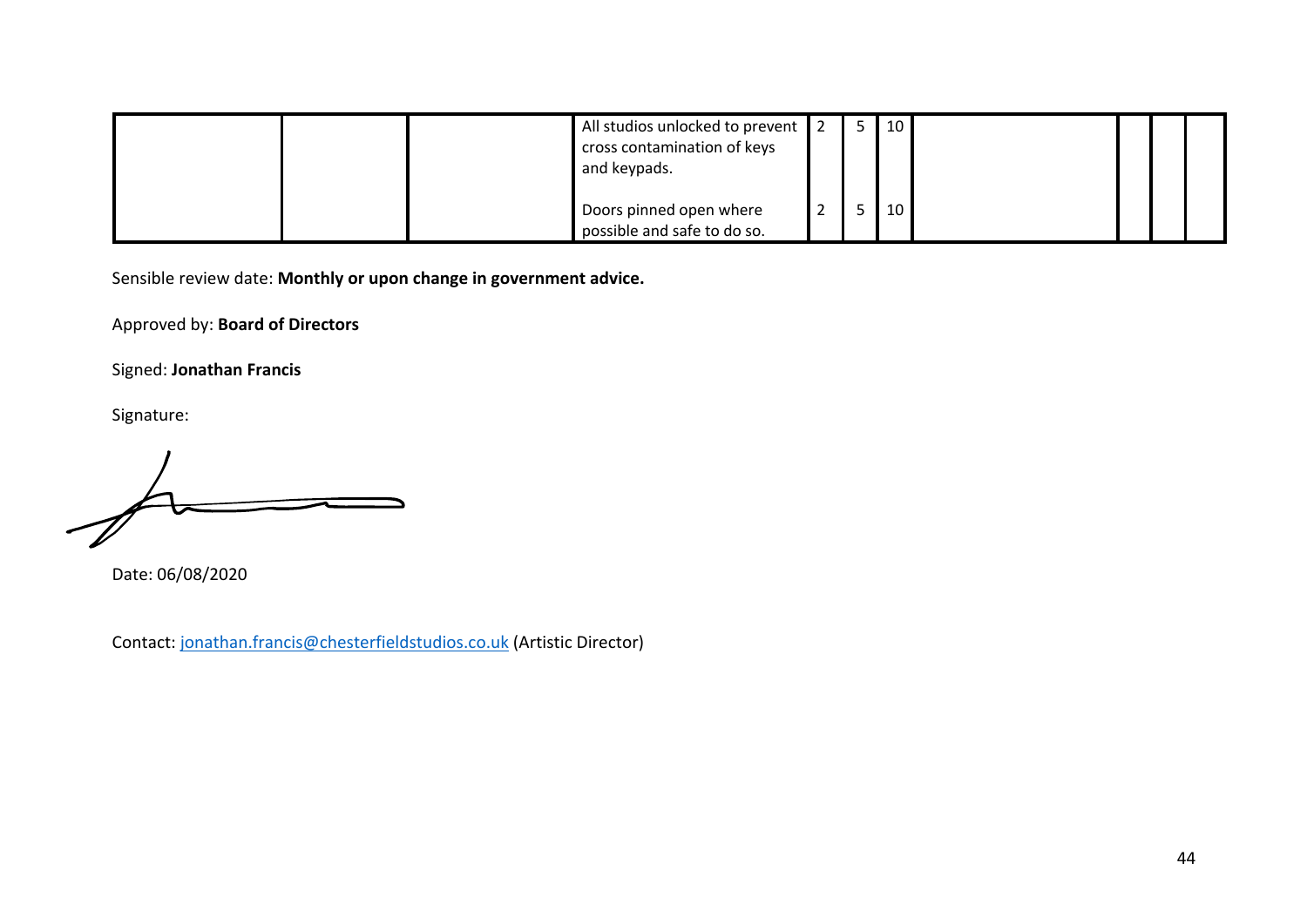| | | | | | | | | | | |
|---|---|---|---|---|---|---|---|---|---|---|
| | | | All studios unlocked to prevent cross contamination of keys and keypads. | 2 | 5 | 10 | | | | |
| | | | Doors pinned open where possible and safe to do so. | 2 | 5 | 10 | | | | |

Sensible review date: **Monthly or upon change in government advice.**

Approved by: **Board of Directors**

Signed: **Jonathan Francis**

Signature:

Date: 06/08/2020

Contact: jonathan.francis@chesterfieldstudios.co.uk (Artistic Director)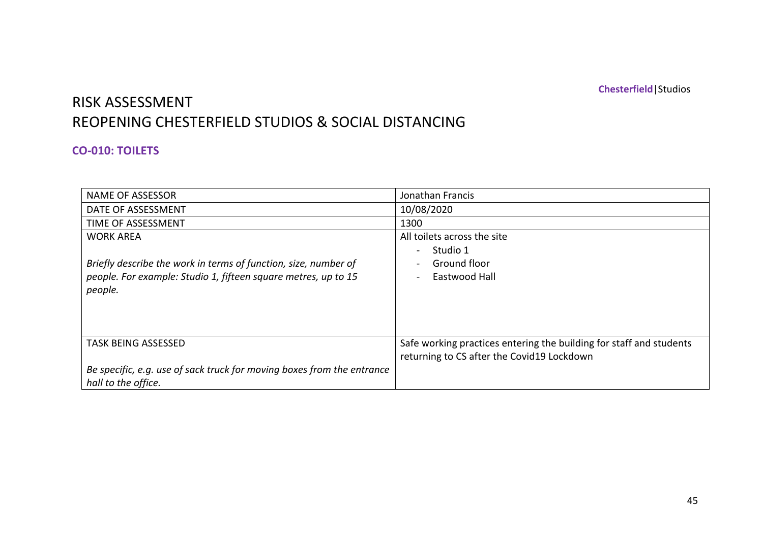**Chesterfield**|Studios

# RISK ASSESSMENT
# REOPENING CHESTERFIELD STUDIOS & SOCIAL DISTANCING

## CO-010: TOILETS

| | |
|---|---|
| NAME OF ASSESSOR | Jonathan Francis |
| DATE OF ASSESSMENT | 10/08/2020 |
| TIME OF ASSESSMENT | 1300 |
| WORK AREA<br><br>*Briefly describe the work in terms of function, size, number of people. For example: Studio 1, fifteen square metres, up to 15 people.* | All toilets across the site<br>- Studio 1<br>- Ground floor<br>- Eastwood Hall |
| TASK BEING ASSESSED<br><br>*Be specific, e.g. use of sack truck for moving boxes from the entrance hall to the office.* | Safe working practices entering the building for staff and students returning to CS after the Covid19 Lockdown |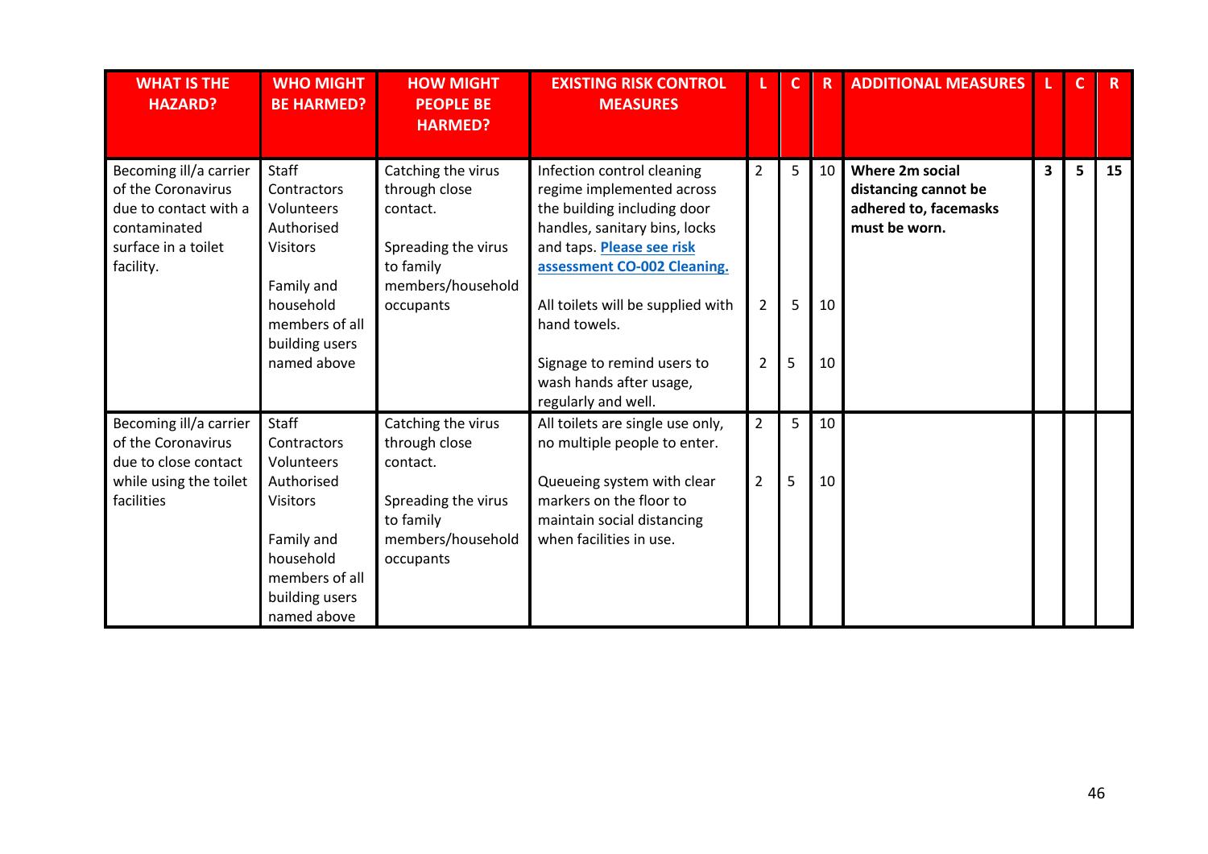| WHAT IS THE HAZARD? | WHO MIGHT BE HARMED? | HOW MIGHT PEOPLE BE HARMED? | EXISTING RISK CONTROL MEASURES | L | C | R | ADDITIONAL MEASURES | L | C | R |
|---|---|---|---|---|---|---|---|---|---|---|
| Becoming ill/a carrier of the Coronavirus due to contact with a contaminated surface in a toilet facility. | Staff<br>Contractors<br>Volunteers<br>Authorised Visitors<br><br>Family and household members of all building users named above | Catching the virus through close contact.<br><br>Spreading the virus to family members/household occupants | Infection control cleaning regime implemented across the building including door handles, sanitary bins, locks and taps. **Please see risk assessment CO-002 Cleaning.**<br><br>All toilets will be supplied with hand towels.<br><br>Signage to remind users to wash hands after usage, regularly and well. | 2<br><br>2<br><br>2 | 5<br><br>5<br><br>5 | 10<br><br>10<br><br>10 | **Where 2m social distancing cannot be adhered to, facemasks must be worn.** | **3** | **5** | **15** |
| Becoming ill/a carrier of the Coronavirus due to close contact while using the toilet facilities | Staff<br>Contractors<br>Volunteers<br>Authorised Visitors<br><br>Family and household members of all building users named above | Catching the virus through close contact.<br><br>Spreading the virus to family members/household occupants | All toilets are single use only, no multiple people to enter.<br><br>Queueing system with clear markers on the floor to maintain social distancing when facilities in use. | 2<br><br>2 | 5<br><br>5 | 10<br><br>10 | | | | |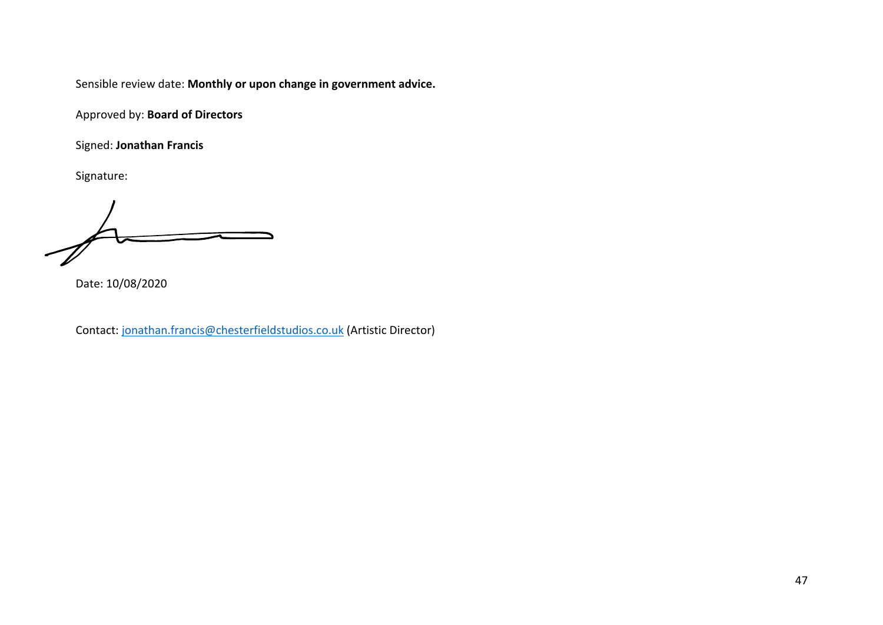Sensible review date: **Monthly or upon change in government advice.**

Approved by: **Board of Directors**

Signed: **Jonathan Francis**

Signature:

Date: 10/08/2020

Contact: [jonathan.francis@chesterfieldstudios.co.uk](mailto:jonathan.francis@chesterfieldstudios.co.uk) (Artistic Director)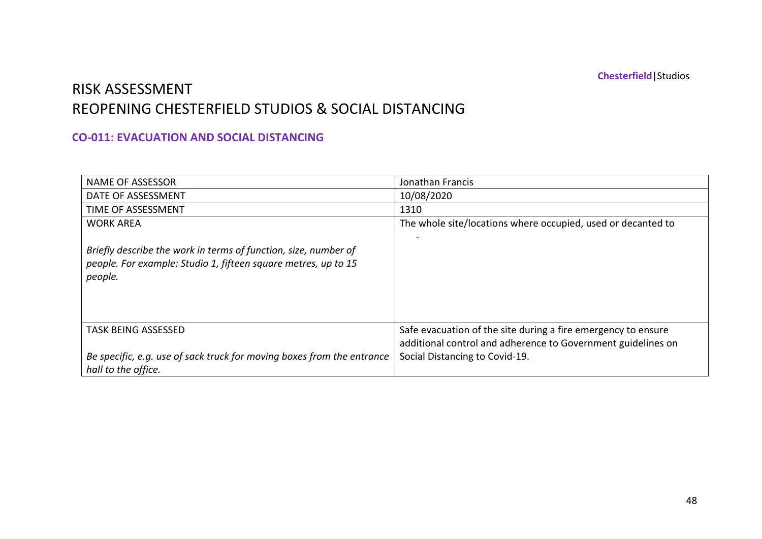# RISK ASSESSMENT
# REOPENING CHESTERFIELD STUDIOS & SOCIAL DISTANCING

## CO-011: EVACUATION AND SOCIAL DISTANCING

| | |
|---|---|
| NAME OF ASSESSOR | Jonathan Francis |
| DATE OF ASSESSMENT | 10/08/2020 |
| TIME OF ASSESSMENT | 1310 |
| WORK AREA<br><br>*Briefly describe the work in terms of function, size, number of people. For example: Studio 1, fifteen square metres, up to 15 people.* | The whole site/locations where occupied, used or decanted to<br>- |
| TASK BEING ASSESSED<br><br>*Be specific, e.g. use of sack truck for moving boxes from the entrance hall to the office.* | Safe evacuation of the site during a fire emergency to ensure additional control and adherence to Government guidelines on Social Distancing to Covid-19. |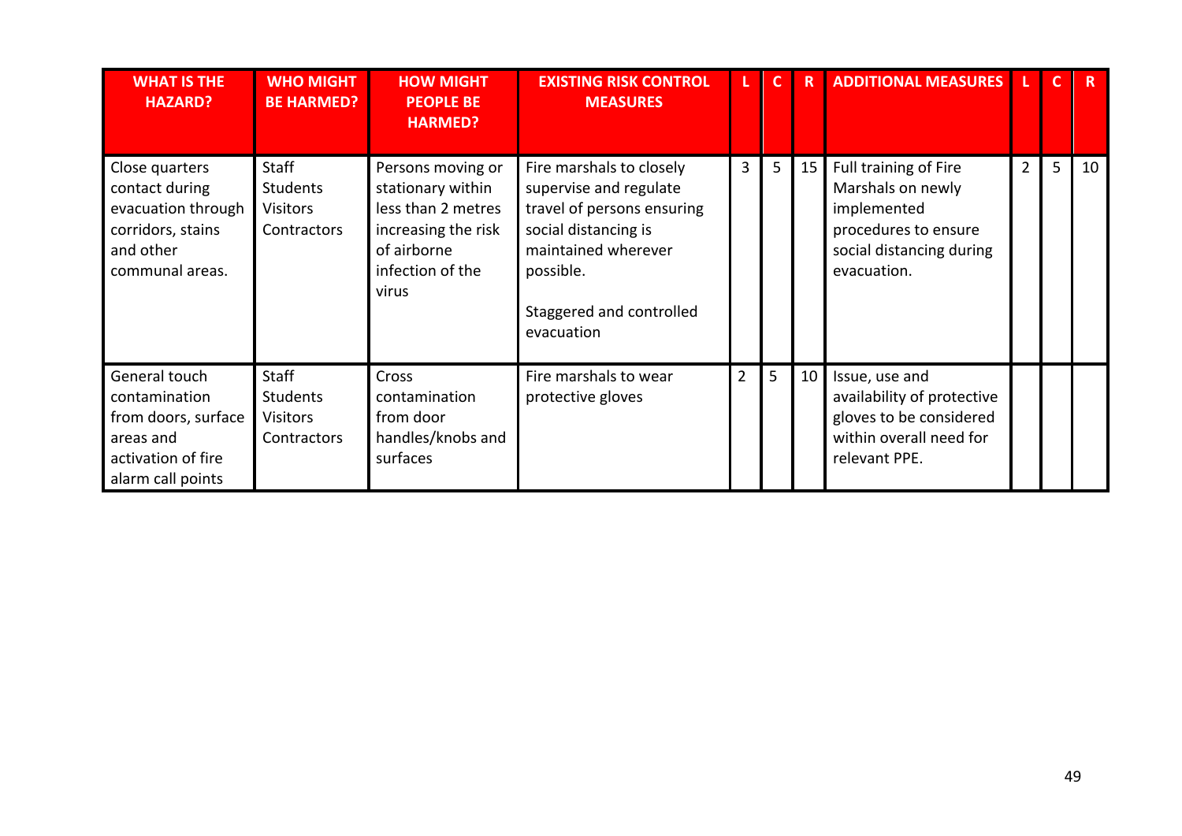| WHAT IS THE HAZARD? | WHO MIGHT BE HARMED? | HOW MIGHT PEOPLE BE HARMED? | EXISTING RISK CONTROL MEASURES | L | C | R | ADDITIONAL MEASURES | L | C | R |
|---|---|---|---|---|---|---|---|---|---|---|
| Close quarters contact during evacuation through corridors, stains and other communal areas. | Staff<br>Students<br>Visitors<br>Contractors | Persons moving or stationary within less than 2 metres increasing the risk of airborne infection of the virus | Fire marshals to closely supervise and regulate travel of persons ensuring social distancing is maintained wherever possible.<br><br>Staggered and controlled evacuation | 3 | 5 | 15 | Full training of Fire Marshals on newly implemented procedures to ensure social distancing during evacuation. | 2 | 5 | 10 |
| General touch contamination from doors, surface areas and activation of fire alarm call points | Staff<br>Students<br>Visitors<br>Contractors | Cross contamination from door handles/knobs and surfaces | Fire marshals to wear protective gloves | 2 | 5 | 10 | Issue, use and availability of protective gloves to be considered within overall need for relevant PPE. | | | |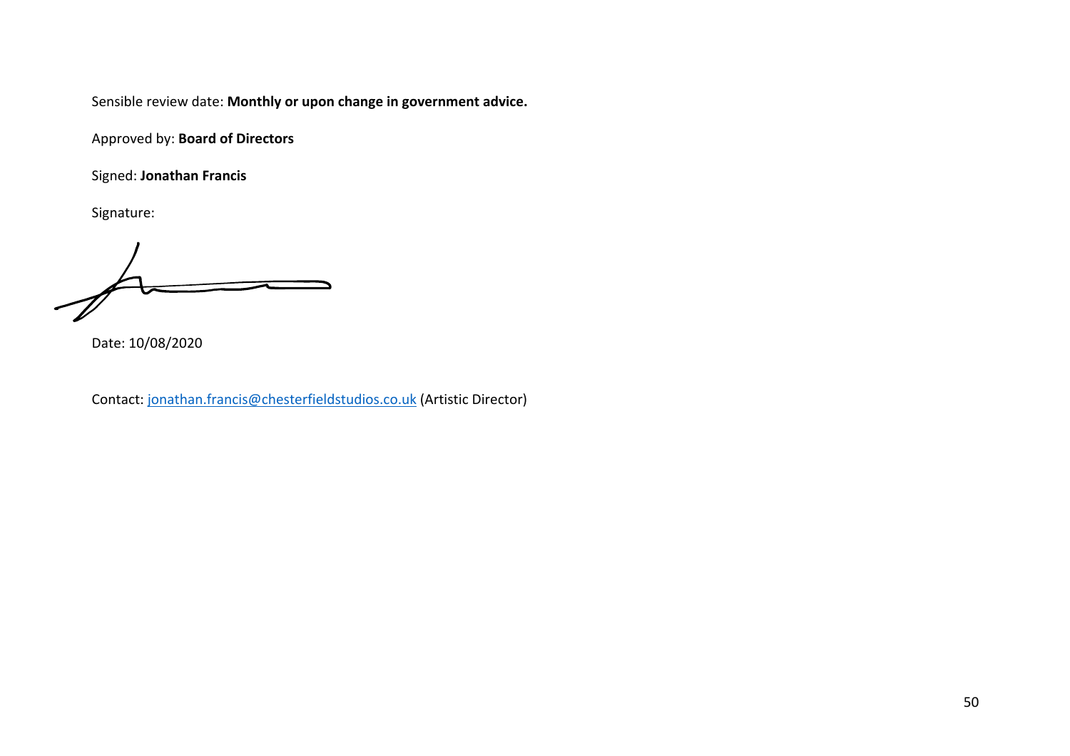Sensible review date: **Monthly or upon change in government advice.**

Approved by: **Board of Directors**

Signed: **Jonathan Francis**

Signature:

Date: 10/08/2020

Contact: jonathan.francis@chesterfieldstudios.co.uk (Artistic Director)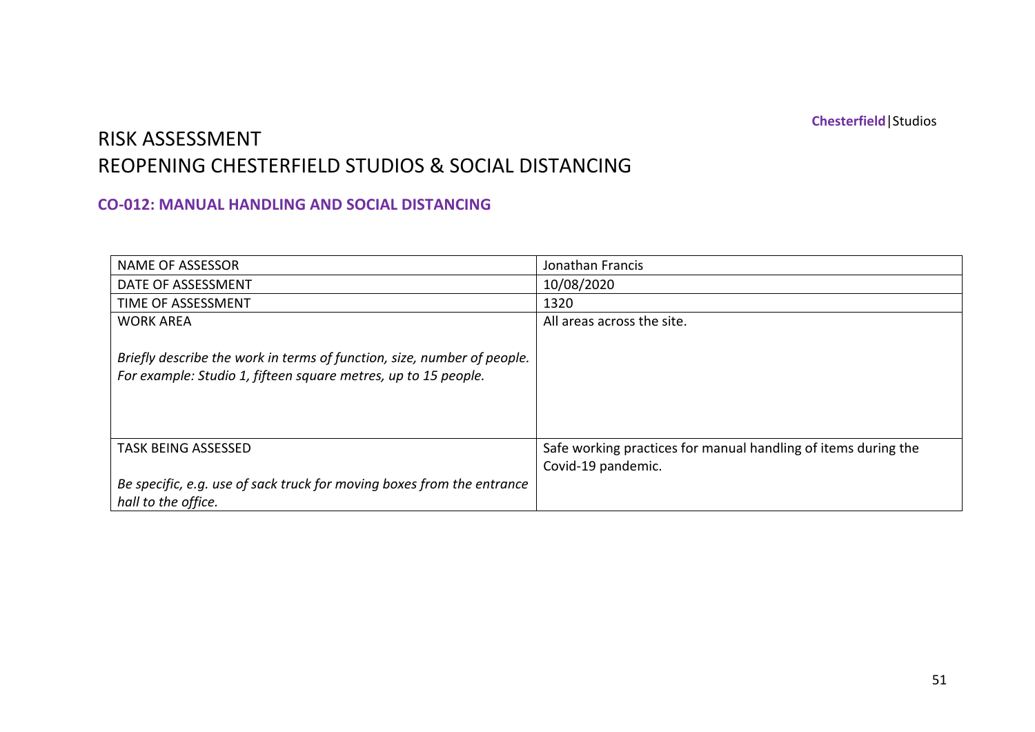# RISK ASSESSMENT
# REOPENING CHESTERFIELD STUDIOS & SOCIAL DISTANCING

### CO-012: MANUAL HANDLING AND SOCIAL DISTANCING

| | |
|---|---|
| NAME OF ASSESSOR | Jonathan Francis |
| DATE OF ASSESSMENT | 10/08/2020 |
| TIME OF ASSESSMENT | 1320 |
| WORK AREA<br><br>*Briefly describe the work in terms of function, size, number of people. For example: Studio 1, fifteen square metres, up to 15 people.* | All areas across the site. |
| TASK BEING ASSESSED<br><br>*Be specific, e.g. use of sack truck for moving boxes from the entrance hall to the office.* | Safe working practices for manual handling of items during the Covid-19 pandemic. |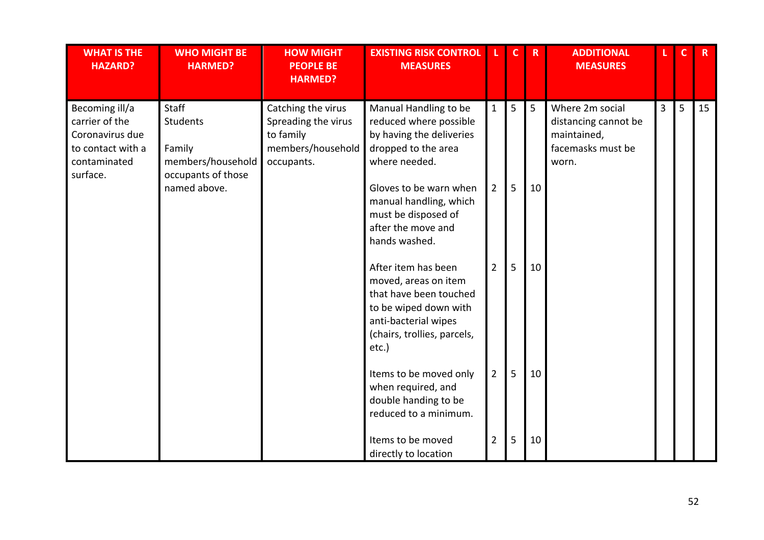| WHAT IS THE HAZARD? | WHO MIGHT BE HARMED? | HOW MIGHT PEOPLE BE HARMED? | EXISTING RISK CONTROL MEASURES | L | C | R | ADDITIONAL MEASURES | L | C | R |
|---|---|---|---|---|---|---|---|---|---|---|
| Becoming ill/a carrier of the Coronavirus due to contact with a contaminated surface. | Staff<br>Students<br><br>Family members/household occupants of those named above. | Catching the virus<br>Spreading the virus to family members/household occupants. | Manual Handling to be reduced where possible by having the deliveries dropped to the area where needed. | 1 | 5 | 5 | Where 2m social distancing cannot be maintained, facemasks must be worn. | 3 | 5 | 15 |
| | | | Gloves to be warn when manual handling, which must be disposed of after the move and hands washed. | 2 | 5 | 10 | | | | |
| | | | After item has been moved, areas on item that have been touched to be wiped down with anti-bacterial wipes (chairs, trollies, parcels, etc.) | 2 | 5 | 10 | | | | |
| | | | Items to be moved only when required, and double handing to be reduced to a minimum. | 2 | 5 | 10 | | | | |
| | | | Items to be moved directly to location | 2 | 5 | 10 | | | | |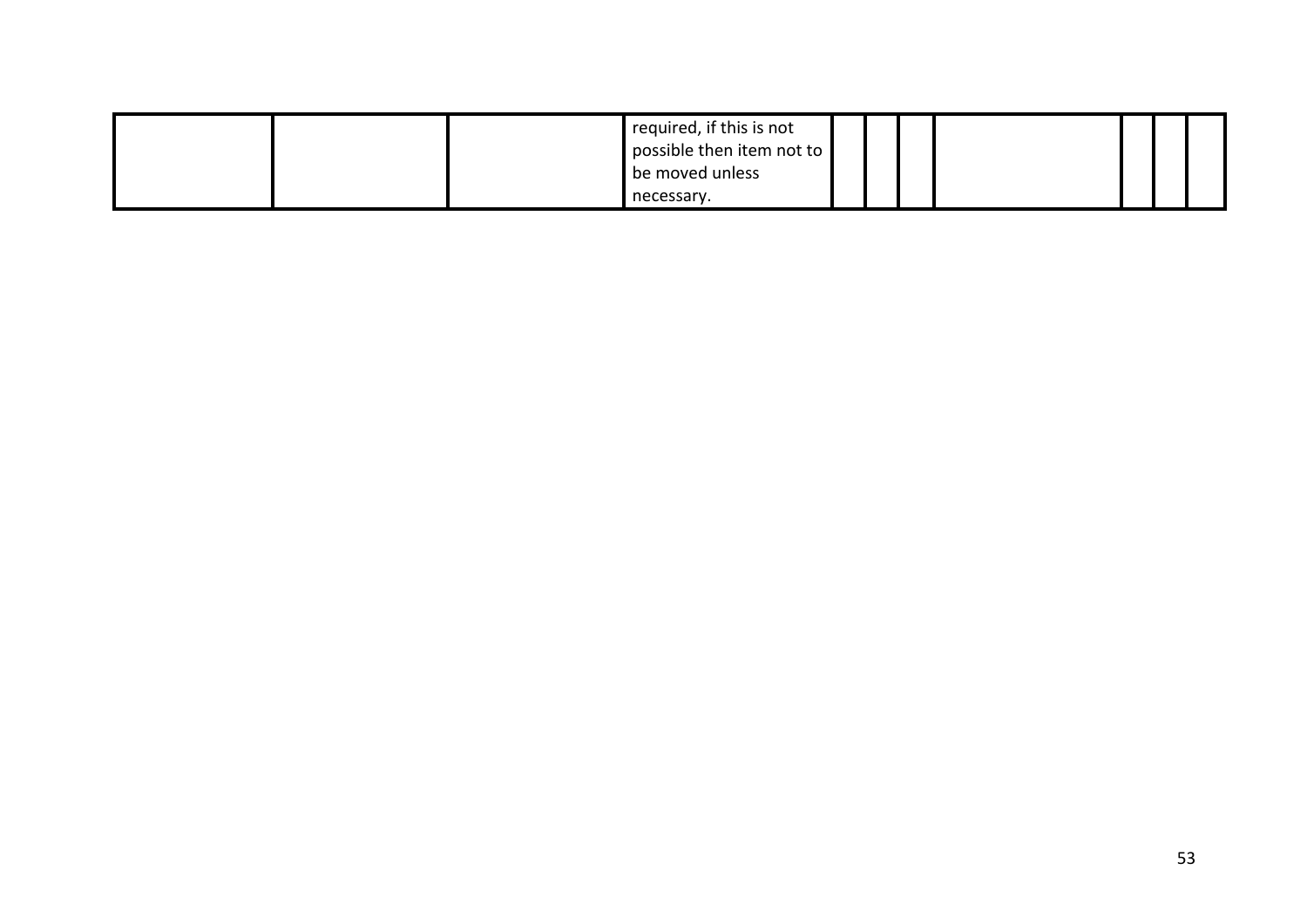| | | | | | | | | | | |
|---|---|---|---|---|---|---|---|---|---|---|
| | | | required, if this is not possible then item not to be moved unless necessary. | | | | | | | |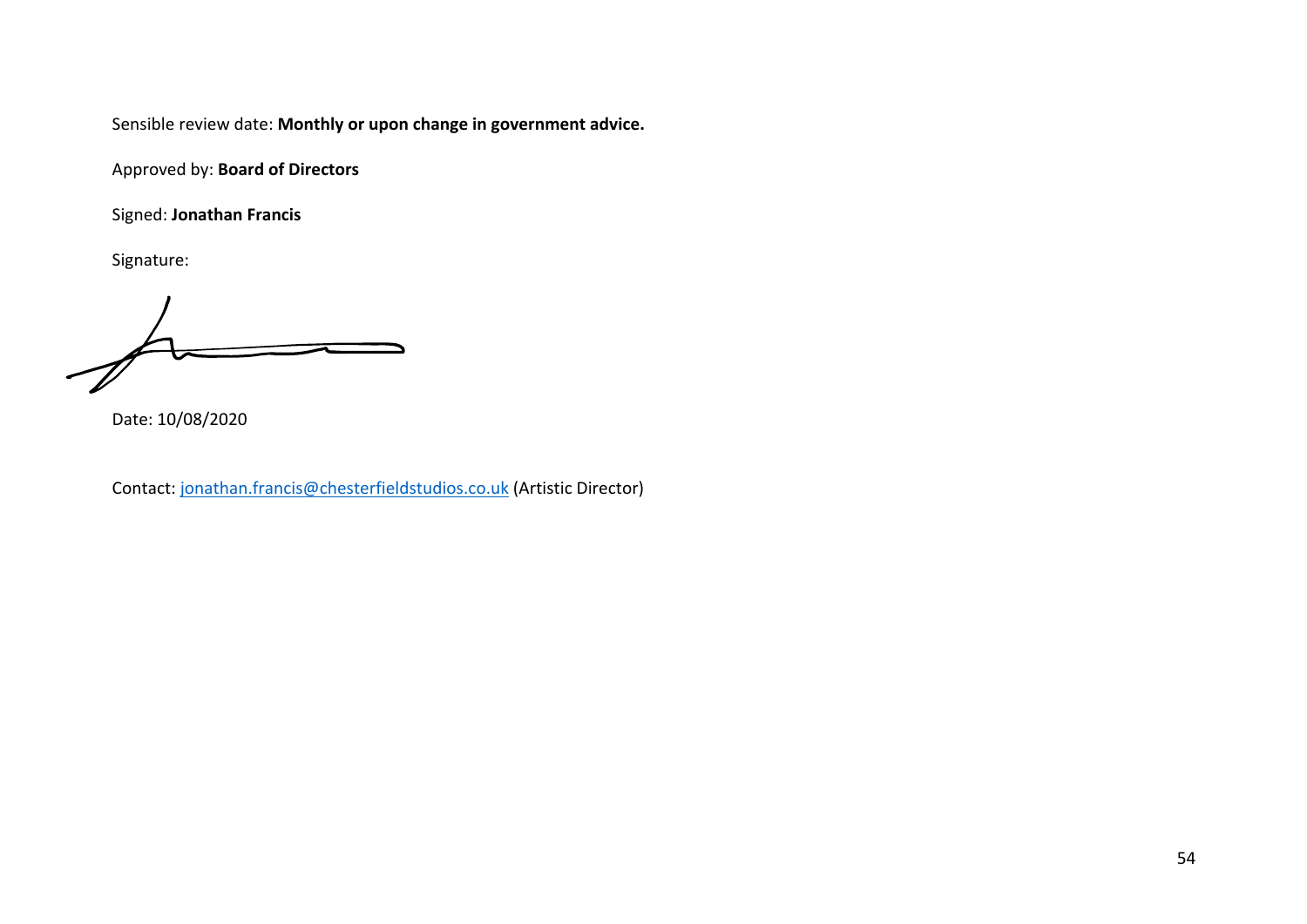Sensible review date: **Monthly or upon change in government advice.**

Approved by: **Board of Directors**

Signed: **Jonathan Francis**

Signature:

Date: 10/08/2020

Contact: jonathan.francis@chesterfieldstudios.co.uk (Artistic Director)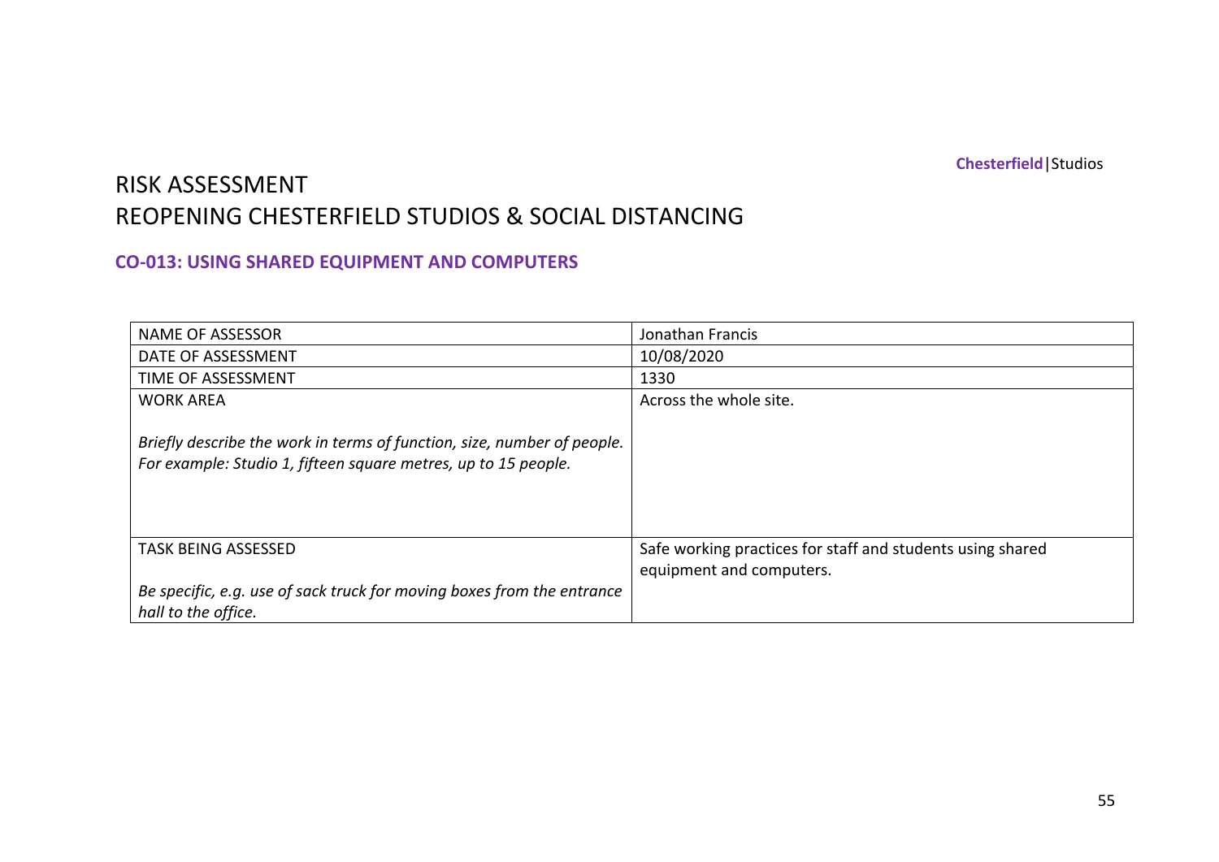# RISK ASSESSMENT
# REOPENING CHESTERFIELD STUDIOS & SOCIAL DISTANCING

## CO-013: USING SHARED EQUIPMENT AND COMPUTERS

| | |
|---|---|
| NAME OF ASSESSOR | Jonathan Francis |
| DATE OF ASSESSMENT | 10/08/2020 |
| TIME OF ASSESSMENT | 1330 |
| WORK AREA<br><br>*Briefly describe the work in terms of function, size, number of people. For example: Studio 1, fifteen square metres, up to 15 people.* | Across the whole site. |
| TASK BEING ASSESSED<br><br>*Be specific, e.g. use of sack truck for moving boxes from the entrance hall to the office.* | Safe working practices for staff and students using shared equipment and computers. |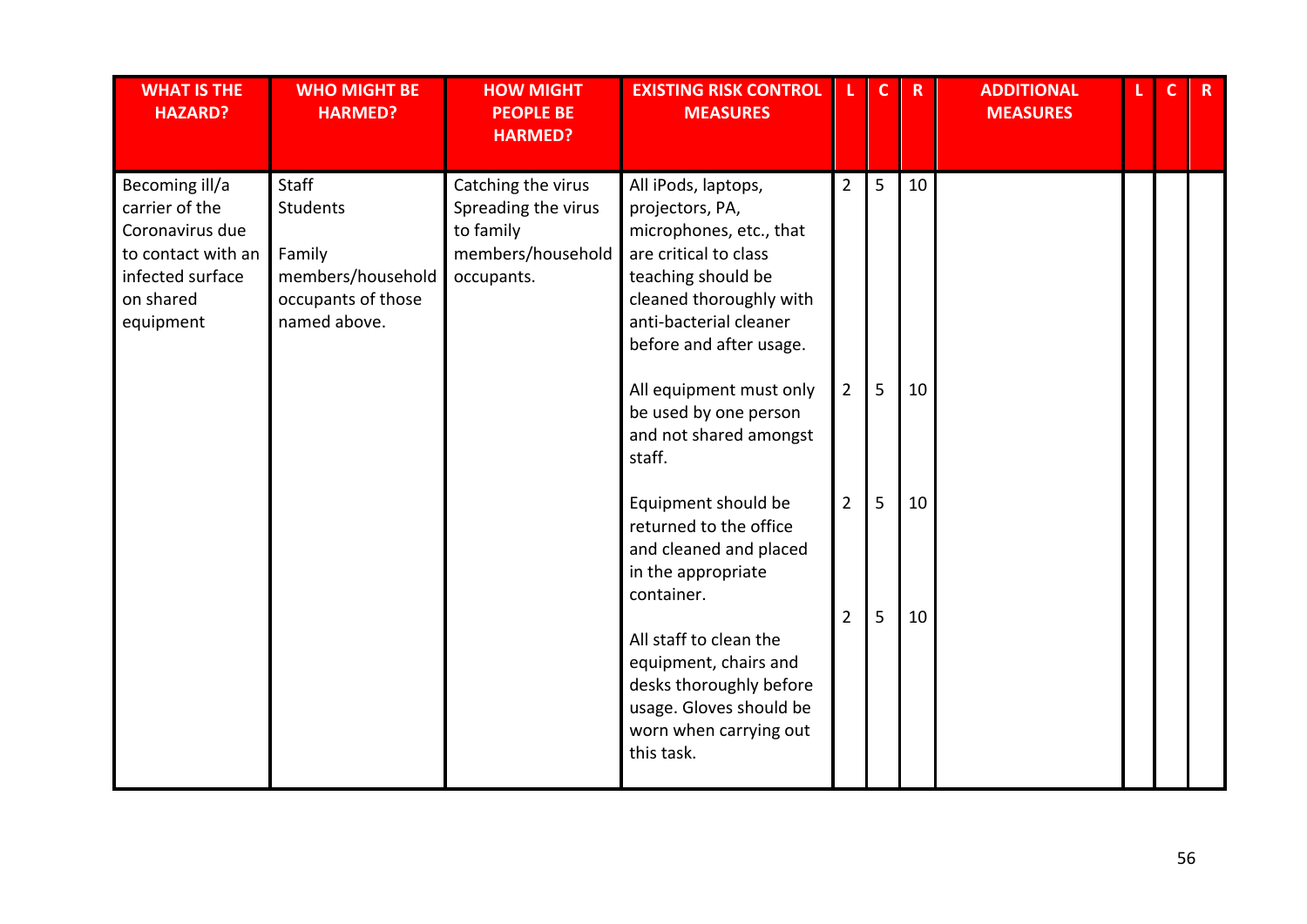| WHAT IS THE HAZARD? | WHO MIGHT BE HARMED? | HOW MIGHT PEOPLE BE HARMED? | EXISTING RISK CONTROL MEASURES | L | C | R | ADDITIONAL MEASURES | L | C | R |
|---|---|---|---|---|---|---|---|---|---|---|
| Becoming ill/a carrier of the Coronavirus due to contact with an infected surface on shared equipment | Staff<br>Students<br><br>Family members/household occupants of those named above. | Catching the virus<br>Spreading the virus to family members/household occupants. | All iPods, laptops, projectors, PA, microphones, etc., that are critical to class teaching should be cleaned thoroughly with anti-bacterial cleaner before and after usage. | 2 | 5 | 10 | | | | |
| | | | All equipment must only be used by one person and not shared amongst staff. | 2 | 5 | 10 | | | | |
| | | | Equipment should be returned to the office and cleaned and placed in the appropriate container. | 2 | 5 | 10 | | | | |
| | | | All staff to clean the equipment, chairs and desks thoroughly before usage. Gloves should be worn when carrying out this task. | 2 | 5 | 10 | | | | |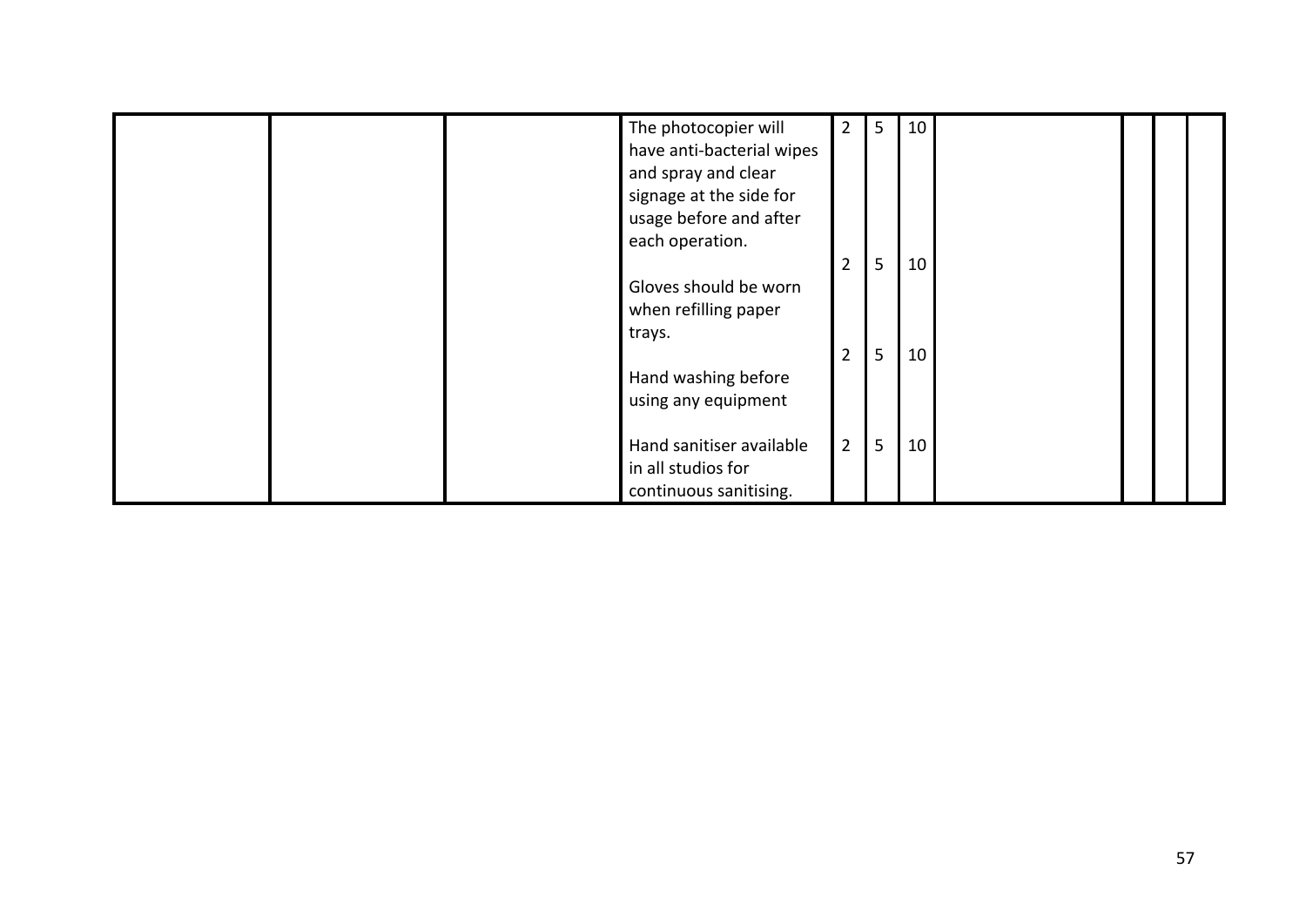| | | | | | | | | | | |
|---|---|---|---|---|---|---|---|---|---|---|
| | | | The photocopier will have anti-bacterial wipes and spray and clear signage at the side for usage before and after each operation. | 2 | 5 | 10 | | | | |
| | | | Gloves should be worn when refilling paper trays. | 2 | 5 | 10 | | | | |
| | | | Hand washing before using any equipment | 2 | 5 | 10 | | | | |
| | | | Hand sanitiser available in all studios for continuous sanitising. | 2 | 5 | 10 | | | | |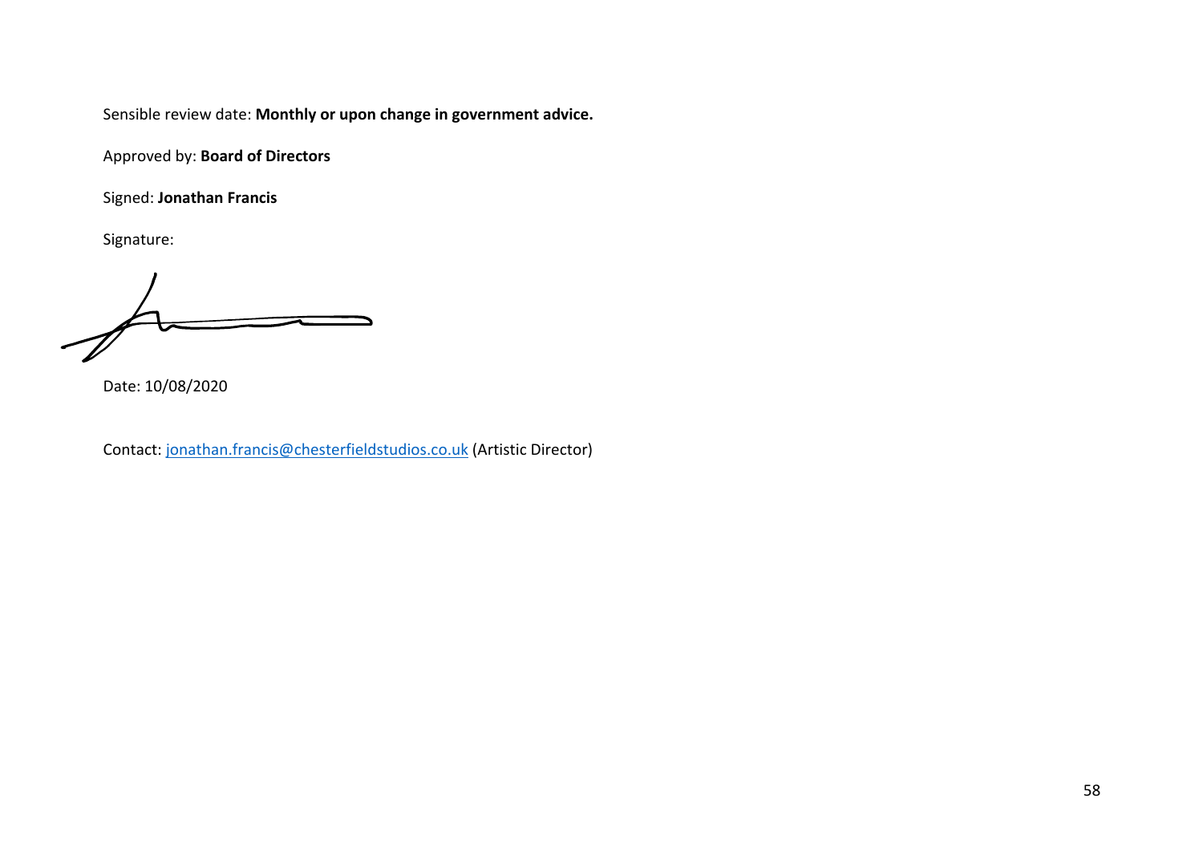Sensible review date: **Monthly or upon change in government advice.**

Approved by: **Board of Directors**

Signed: **Jonathan Francis**

Signature:

Date: 10/08/2020

Contact: [jonathan.francis@chesterfieldstudios.co.uk](mailto:jonathan.francis@chesterfieldstudios.co.uk) (Artistic Director)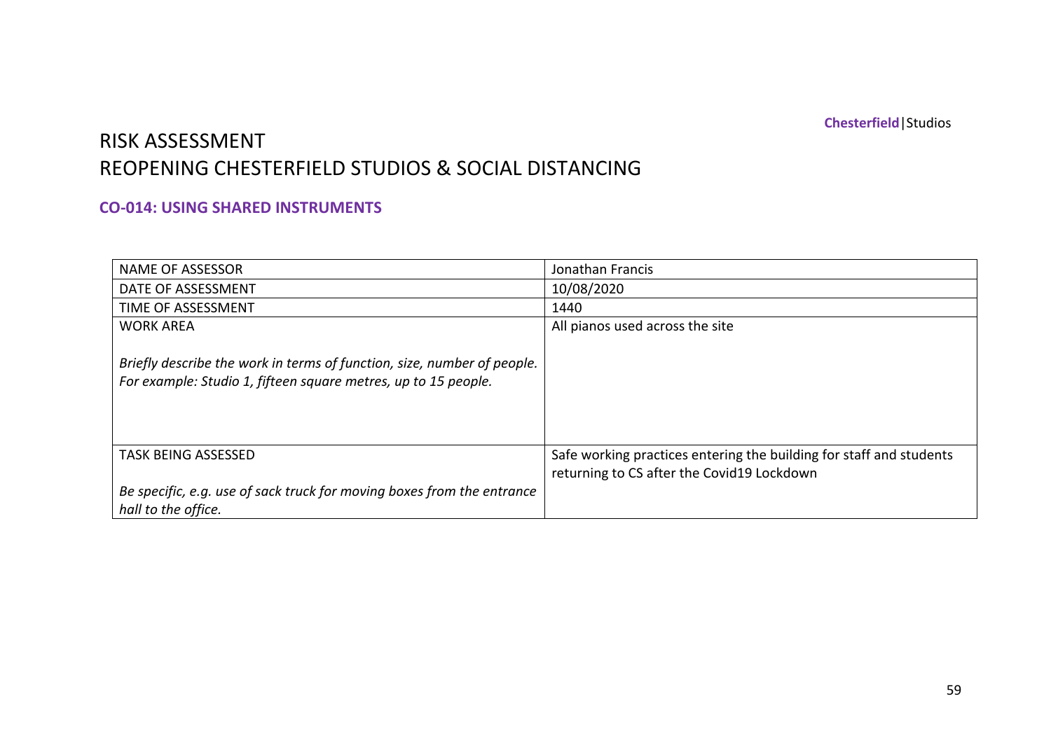**Chesterfield**|Studios

# RISK ASSESSMENT
# REOPENING CHESTERFIELD STUDIOS & SOCIAL DISTANCING

### CO-014: USING SHARED INSTRUMENTS

| NAME OF ASSESSOR | Jonathan Francis |
|---|---|
| DATE OF ASSESSMENT | 10/08/2020 |
| TIME OF ASSESSMENT | 1440 |
| WORK AREA<br><br>*Briefly describe the work in terms of function, size, number of people. For example: Studio 1, fifteen square metres, up to 15 people.* | All pianos used across the site |
| TASK BEING ASSESSED<br><br>*Be specific, e.g. use of sack truck for moving boxes from the entrance hall to the office.* | Safe working practices entering the building for staff and students returning to CS after the Covid19 Lockdown |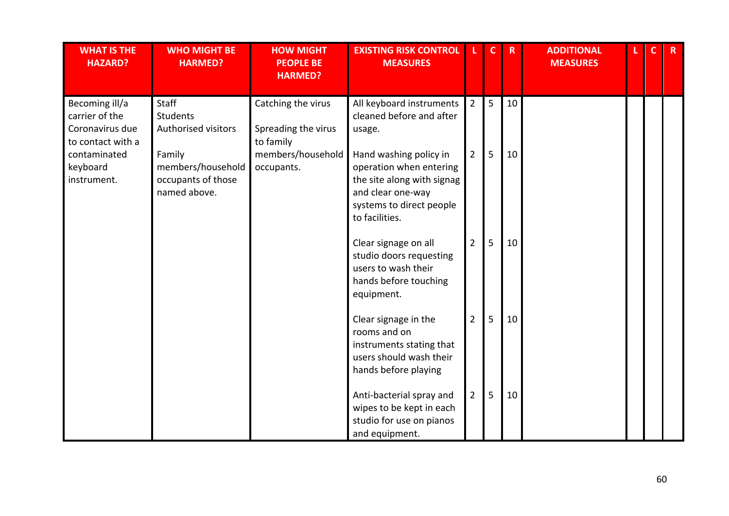| WHAT IS THE HAZARD? | WHO MIGHT BE HARMED? | HOW MIGHT PEOPLE BE HARMED? | EXISTING RISK CONTROL MEASURES | L | C | R | ADDITIONAL MEASURES | L | C | R |
|---|---|---|---|---|---|---|---|---|---|---|
| Becoming ill/a carrier of the Coronavirus due to contact with a contaminated keyboard instrument. | Staff<br>Students<br>Authorised visitors<br><br>Family members/household occupants of those named above. | Catching the virus<br><br>Spreading the virus to family members/household occupants. | All keyboard instruments cleaned before and after usage. | 2 | 5 | 10 | | | | |
| | | | Hand washing policy in operation when entering the site along with signag and clear one-way systems to direct people to facilities. | 2 | 5 | 10 | | | | |
| | | | Clear signage on all studio doors requesting users to wash their hands before touching equipment. | 2 | 5 | 10 | | | | |
| | | | Clear signage in the rooms and on instruments stating that users should wash their hands before playing | 2 | 5 | 10 | | | | |
| | | | Anti-bacterial spray and wipes to be kept in each studio for use on pianos and equipment. | 2 | 5 | 10 | | | | |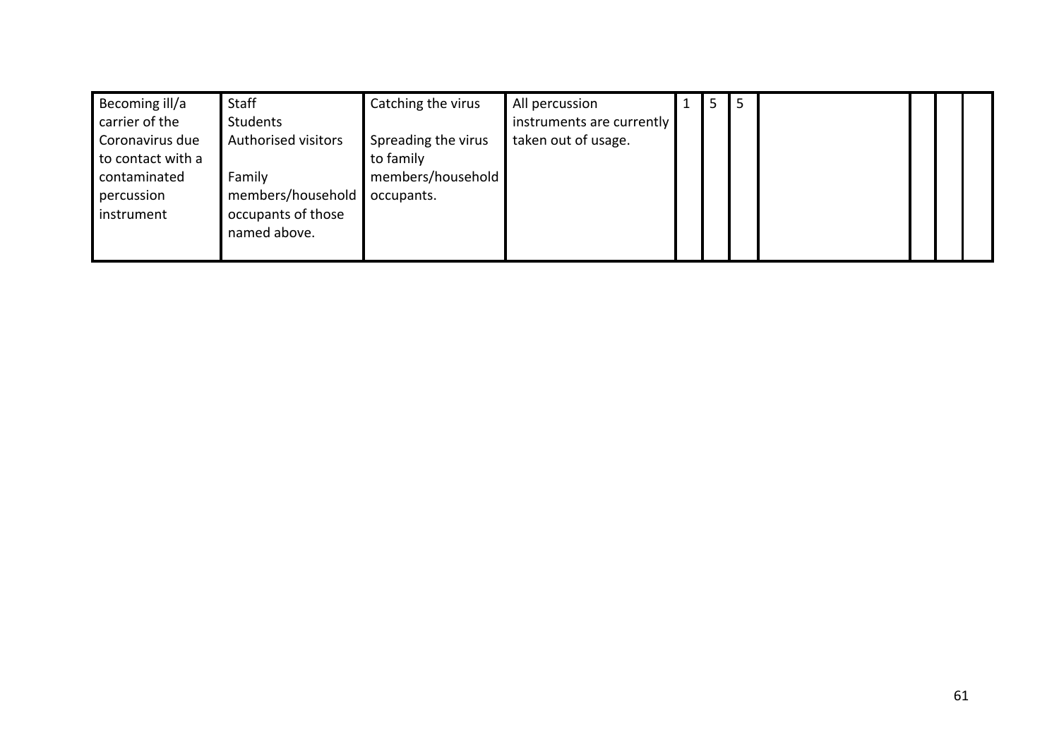| | | | | | | | | | | |
|---|---|---|---|---|---|---|---|---|---|---|
| Becoming ill/a carrier of the Coronavirus due to contact with a contaminated percussion instrument | Staff<br>Students<br>Authorised visitors<br><br>Family members/household occupants of those named above. | Catching the virus<br><br>Spreading the virus to family members/household occupants. | All percussion instruments are currently taken out of usage. | 1 | 5 | 5 | | | | |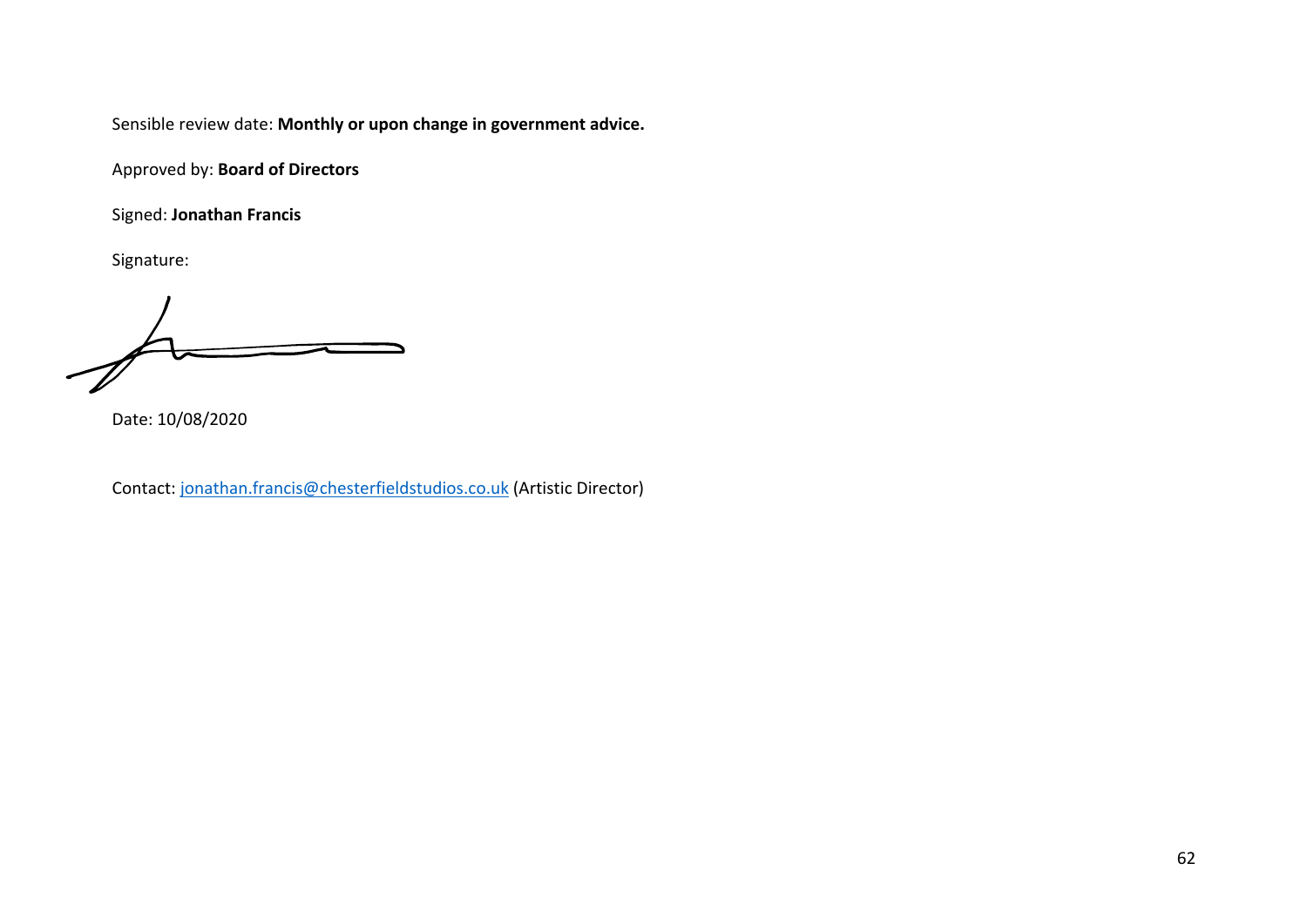Sensible review date: **Monthly or upon change in government advice.**

Approved by: **Board of Directors**

Signed: **Jonathan Francis**

Signature:

Date: 10/08/2020

Contact: jonathan.francis@chesterfieldstudios.co.uk (Artistic Director)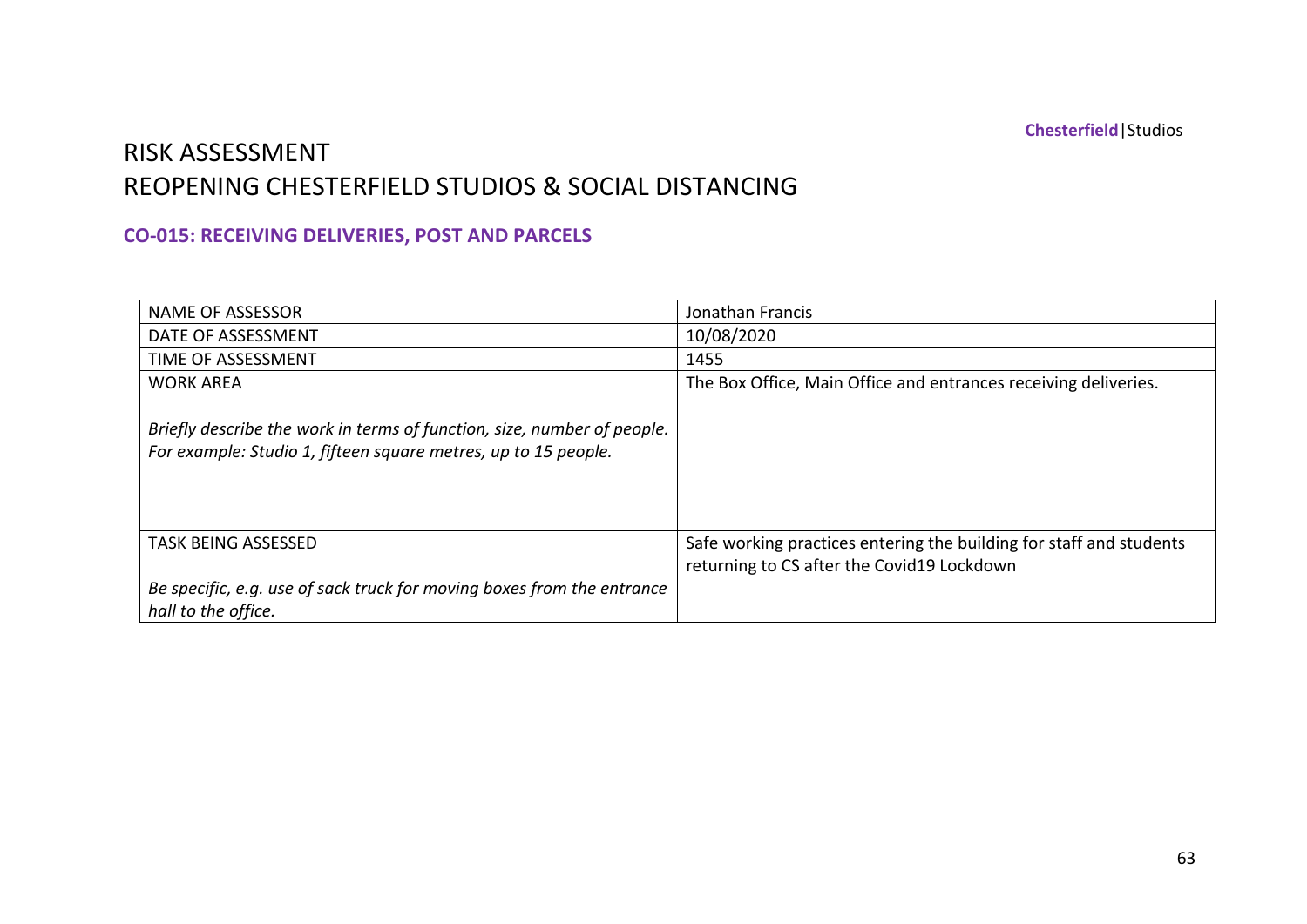# RISK ASSESSMENT
# REOPENING CHESTERFIELD STUDIOS & SOCIAL DISTANCING

## CO-015: RECEIVING DELIVERIES, POST AND PARCELS

| | |
|---|---|
| NAME OF ASSESSOR | Jonathan Francis |
| DATE OF ASSESSMENT | 10/08/2020 |
| TIME OF ASSESSMENT | 1455 |
| WORK AREA<br><br>*Briefly describe the work in terms of function, size, number of people. For example: Studio 1, fifteen square metres, up to 15 people.* | The Box Office, Main Office and entrances receiving deliveries. |
| TASK BEING ASSESSED<br><br>*Be specific, e.g. use of sack truck for moving boxes from the entrance hall to the office.* | Safe working practices entering the building for staff and students returning to CS after the Covid19 Lockdown |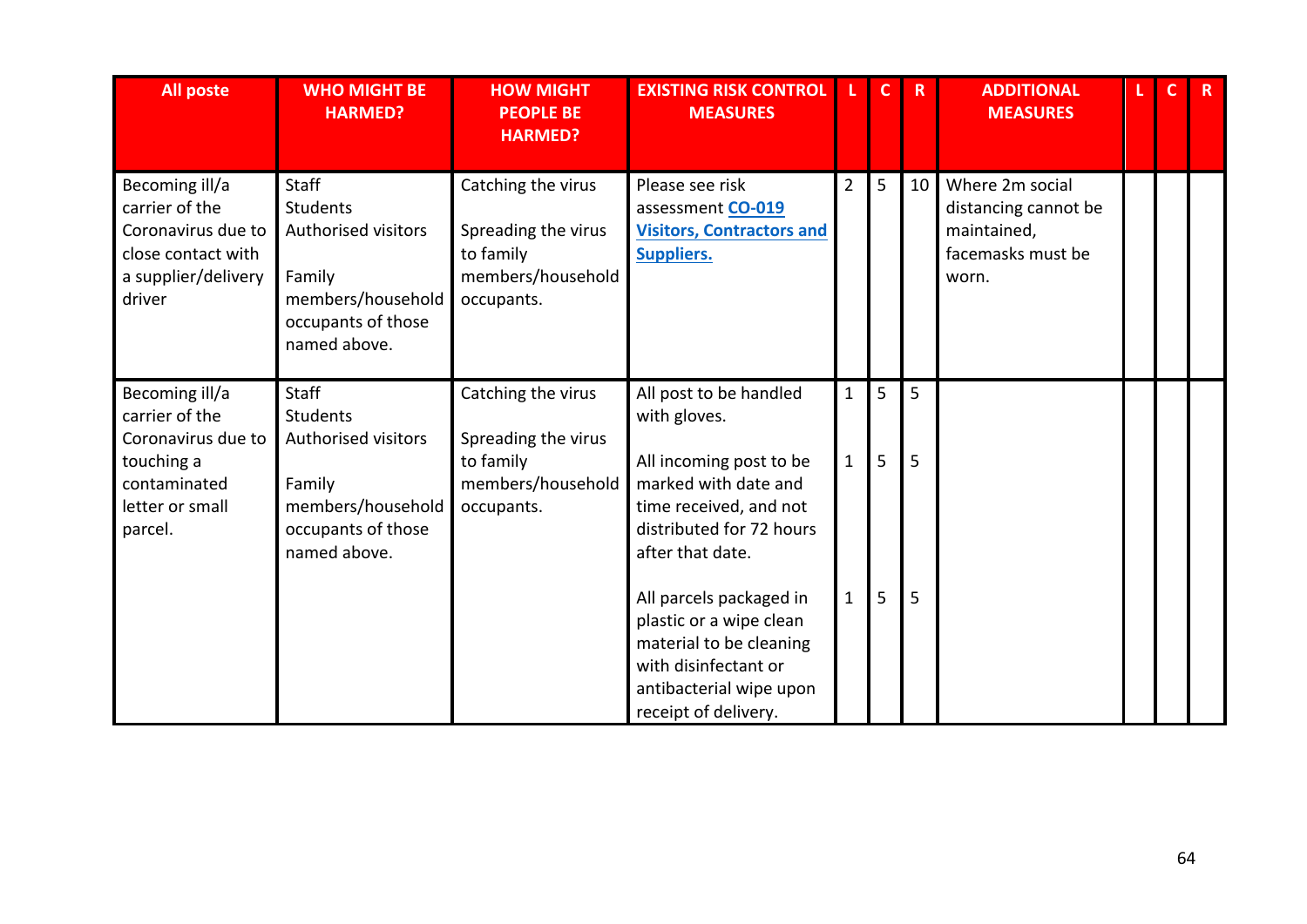| All poste | WHO MIGHT BE HARMED? | HOW MIGHT PEOPLE BE HARMED? | EXISTING RISK CONTROL MEASURES | L | C | R | ADDITIONAL MEASURES | L | C | R |
|---|---|---|---|---|---|---|---|---|---|---|
| Becoming ill/a carrier of the Coronavirus due to close contact with a supplier/delivery driver | Staff<br>Students<br>Authorised visitors<br><br>Family members/household occupants of those named above. | Catching the virus<br><br>Spreading the virus to family members/household occupants. | Please see risk assessment **CO-019 Visitors, Contractors and Suppliers.** | 2 | 5 | 10 | Where 2m social distancing cannot be maintained, facemasks must be worn. | | | |
| Becoming ill/a carrier of the Coronavirus due to touching a contaminated letter or small parcel. | Staff<br>Students<br>Authorised visitors<br><br>Family members/household occupants of those named above. | Catching the virus<br><br>Spreading the virus to family members/household occupants. | All post to be handled with gloves.<br><br>All incoming post to be marked with date and time received, and not distributed for 72 hours after that date.<br><br>All parcels packaged in plastic or a wipe clean material to be cleaning with disinfectant or antibacterial wipe upon receipt of delivery. | 1<br><br>1<br><br><br><br><br>1 | 5<br><br>5<br><br><br><br><br>5 | 5<br><br>5<br><br><br><br><br>5 | | | | |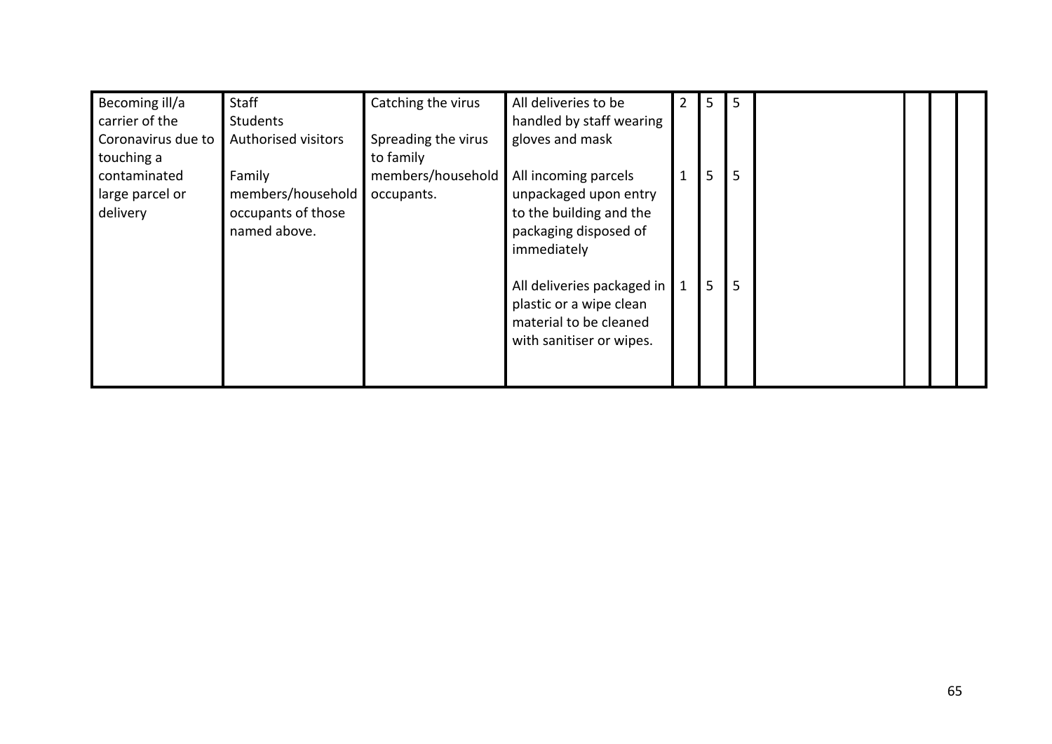| | | | | | | | | | | |
|---|---|---|---|---|---|---|---|---|---|---|
| Becoming ill/a carrier of the Coronavirus due to touching a contaminated large parcel or delivery | Staff<br>Students<br>Authorised visitors<br><br>Family members/household occupants of those named above. | Catching the virus<br><br>Spreading the virus to family members/household occupants. | All deliveries to be handled by staff wearing gloves and mask | 2 | 5 | 5 | | | | |
| | | | All incoming parcels unpackaged upon entry to the building and the packaging disposed of immediately | 1 | 5 | 5 | | | | |
| | | | All deliveries packaged in plastic or a wipe clean material to be cleaned with sanitiser or wipes. | 1 | 5 | 5 | | | | |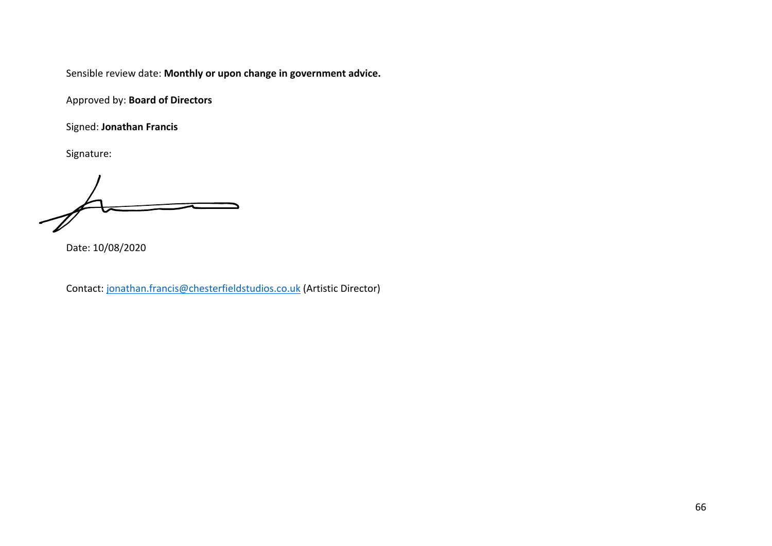Sensible review date: **Monthly or upon change in government advice.**

Approved by: **Board of Directors**

Signed: **Jonathan Francis**

Signature:

Date: 10/08/2020

Contact: [jonathan.francis@chesterfieldstudios.co.uk](mailto:jonathan.francis@chesterfieldstudios.co.uk) (Artistic Director)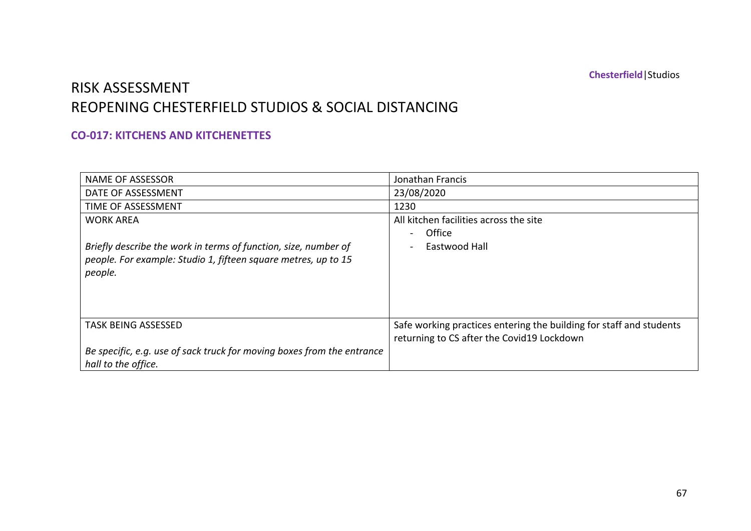# RISK ASSESSMENT
# REOPENING CHESTERFIELD STUDIOS & SOCIAL DISTANCING

### CO-017: KITCHENS AND KITCHENETTES

| | |
|---|---|
| NAME OF ASSESSOR | Jonathan Francis |
| DATE OF ASSESSMENT | 23/08/2020 |
| TIME OF ASSESSMENT | 1230 |
| WORK AREA<br><br>*Briefly describe the work in terms of function, size, number of people. For example: Studio 1, fifteen square metres, up to 15 people.* | All kitchen facilities across the site<br>- Office<br>- Eastwood Hall |
| TASK BEING ASSESSED<br><br>*Be specific, e.g. use of sack truck for moving boxes from the entrance hall to the office.* | Safe working practices entering the building for staff and students returning to CS after the Covid19 Lockdown |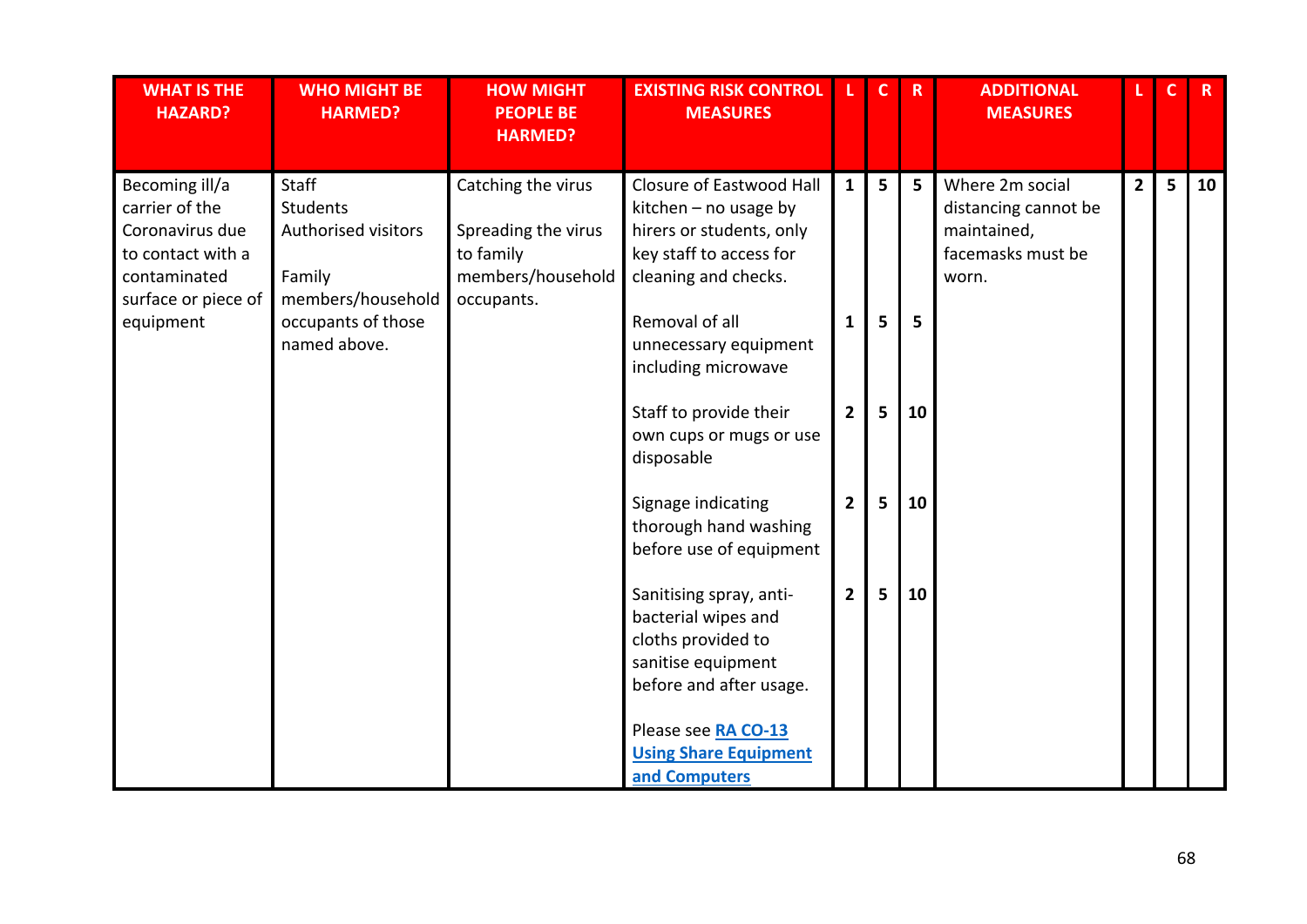| WHAT IS THE HAZARD? | WHO MIGHT BE HARMED? | HOW MIGHT PEOPLE BE HARMED? | EXISTING RISK CONTROL MEASURES | L | C | R | ADDITIONAL MEASURES | L | C | R |
|---|---|---|---|---|---|---|---|---|---|---|
| Becoming ill/a carrier of the Coronavirus due to contact with a contaminated surface or piece of equipment | Staff<br>Students<br>Authorised visitors<br><br>Family members/household occupants of those named above. | Catching the virus<br><br>Spreading the virus to family members/household occupants. | Closure of Eastwood Hall kitchen – no usage by hirers or students, only key staff to access for cleaning and checks. | 1 | 5 | 5 | Where 2m social distancing cannot be maintained, facemasks must be worn. | 2 | 5 | 10 |
| | | | Removal of all unnecessary equipment including microwave | 1 | 5 | 5 | | | | |
| | | | Staff to provide their own cups or mugs or use disposable | 2 | 5 | 10 | | | | |
| | | | Signage indicating thorough hand washing before use of equipment | 2 | 5 | 10 | | | | |
| | | | Sanitising spray, anti-bacterial wipes and cloths provided to sanitise equipment before and after usage.<br><br>Please see **RA CO-13 Using Share Equipment and Computers** | 2 | 5 | 10 | | | | |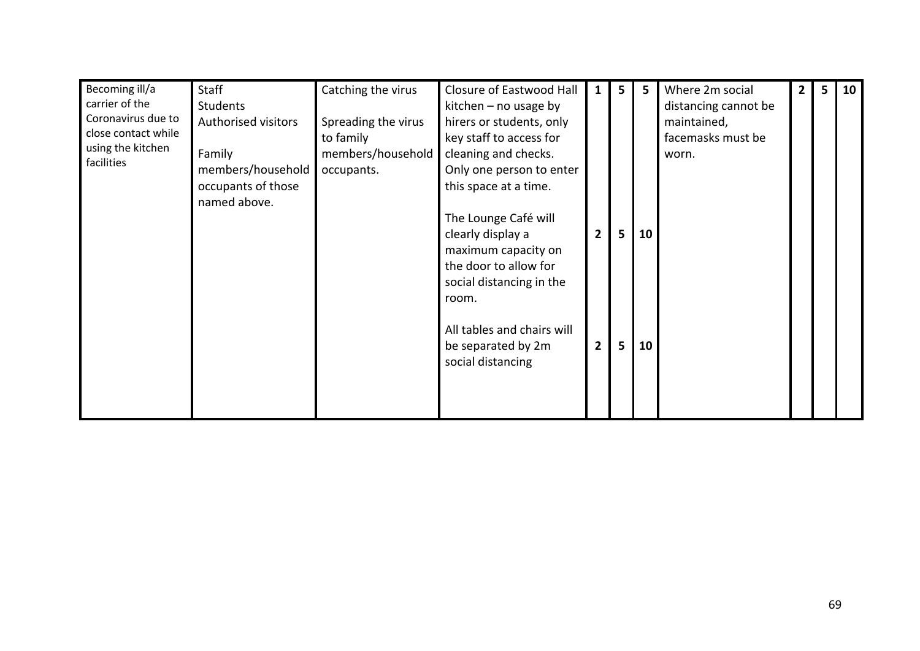| Becoming ill/a carrier of the Coronavirus due to close contact while using the kitchen facilities | Staff<br>Students<br>Authorised visitors<br><br>Family members/household occupants of those named above. | Catching the virus<br><br>Spreading the virus to family members/household occupants. | Closure of Eastwood Hall kitchen – no usage by hirers or students, only key staff to access for cleaning and checks. Only one person to enter this space at a time.<br><br>The Lounge Café will clearly display a maximum capacity on the door to allow for social distancing in the room.<br><br>All tables and chairs will be separated by 2m social distancing | **1**<br><br><br><br><br><br>**2**<br><br><br><br><br>**2** | **5**<br><br><br><br><br><br>**5**<br><br><br><br><br>**5** | **5**<br><br><br><br><br><br>**10**<br><br><br><br><br>**10** | Where 2m social distancing cannot be maintained, facemasks must be worn. | **2** | **5** | **10** |
|---|---|---|---|---|---|---|---|---|---|---|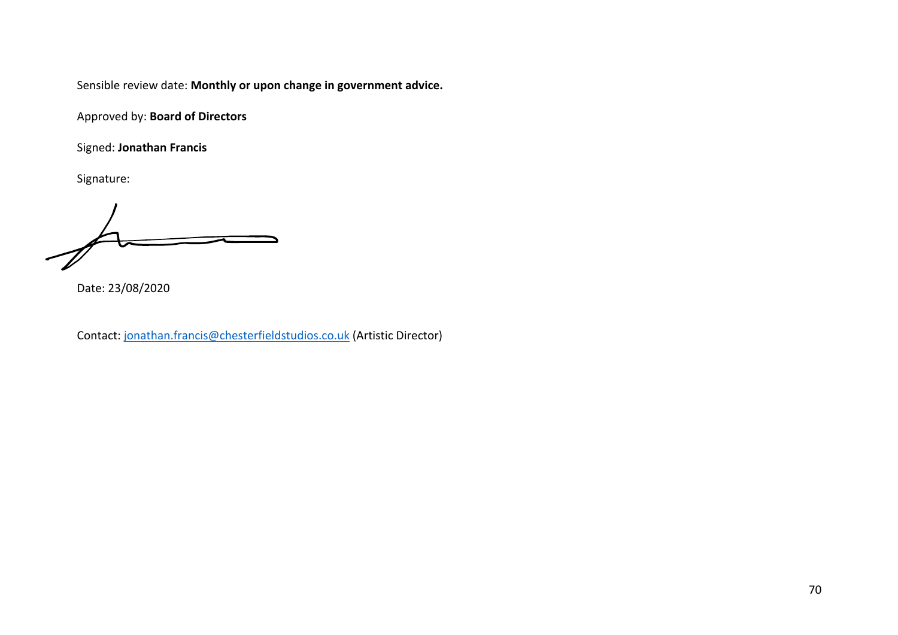Sensible review date: **Monthly or upon change in government advice.**

Approved by: **Board of Directors**

Signed: **Jonathan Francis**

Signature:

Date: 23/08/2020

Contact: [jonathan.francis@chesterfieldstudios.co.uk](mailto:jonathan.francis@chesterfieldstudios.co.uk) (Artistic Director)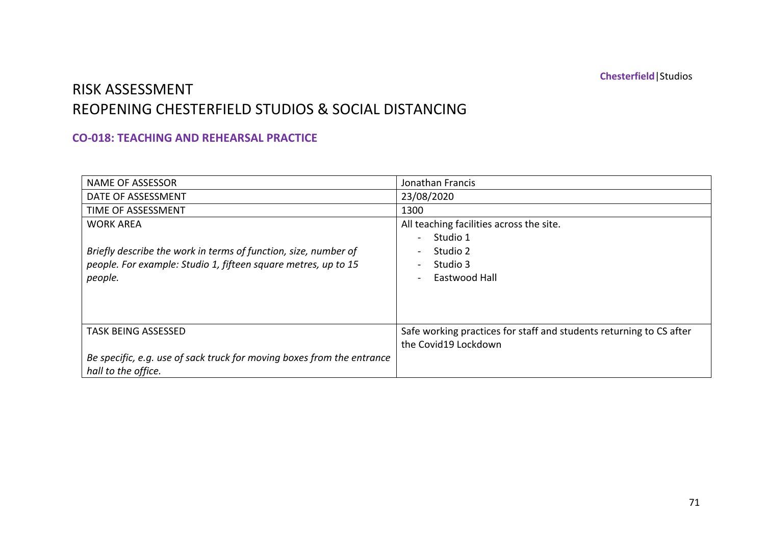# RISK ASSESSMENT
# REOPENING CHESTERFIELD STUDIOS & SOCIAL DISTANCING

### CO-018: TEACHING AND REHEARSAL PRACTICE

| NAME OF ASSESSOR | Jonathan Francis |
|---|---|
| DATE OF ASSESSMENT | 23/08/2020 |
| TIME OF ASSESSMENT | 1300 |
| WORK AREA<br><br>*Briefly describe the work in terms of function, size, number of people. For example: Studio 1, fifteen square metres, up to 15 people.* | All teaching facilities across the site.<br>- Studio 1<br>- Studio 2<br>- Studio 3<br>- Eastwood Hall |
| TASK BEING ASSESSED<br><br>*Be specific, e.g. use of sack truck for moving boxes from the entrance hall to the office.* | Safe working practices for staff and students returning to CS after the Covid19 Lockdown |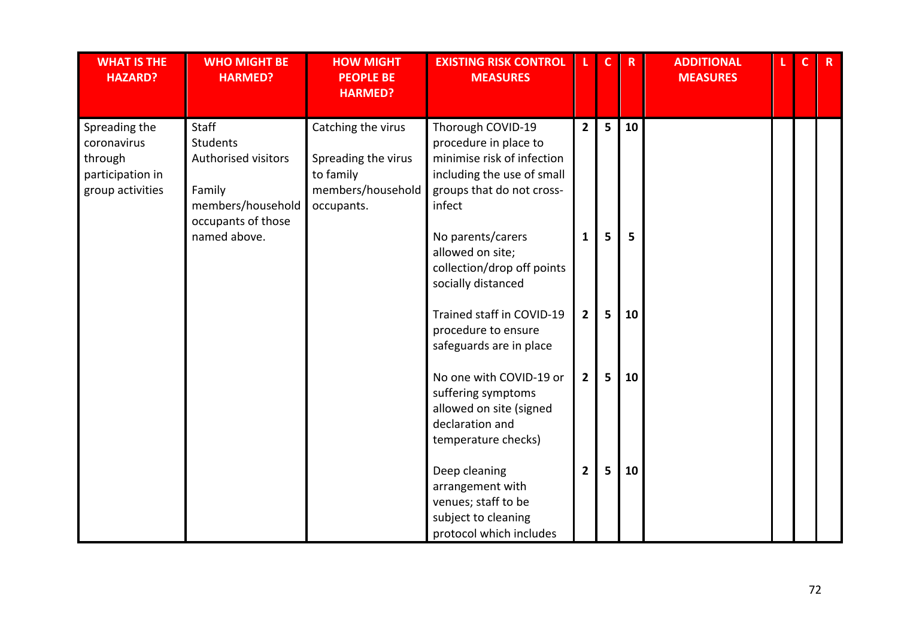| WHAT IS THE HAZARD? | WHO MIGHT BE HARMED? | HOW MIGHT PEOPLE BE HARMED? | EXISTING RISK CONTROL MEASURES | L | C | R | ADDITIONAL MEASURES | L | C | R |
|---|---|---|---|---|---|---|---|---|---|---|
| Spreading the coronavirus through participation in group activities | Staff<br>Students<br>Authorised visitors<br><br>Family members/household occupants of those named above. | Catching the virus<br><br>Spreading the virus to family members/household occupants. | Thorough COVID-19 procedure in place to minimise risk of infection including the use of small groups that do not cross-infect | 2 | 5 | 10 | | | | |
| | | | No parents/carers allowed on site; collection/drop off points socially distanced | 1 | 5 | 5 | | | | |
| | | | Trained staff in COVID-19 procedure to ensure safeguards are in place | 2 | 5 | 10 | | | | |
| | | | No one with COVID-19 or suffering symptoms allowed on site (signed declaration and temperature checks) | 2 | 5 | 10 | | | | |
| | | | Deep cleaning arrangement with venues; staff to be subject to cleaning protocol which includes | 2 | 5 | 10 | | | | |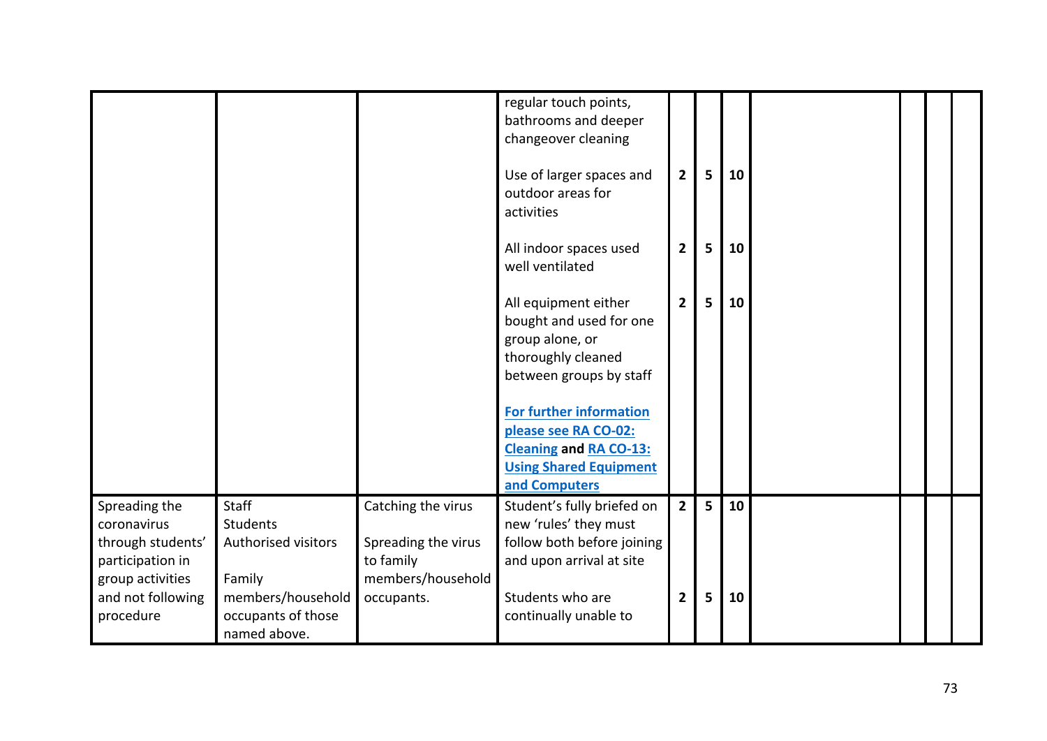| | | | | | | | | | | |
|---|---|---|---|---|---|---|---|---|---|---|
| | | | regular touch points, bathrooms and deeper changeover cleaning<br><br>Use of larger spaces and outdoor areas for activities<br><br>All indoor spaces used well ventilated<br><br>All equipment either bought and used for one group alone, or thoroughly cleaned between groups by staff<br><br>**For further information please see RA CO-02: Cleaning and RA CO-13: Using Shared Equipment and Computers** | <br><br><br>**2**<br><br><br>**2**<br><br>**2** | <br><br><br>**5**<br><br><br>**5**<br><br>**5** | <br><br><br>**10**<br><br><br>**10**<br><br>**10** | | | | |
| Spreading the coronavirus through students' participation in group activities and not following procedure | Staff<br>Students<br>Authorised visitors<br><br>Family members/household occupants of those named above. | Catching the virus<br><br>Spreading the virus to family members/household occupants. | Student's fully briefed on new 'rules' they must follow both before joining and upon arrival at site<br><br>Students who are continually unable to | **2**<br><br><br><br>**2** | **5**<br><br><br><br>**5** | **10**<br><br><br><br>**10** | | | | |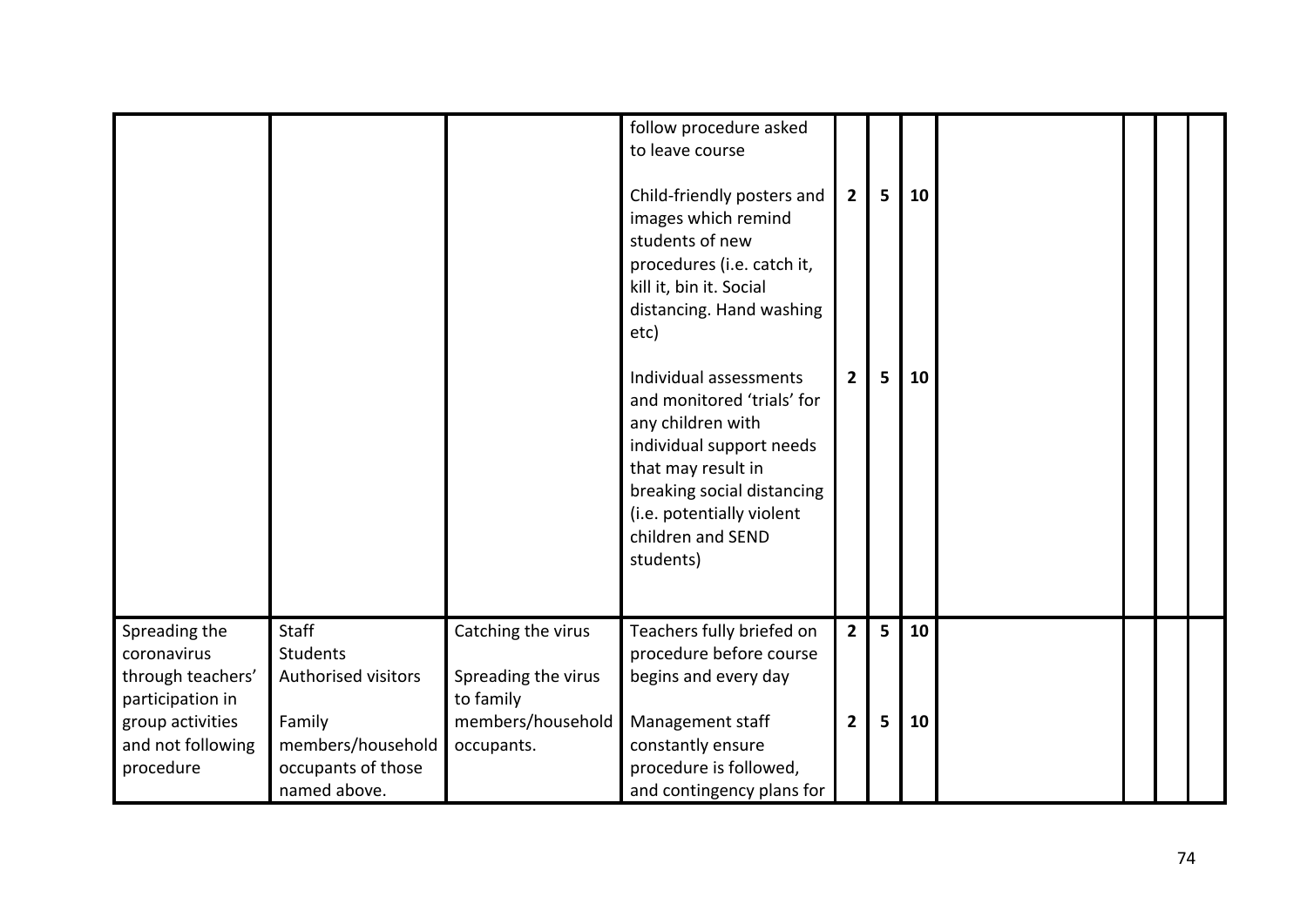| | | | | | | | | | | |
|---|---|---|---|---|---|---|---|---|---|---|
| | | | follow procedure asked to leave course | | | | | | | |
| | | | Child-friendly posters and images which remind students of new procedures (i.e. catch it, kill it, bin it. Social distancing. Hand washing etc) | **2** | **5** | **10** | | | | |
| | | | Individual assessments and monitored 'trials' for any children with individual support needs that may result in breaking social distancing (i.e. potentially violent children and SEND students) | **2** | **5** | **10** | | | | |
| Spreading the coronavirus through teachers' participation in group activities and not following procedure | Staff<br>Students<br>Authorised visitors<br><br>Family members/household occupants of those named above. | Catching the virus<br><br>Spreading the virus to family members/household occupants. | Teachers fully briefed on procedure before course begins and every day | **2** | **5** | **10** | | | | |
| | | | Management staff constantly ensure procedure is followed, and contingency plans for | **2** | **5** | **10** | | | | |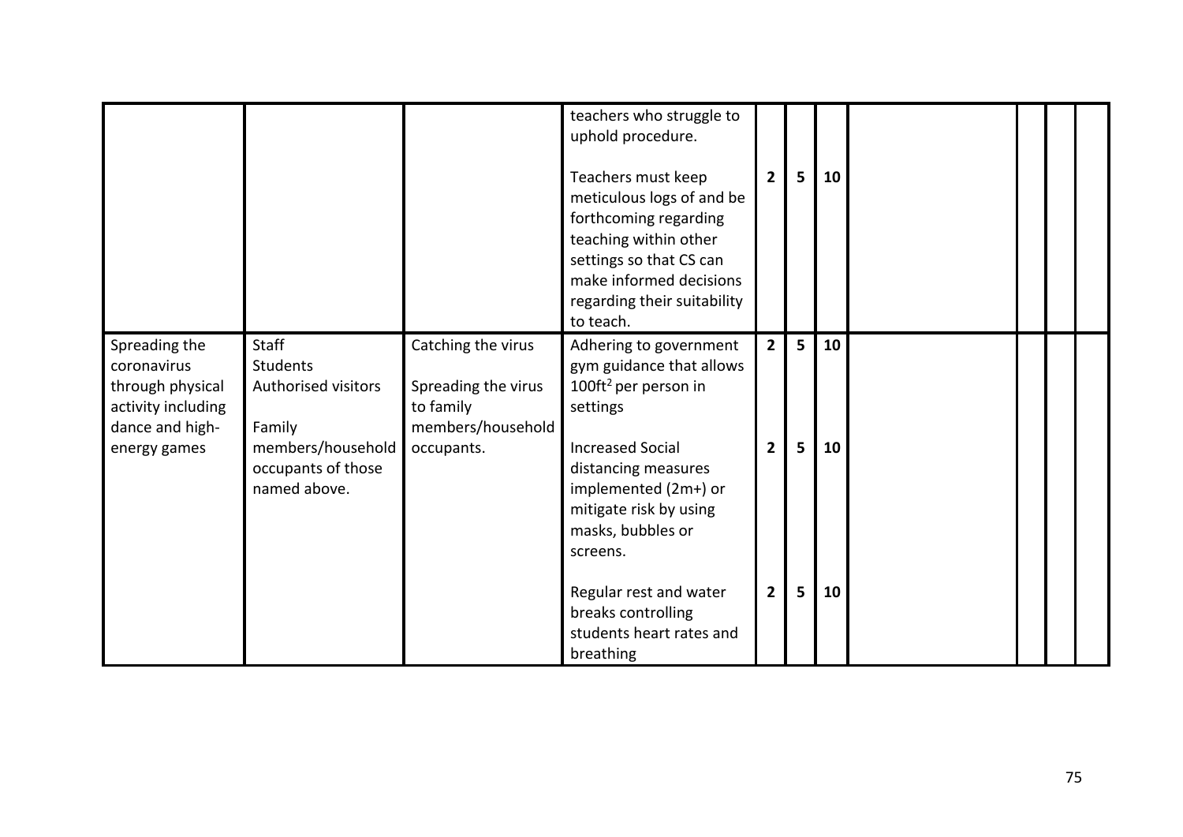| | | | | | | | | | | |
|---|---|---|---|---|---|---|---|---|---|---|
| | | | teachers who struggle to uphold procedure.<br><br>Teachers must keep meticulous logs of and be forthcoming regarding teaching within other settings so that CS can make informed decisions regarding their suitability to teach. | 2 | 5 | 10 | | | | |
| Spreading the coronavirus through physical activity including dance and high-energy games | Staff<br>Students<br>Authorised visitors<br><br>Family members/household occupants of those named above. | Catching the virus<br><br>Spreading the virus to family members/household occupants. | Adhering to government gym guidance that allows 100ft$^2$ per person in settings | 2 | 5 | 10 | | | | |
| | | | Increased Social distancing measures implemented (2m+) or mitigate risk by using masks, bubbles or screens. | 2 | 5 | 10 | | | | |
| | | | Regular rest and water breaks controlling students heart rates and breathing | 2 | 5 | 10 | | | | |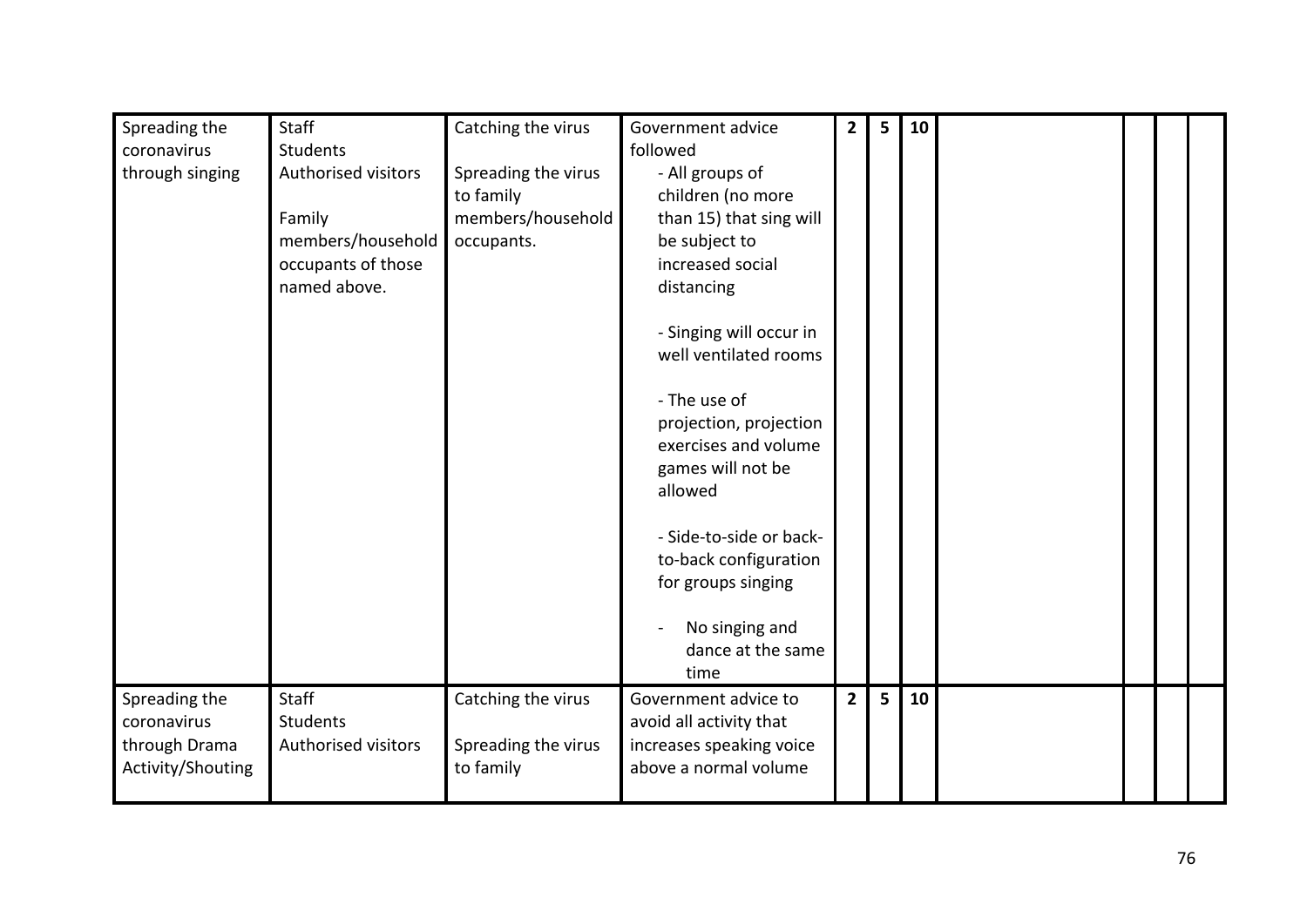| Spreading the coronavirus through singing | Staff<br>Students<br>Authorised visitors<br><br>Family members/household occupants of those named above. | Catching the virus<br><br>Spreading the virus to family members/household occupants. | Government advice followed<br>- All groups of children (no more than 15) that sing will be subject to increased social distancing<br><br>- Singing will occur in well ventilated rooms<br><br>- The use of projection, projection exercises and volume games will not be allowed<br><br>- Side-to-side or back-to-back configuration for groups singing<br><br>- No singing and dance at the same time | 2 | 5 | 10 | | | | |
|---|---|---|---|---|---|---|---|---|---|---|
| Spreading the coronavirus through Drama Activity/Shouting | Staff<br>Students<br>Authorised visitors | Catching the virus<br><br>Spreading the virus to family | Government advice to avoid all activity that increases speaking voice above a normal volume | 2 | 5 | 10 | | | | |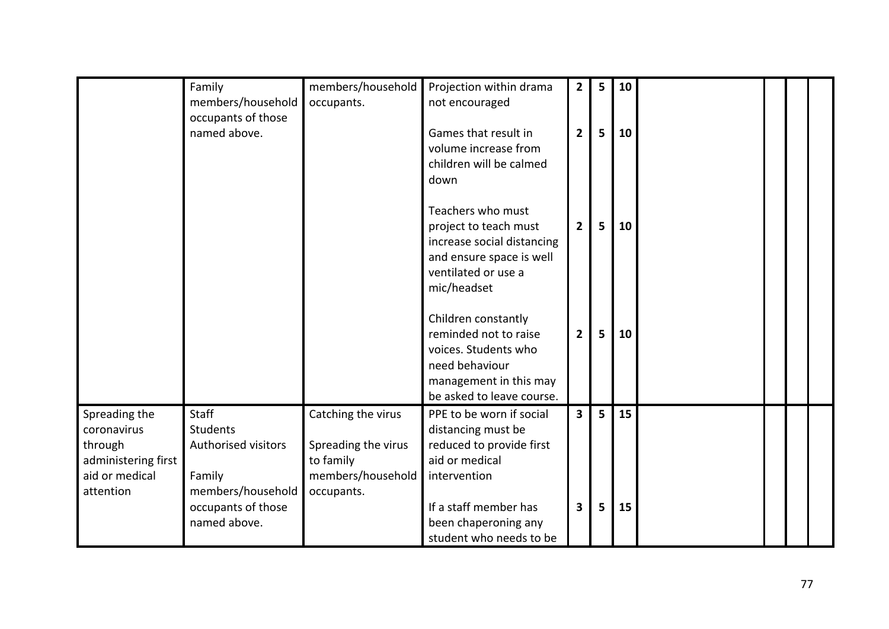| | | | | | | | | | | |
|---|---|---|---|---|---|---|---|---|---|---|
| | Family members/household occupants of those named above. | members/household occupants. | Projection within drama not encouraged<br><br>Games that result in volume increase from children will be calmed down<br><br>Teachers who must project to teach must increase social distancing and ensure space is well ventilated or use a mic/headset<br><br>Children constantly reminded not to raise voices. Students who need behaviour management in this may be asked to leave course. | **2**<br><br>**2**<br><br>**2**<br><br>**2** | **5**<br><br>**5**<br><br>**5**<br><br>**5** | **10**<br><br>**10**<br><br>**10**<br><br>**10** | | | | |
| Spreading the coronavirus through administering first aid or medical attention | Staff<br>Students<br>Authorised visitors<br><br>Family members/household occupants of those named above. | Catching the virus<br><br>Spreading the virus to family members/household occupants. | PPE to be worn if social distancing must be reduced to provide first aid or medical intervention<br><br>If a staff member has been chaperoning any student who needs to be | **3**<br><br>**3** | **5**<br><br>**5** | **15**<br><br>**15** | | | | |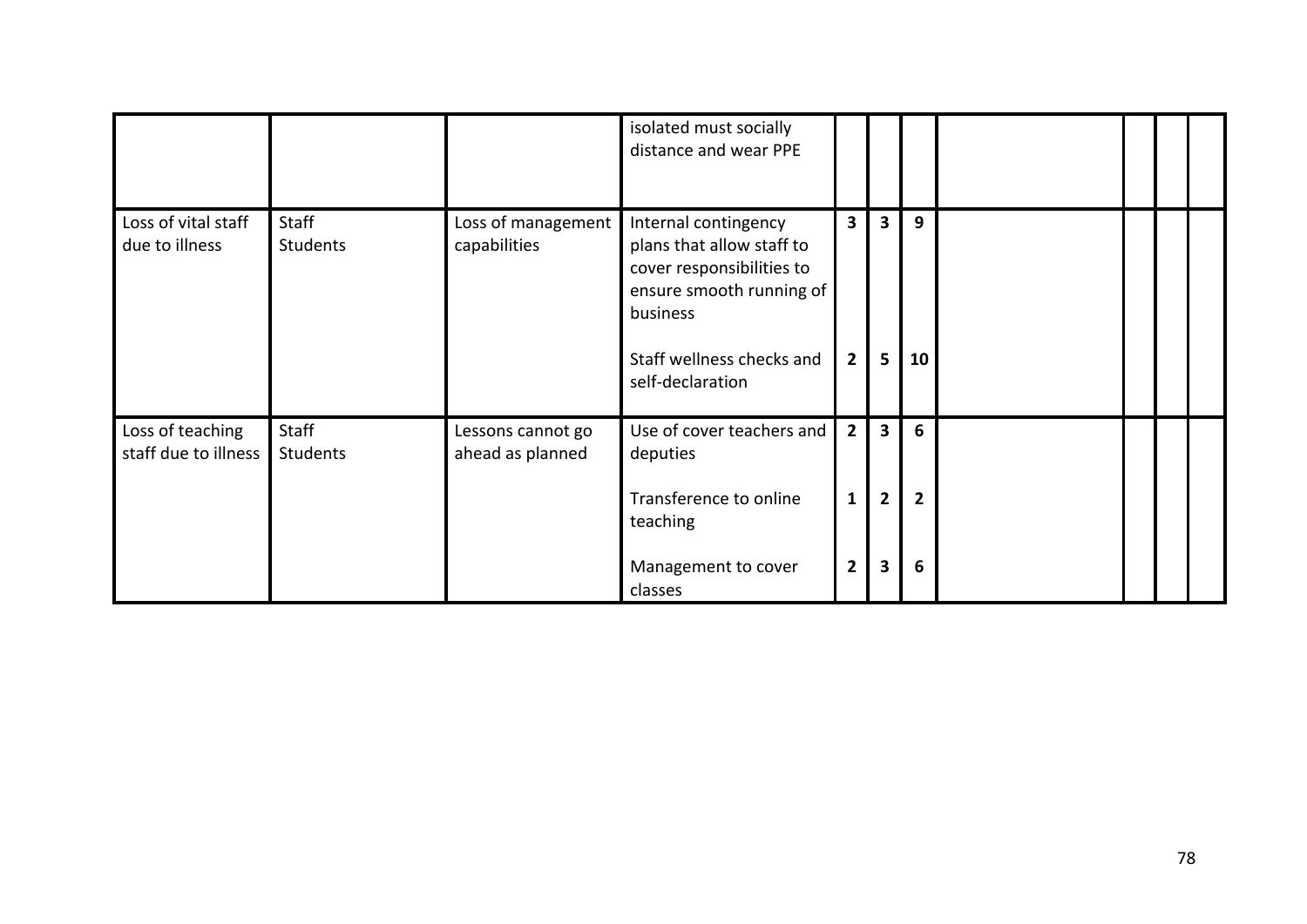| | | | | | | | | | | |
|---|---|---|---|---|---|---|---|---|---|---|
| | | | isolated must socially distance and wear PPE | | | | | | | |
| Loss of vital staff due to illness | Staff<br>Students | Loss of management capabilities | Internal contingency plans that allow staff to cover responsibilities to ensure smooth running of business<br><br>Staff wellness checks and self-declaration | **3**<br><br>**2** | **3**<br><br>**5** | **9**<br><br>**10** | | | | |
| Loss of teaching staff due to illness | Staff<br>Students | Lessons cannot go ahead as planned | Use of cover teachers and deputies<br><br>Transference to online teaching<br><br>Management to cover classes | **2**<br><br>**1**<br><br>**2** | **3**<br><br>**2**<br><br>**3** | **6**<br><br>**2**<br><br>**6** | | | | |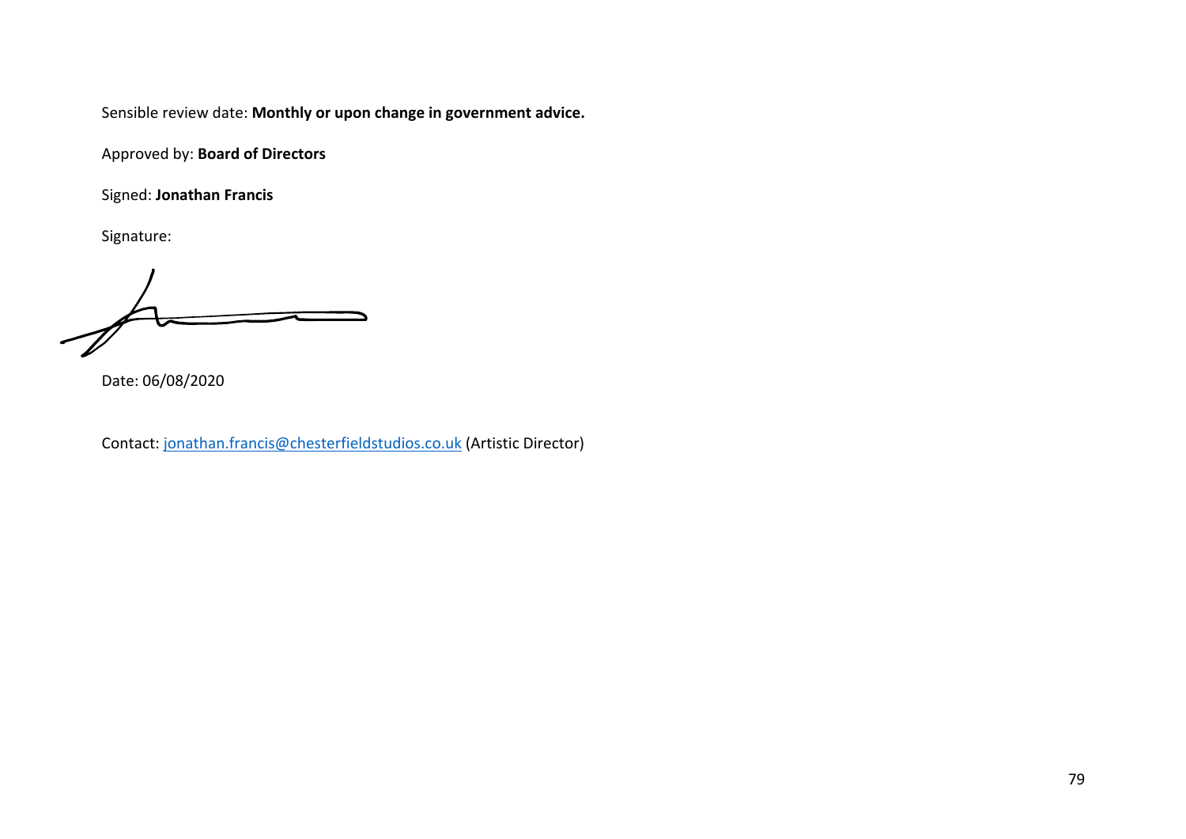Sensible review date: **Monthly or upon change in government advice.**

Approved by: **Board of Directors**

Signed: **Jonathan Francis**

Signature:

Date: 06/08/2020

Contact: [jonathan.francis@chesterfieldstudios.co.uk](mailto:jonathan.francis@chesterfieldstudios.co.uk) (Artistic Director)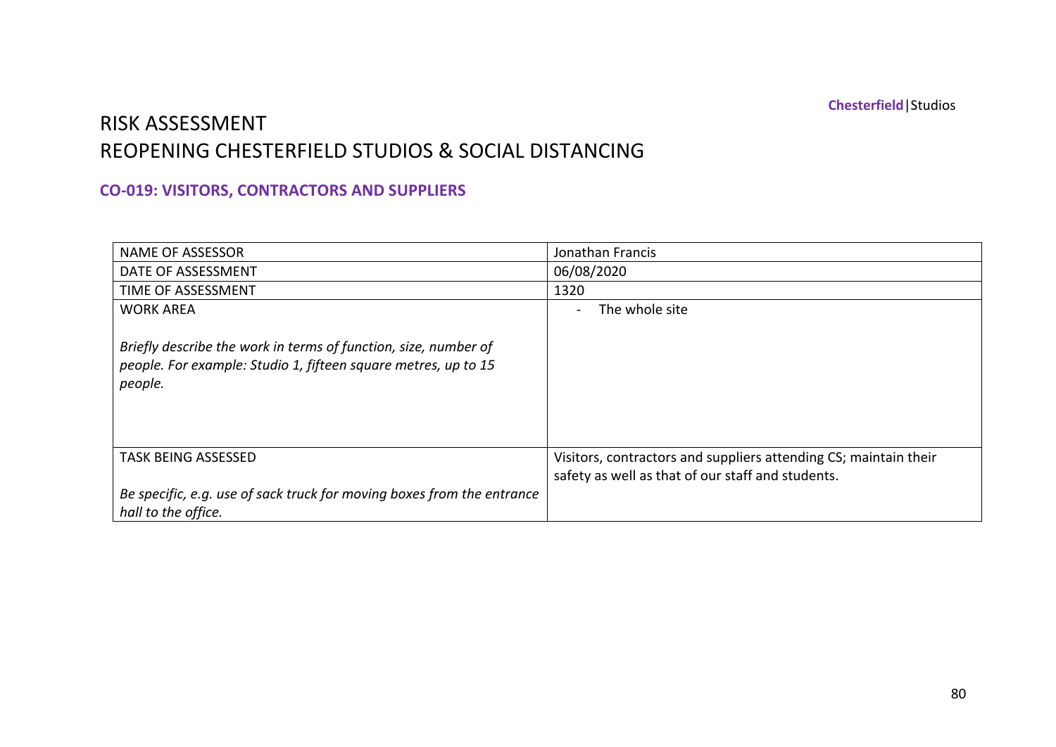# RISK ASSESSMENT
# REOPENING CHESTERFIELD STUDIOS & SOCIAL DISTANCING

## CO-019: VISITORS, CONTRACTORS AND SUPPLIERS

| | |
|---|---|
| NAME OF ASSESSOR | Jonathan Francis |
| DATE OF ASSESSMENT | 06/08/2020 |
| TIME OF ASSESSMENT | 1320 |
| WORK AREA<br><br>*Briefly describe the work in terms of function, size, number of people. For example: Studio 1, fifteen square metres, up to 15 people.* | - The whole site |
| TASK BEING ASSESSED<br><br>*Be specific, e.g. use of sack truck for moving boxes from the entrance hall to the office.* | Visitors, contractors and suppliers attending CS; maintain their safety as well as that of our staff and students. |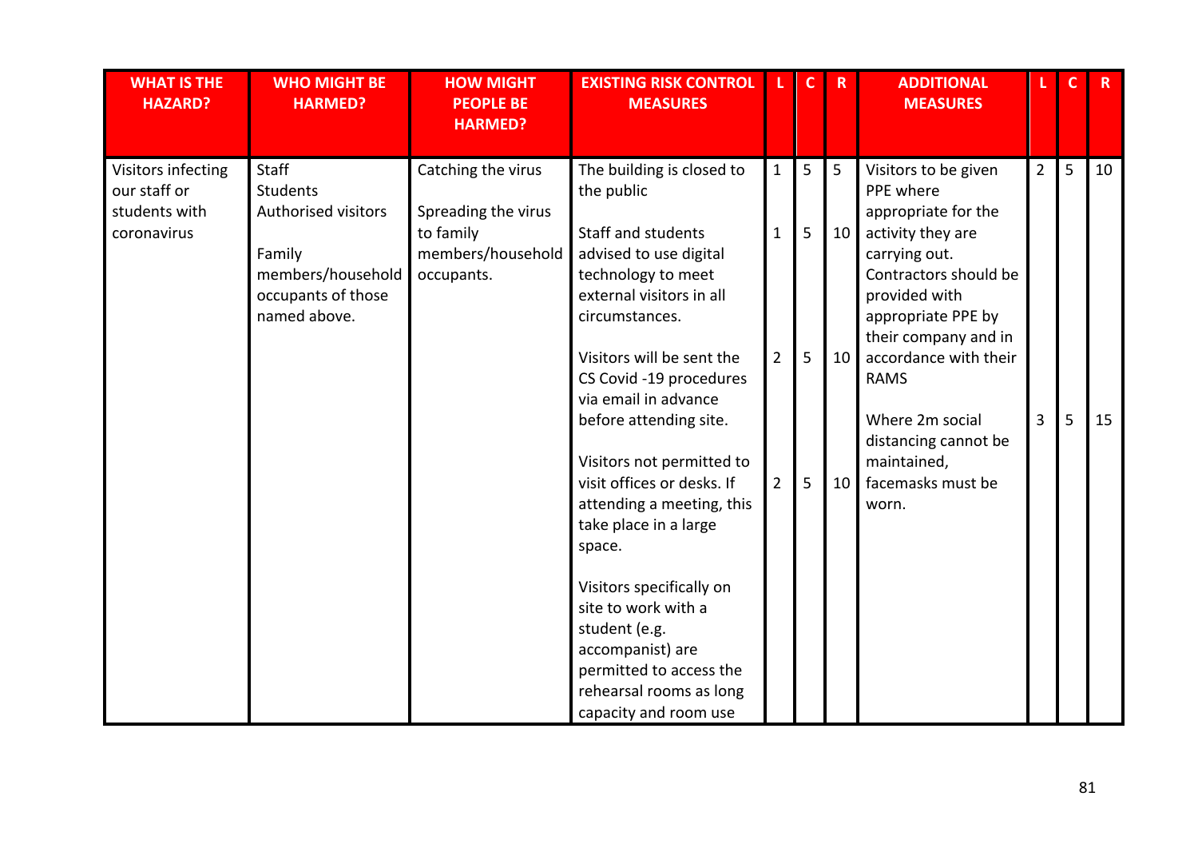| WHAT IS THE HAZARD? | WHO MIGHT BE HARMED? | HOW MIGHT PEOPLE BE HARMED? | EXISTING RISK CONTROL MEASURES | L | C | R | ADDITIONAL MEASURES | L | C | R |
|---|---|---|---|---|---|---|---|---|---|---|
| Visitors infecting our staff or students with coronavirus | Staff<br>Students<br>Authorised visitors<br><br>Family members/household occupants of those named above. | Catching the virus<br><br>Spreading the virus to family members/household occupants. | The building is closed to the public | 1 | 5 | 5 | Visitors to be given PPE where appropriate for the activity they are carrying out. Contractors should be provided with appropriate PPE by their company and in accordance with their RAMS | 2 | 5 | 10 |
| | | | Staff and students advised to use digital technology to meet external visitors in all circumstances. | 1 | 5 | 10 | | | | |
| | | | Visitors will be sent the CS Covid -19 procedures via email in advance before attending site. | 2 | 5 | 10 | Where 2m social distancing cannot be maintained, facemasks must be worn. | 3 | 5 | 15 |
| | | | Visitors not permitted to visit offices or desks. If attending a meeting, this take place in a large space. | 2 | 5 | 10 | | | | |
| | | | Visitors specifically on site to work with a student (e.g. accompanist) are permitted to access the rehearsal rooms as long capacity and room use | | | | | | | |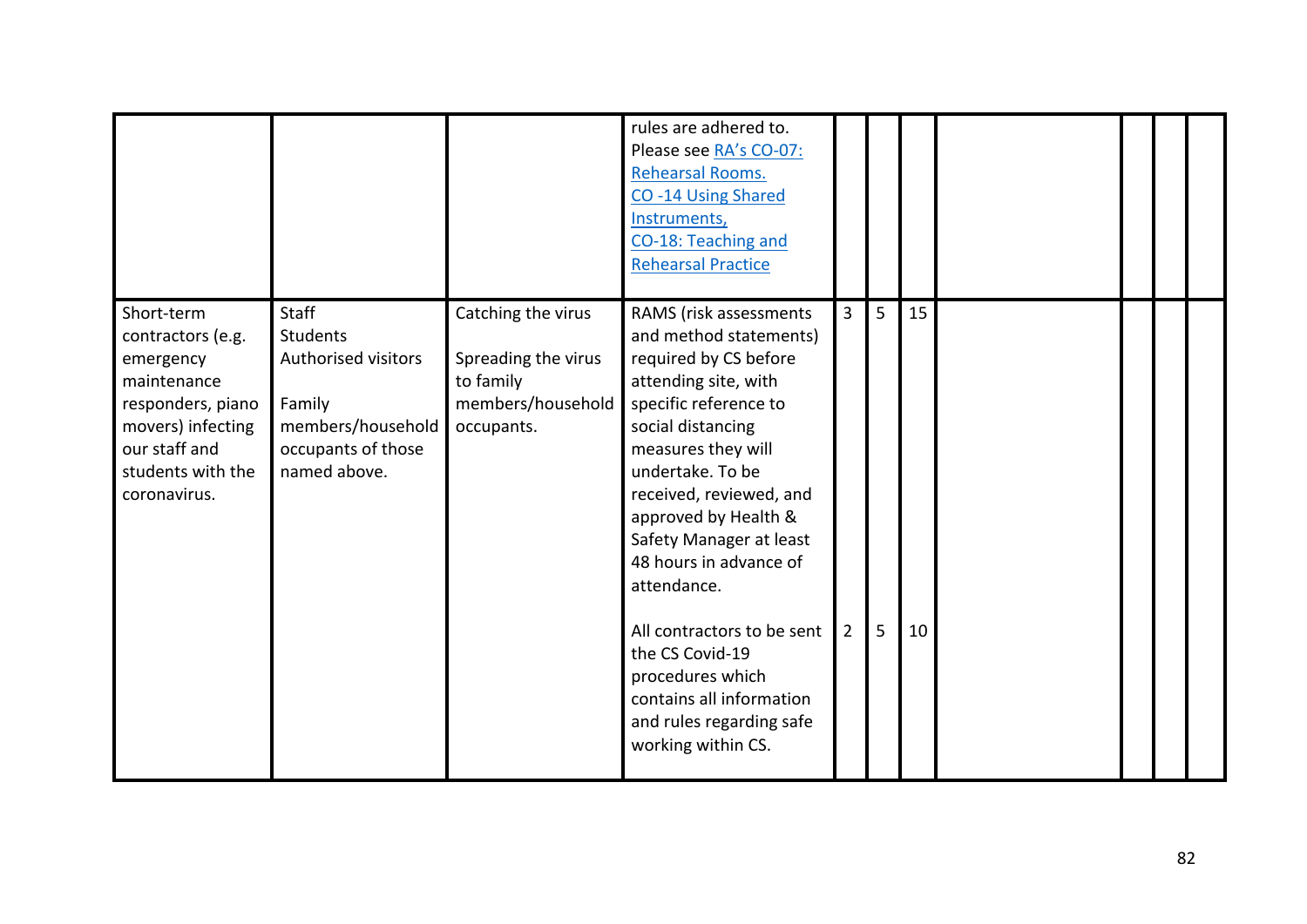| | | | | | | | | | | |
|---|---|---|---|---|---|---|---|---|---|---|
| | | | rules are adhered to. Please see RA's CO-07: Rehearsal Rooms. CO -14 Using Shared Instruments, CO-18: Teaching and Rehearsal Practice | | | | | | | |
| Short-term contractors (e.g. emergency maintenance responders, piano movers) infecting our staff and students with the coronavirus. | Staff<br>Students<br>Authorised visitors<br><br>Family members/household occupants of those named above. | Catching the virus<br><br>Spreading the virus to family members/household occupants. | RAMS (risk assessments and method statements) required by CS before attending site, with specific reference to social distancing measures they will undertake. To be received, reviewed, and approved by Health & Safety Manager at least 48 hours in advance of attendance.<br><br>All contractors to be sent the CS Covid-19 procedures which contains all information and rules regarding safe working within CS. | 3<br><br><br><br><br><br><br><br><br><br><br><br><br><br>2 | 5<br><br><br><br><br><br><br><br><br><br><br><br><br><br>5 | 15<br><br><br><br><br><br><br><br><br><br><br><br><br><br>10 | | | | |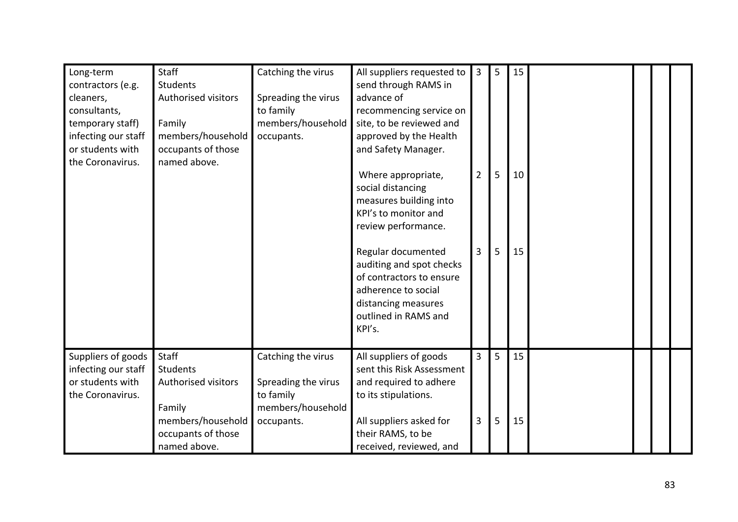| | | | | | | | | | | |
|---|---|---|---|---|---|---|---|---|---|---|
| Long-term contractors (e.g. cleaners, consultants, temporary staff) infecting our staff or students with the Coronavirus. | Staff<br>Students<br>Authorised visitors<br><br>Family members/household occupants of those named above. | Catching the virus<br><br>Spreading the virus to family members/household occupants. | All suppliers requested to send through RAMS in advance of recommencing service on site, to be reviewed and approved by the Health and Safety Manager. | 3 | 5 | 15 | | | | |
| | | | Where appropriate, social distancing measures building into KPI's to monitor and review performance. | 2 | 5 | 10 | | | | |
| | | | Regular documented auditing and spot checks of contractors to ensure adherence to social distancing measures outlined in RAMS and KPI's. | 3 | 5 | 15 | | | | |
| Suppliers of goods infecting our staff or students with the Coronavirus. | Staff<br>Students<br>Authorised visitors<br><br>Family members/household occupants of those named above. | Catching the virus<br><br>Spreading the virus to family members/household occupants. | All suppliers of goods sent this Risk Assessment and required to adhere to its stipulations. | 3 | 5 | 15 | | | | |
| | | | All suppliers asked for their RAMS, to be received, reviewed, and | 3 | 5 | 15 | | | | |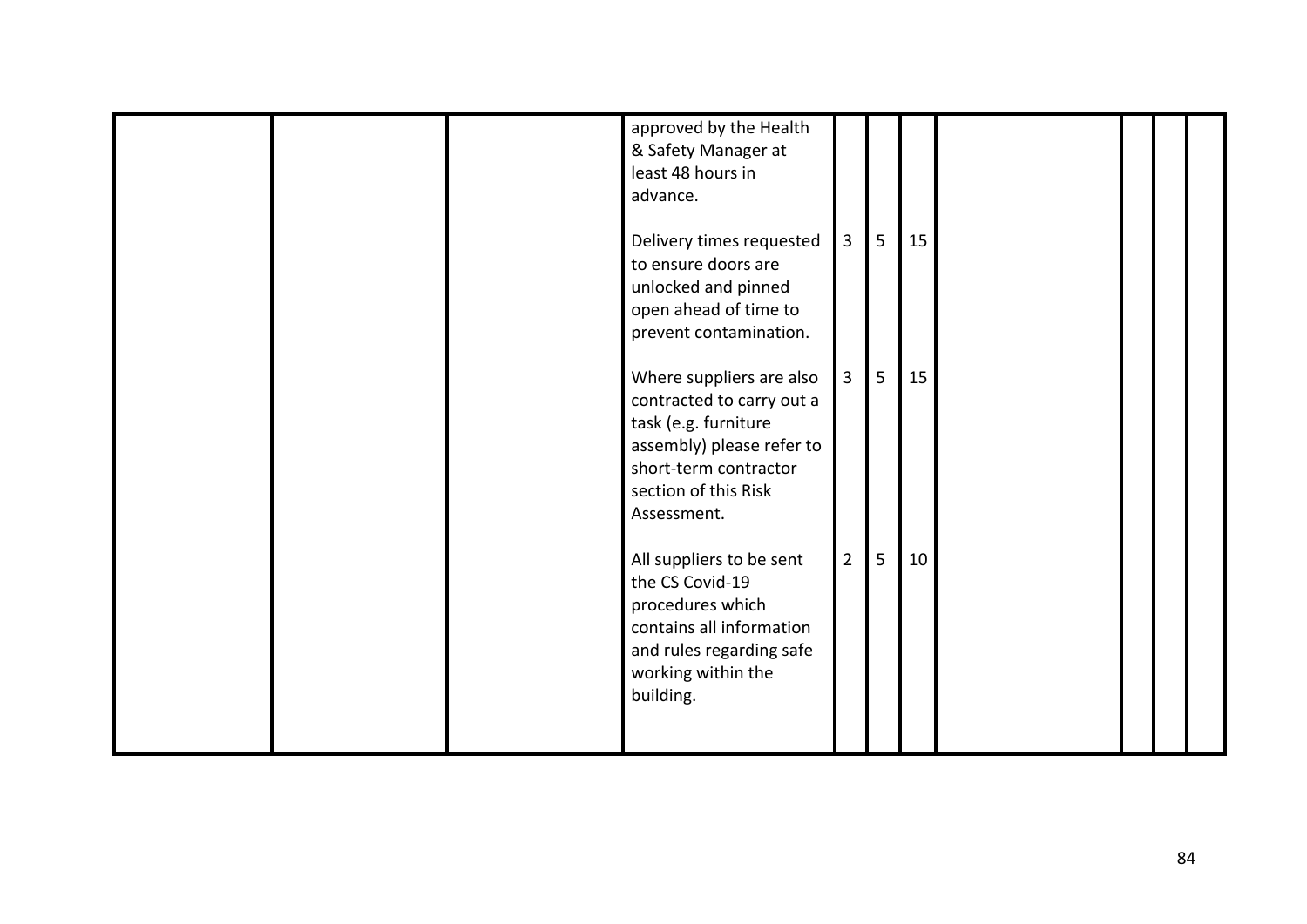| | | | | | | | | | | |
|---|---|---|---|---|---|---|---|---|---|---|
| | | | approved by the Health & Safety Manager at least 48 hours in advance. | | | | | | | |
| | | | Delivery times requested to ensure doors are unlocked and pinned open ahead of time to prevent contamination. | 3 | 5 | 15 | | | | |
| | | | Where suppliers are also contracted to carry out a task (e.g. furniture assembly) please refer to short-term contractor section of this Risk Assessment. | 3 | 5 | 15 | | | | |
| | | | All suppliers to be sent the CS Covid-19 procedures which contains all information and rules regarding safe working within the building. | 2 | 5 | 10 | | | | |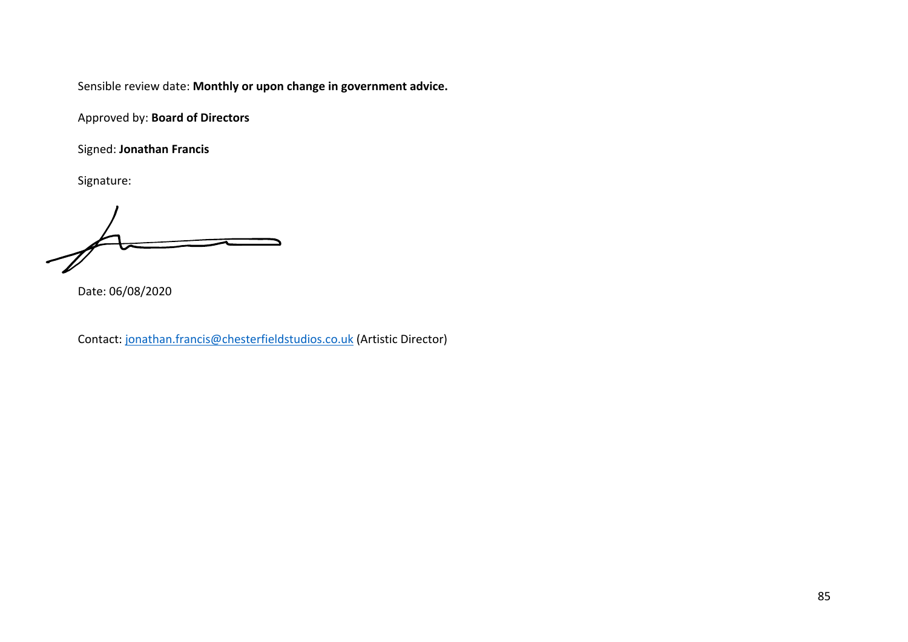Sensible review date: **Monthly or upon change in government advice.**

Approved by: **Board of Directors**

Signed: **Jonathan Francis**

Signature:

Date: 06/08/2020

Contact: jonathan.francis@chesterfieldstudios.co.uk (Artistic Director)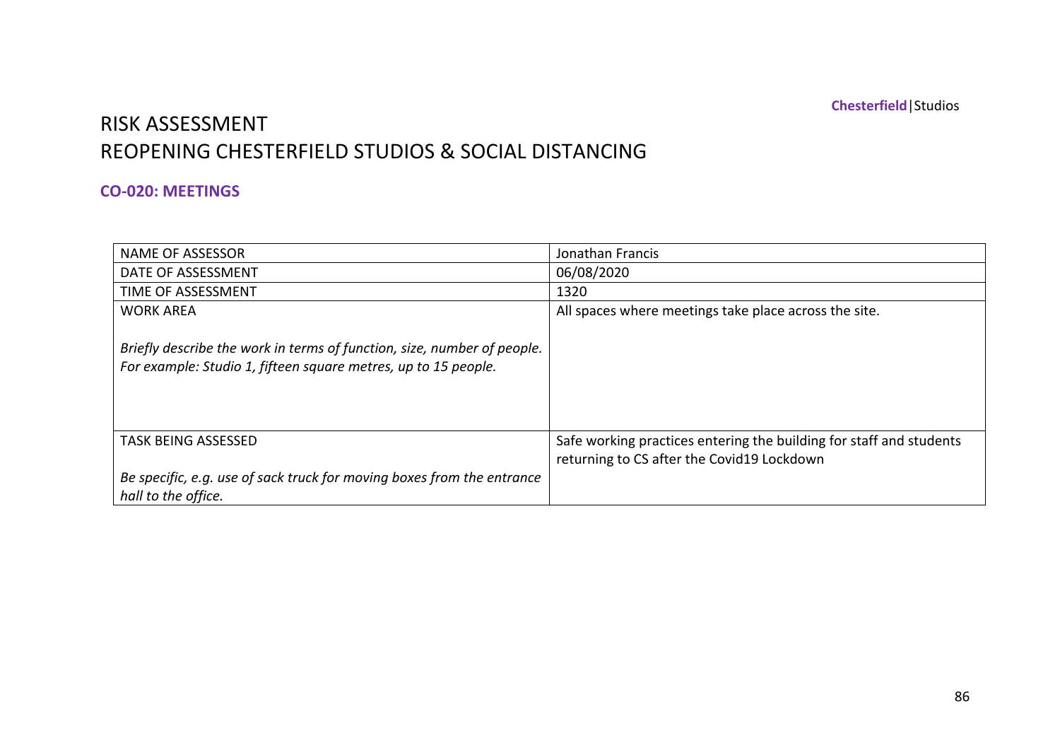Chesterfield|Studios

# RISK ASSESSMENT
# REOPENING CHESTERFIELD STUDIOS & SOCIAL DISTANCING

## CO-020: MEETINGS

| | |
|---|---|
| NAME OF ASSESSOR | Jonathan Francis |
| DATE OF ASSESSMENT | 06/08/2020 |
| TIME OF ASSESSMENT | 1320 |
| WORK AREA<br><br>*Briefly describe the work in terms of function, size, number of people. For example: Studio 1, fifteen square metres, up to 15 people.* | All spaces where meetings take place across the site. |
| TASK BEING ASSESSED<br><br>*Be specific, e.g. use of sack truck for moving boxes from the entrance hall to the office.* | Safe working practices entering the building for staff and students returning to CS after the Covid19 Lockdown |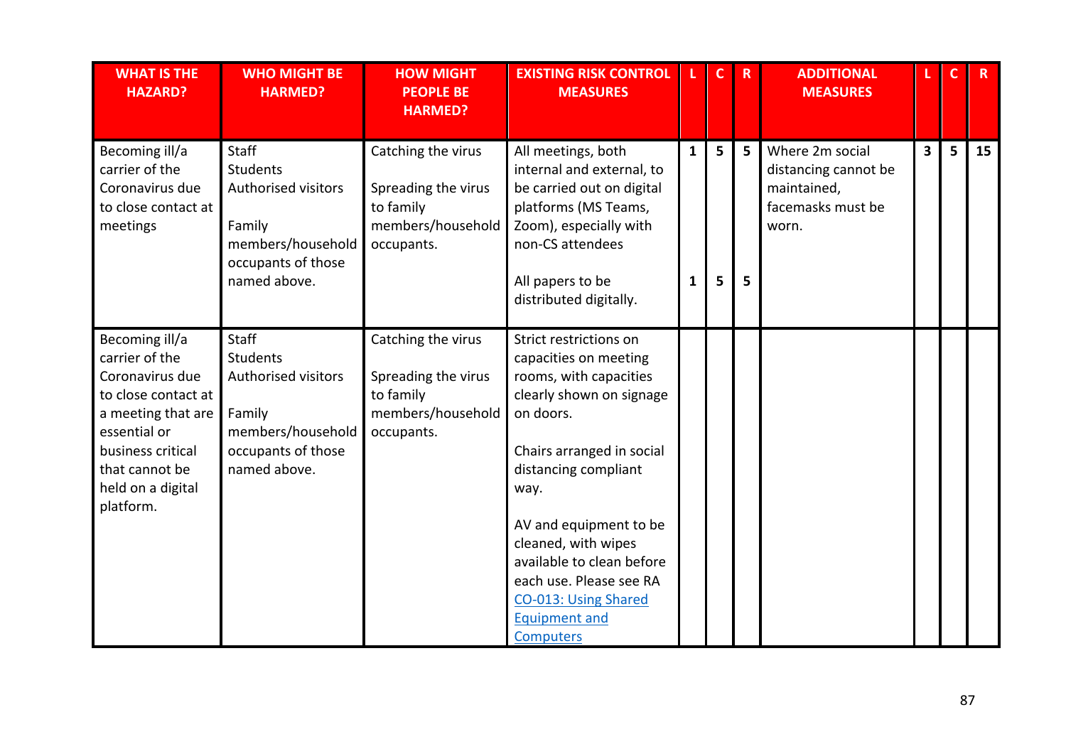| WHAT IS THE HAZARD? | WHO MIGHT BE HARMED? | HOW MIGHT PEOPLE BE HARMED? | EXISTING RISK CONTROL MEASURES | L | C | R | ADDITIONAL MEASURES | L | C | R |
|---|---|---|---|---|---|---|---|---|---|---|
| Becoming ill/a carrier of the Coronavirus due to close contact at meetings | Staff<br>Students<br>Authorised visitors<br><br>Family members/household occupants of those named above. | Catching the virus<br><br>Spreading the virus to family members/household occupants. | All meetings, both internal and external, to be carried out on digital platforms (MS Teams, Zoom), especially with non-CS attendees<br><br>All papers to be distributed digitally. | 1<br><br>1 | 5<br><br>5 | 5<br><br>5 | Where 2m social distancing cannot be maintained, facemasks must be worn. | 3 | 5 | 15 |
| Becoming ill/a carrier of the Coronavirus due to close contact at a meeting that are essential or business critical that cannot be held on a digital platform. | Staff<br>Students<br>Authorised visitors<br><br>Family members/household occupants of those named above. | Catching the virus<br><br>Spreading the virus to family members/household occupants. | Strict restrictions on capacities on meeting rooms, with capacities clearly shown on signage on doors.<br><br>Chairs arranged in social distancing compliant way.<br><br>AV and equipment to be cleaned, with wipes available to clean before each use. Please see RA CO-013: Using Shared Equipment and Computers | | | | | | | |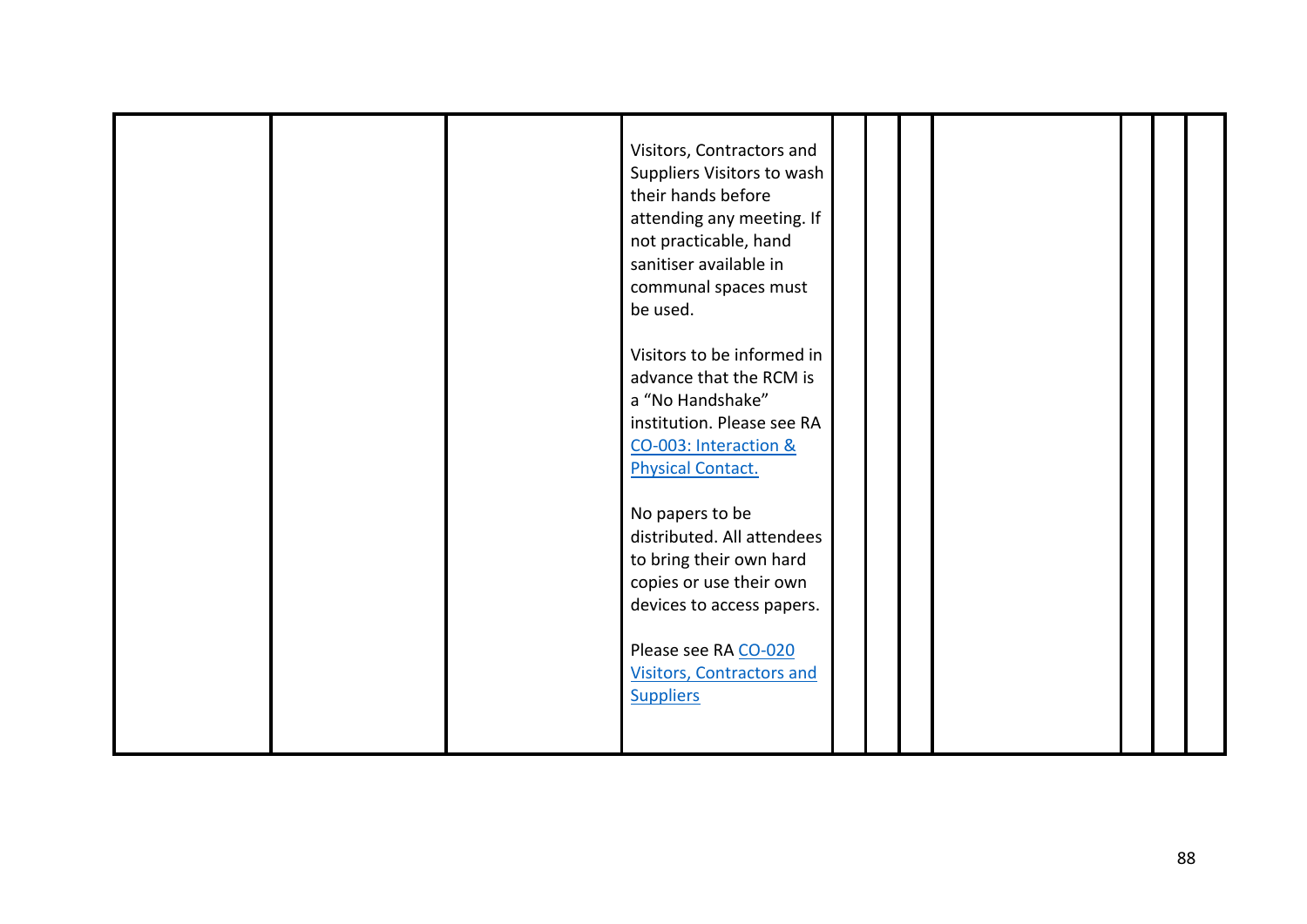| | | | | | | | | | | |
|---|---|---|---|---|---|---|---|---|---|---|
| | | | Visitors, Contractors and Suppliers Visitors to wash their hands before attending any meeting. If not practicable, hand sanitiser available in communal spaces must be used.<br><br>Visitors to be informed in advance that the RCM is a "No Handshake" institution. Please see RA CO-003: Interaction & Physical Contact.<br><br>No papers to be distributed. All attendees to bring their own hard copies or use their own devices to access papers.<br><br>Please see RA CO-020 Visitors, Contractors and Suppliers | | | | | | | |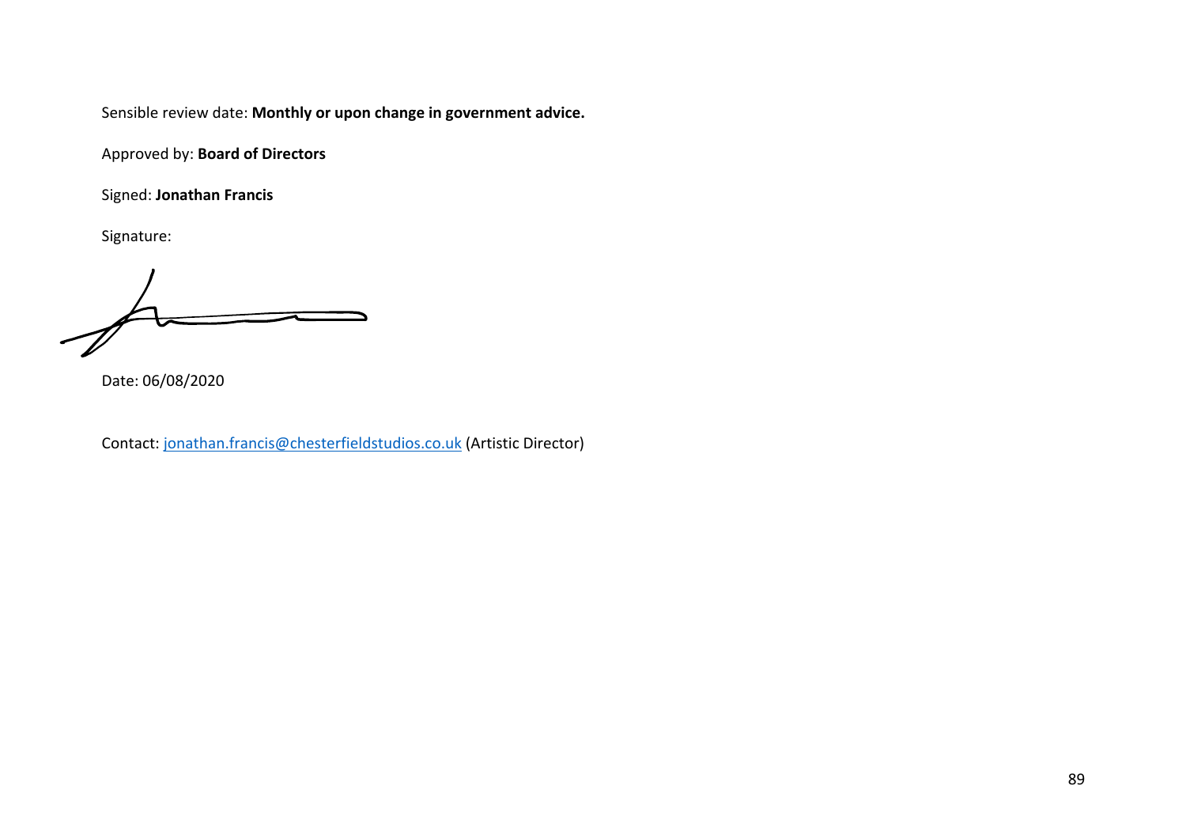Sensible review date: **Monthly or upon change in government advice.**

Approved by: **Board of Directors**

Signed: **Jonathan Francis**

Signature:

Date: 06/08/2020

Contact: jonathan.francis@chesterfieldstudios.co.uk (Artistic Director)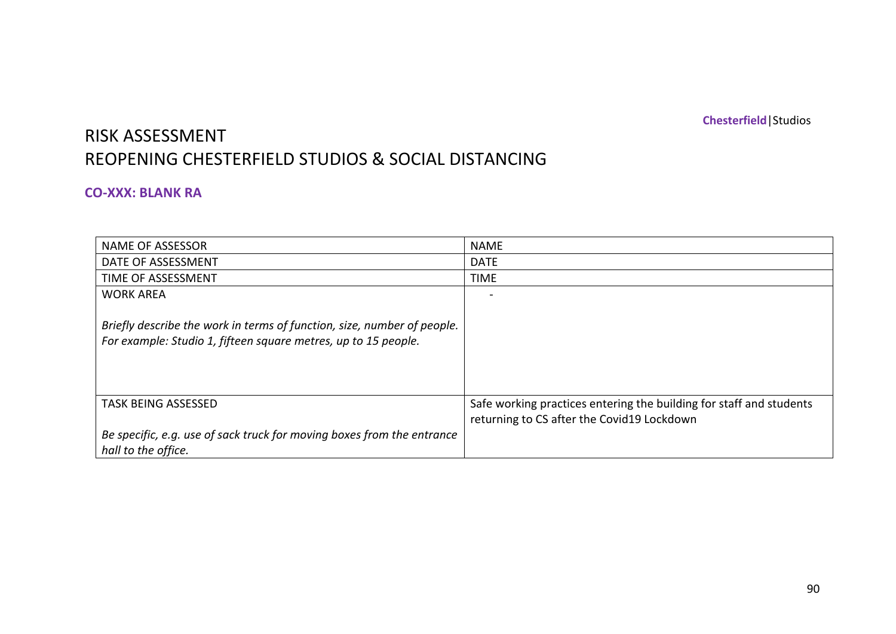# RISK ASSESSMENT
# REOPENING CHESTERFIELD STUDIOS & SOCIAL DISTANCING

**CO-XXX: BLANK RA**

| | |
|---|---|
| NAME OF ASSESSOR | NAME |
| DATE OF ASSESSMENT | DATE |
| TIME OF ASSESSMENT | TIME |
| WORK AREA<br><br>*Briefly describe the work in terms of function, size, number of people. For example: Studio 1, fifteen square metres, up to 15 people.* | - |
| TASK BEING ASSESSED<br><br>*Be specific, e.g. use of sack truck for moving boxes from the entrance hall to the office.* | Safe working practices entering the building for staff and students returning to CS after the Covid19 Lockdown |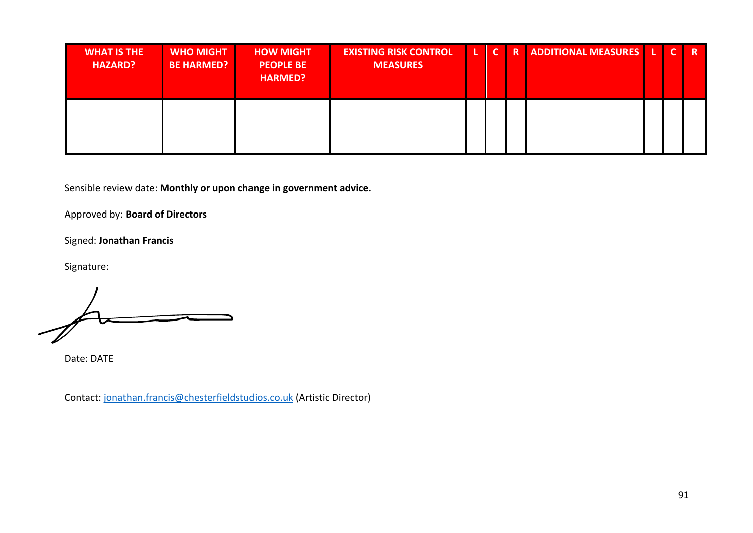| WHAT IS THE HAZARD? | WHO MIGHT BE HARMED? | HOW MIGHT PEOPLE BE HARMED? | EXISTING RISK CONTROL MEASURES | L | C | R | ADDITIONAL MEASURES | L | C | R |
|---|---|---|---|---|---|---|---|---|---|---|
| | | | | | | | | | | |

Sensible review date: **Monthly or upon change in government advice.**

Approved by: **Board of Directors**

Signed: **Jonathan Francis**

Signature:

Date: DATE

Contact: jonathan.francis@chesterfieldstudios.co.uk (Artistic Director)